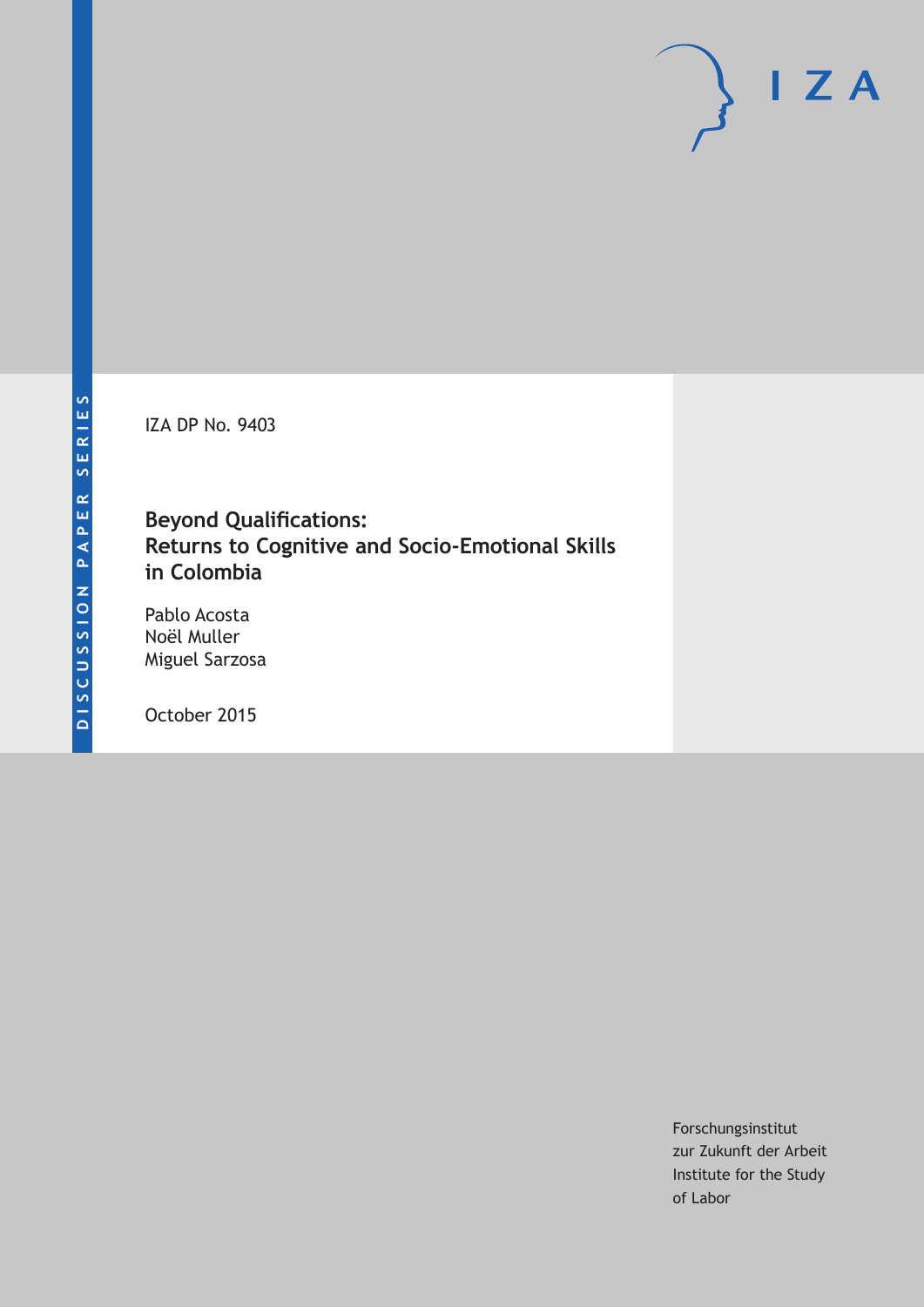DISCUSSION PAPER SERIES

IZA DP No. 9403

# Beyond Qualifications: Returns to Cognitive and Socio-Emotional Skills in Colombia

Pablo Acosta
Noël Muller
Miguel Sarzosa

October 2015

Forschungsinstitut
zur Zukunft der Arbeit
Institute for the Study
of Labor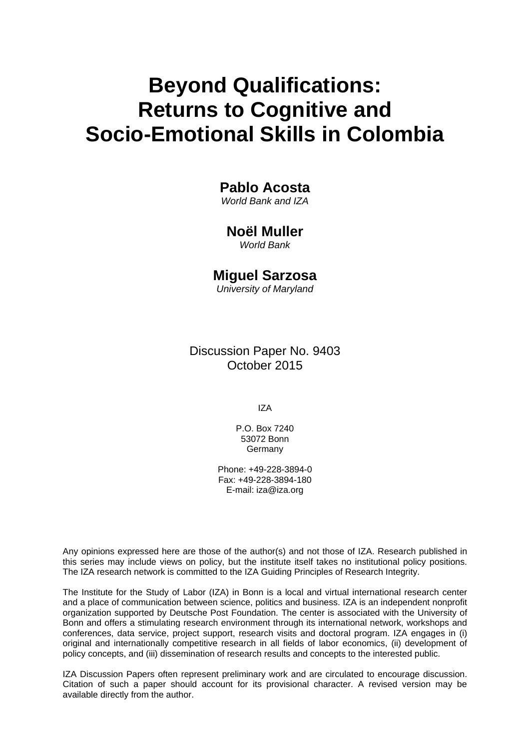# Beyond Qualifications: Returns to Cognitive and Socio-Emotional Skills in Colombia

**Pablo Acosta**
*World Bank and IZA*

**Noël Muller**
*World Bank*

**Miguel Sarzosa**
*University of Maryland*

Discussion Paper No. 9403
October 2015

IZA

P.O. Box 7240
53072 Bonn
Germany

Phone: +49-228-3894-0
Fax: +49-228-3894-180
E-mail: iza@iza.org

Any opinions expressed here are those of the author(s) and not those of IZA. Research published in this series may include views on policy, but the institute itself takes no institutional policy positions. The IZA research network is committed to the IZA Guiding Principles of Research Integrity.

The Institute for the Study of Labor (IZA) in Bonn is a local and virtual international research center and a place of communication between science, politics and business. IZA is an independent nonprofit organization supported by Deutsche Post Foundation. The center is associated with the University of Bonn and offers a stimulating research environment through its international network, workshops and conferences, data service, project support, research visits and doctoral program. IZA engages in (i) original and internationally competitive research in all fields of labor economics, (ii) development of policy concepts, and (iii) dissemination of research results and concepts to the interested public.

IZA Discussion Papers often represent preliminary work and are circulated to encourage discussion. Citation of such a paper should account for its provisional character. A revised version may be available directly from the author.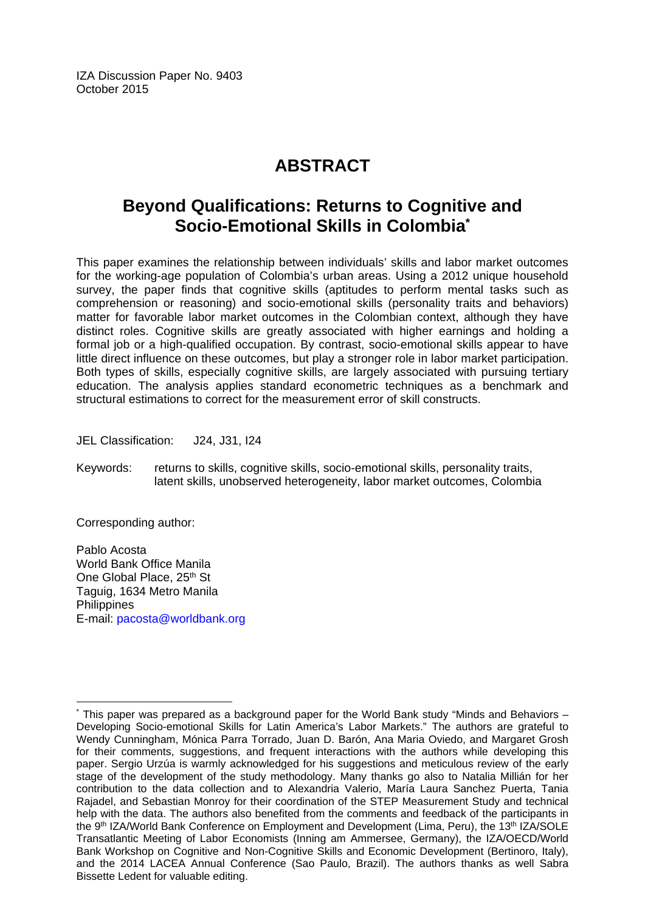IZA Discussion Paper No. 9403
October 2015

# ABSTRACT

## Beyond Qualifications: Returns to Cognitive and Socio-Emotional Skills in Colombia*

This paper examines the relationship between individuals' skills and labor market outcomes for the working-age population of Colombia's urban areas. Using a 2012 unique household survey, the paper finds that cognitive skills (aptitudes to perform mental tasks such as comprehension or reasoning) and socio-emotional skills (personality traits and behaviors) matter for favorable labor market outcomes in the Colombian context, although they have distinct roles. Cognitive skills are greatly associated with higher earnings and holding a formal job or a high-qualified occupation. By contrast, socio-emotional skills appear to have little direct influence on these outcomes, but play a stronger role in labor market participation. Both types of skills, especially cognitive skills, are largely associated with pursuing tertiary education. The analysis applies standard econometric techniques as a benchmark and structural estimations to correct for the measurement error of skill constructs.

JEL Classification: J24, J31, I24

Keywords: returns to skills, cognitive skills, socio-emotional skills, personality traits, latent skills, unobserved heterogeneity, labor market outcomes, Colombia

Corresponding author:

Pablo Acosta
World Bank Office Manila
One Global Place, 25th St
Taguig, 1634 Metro Manila
Philippines
E-mail: pacosta@worldbank.org

---

* This paper was prepared as a background paper for the World Bank study "Minds and Behaviors – Developing Socio-emotional Skills for Latin America's Labor Markets." The authors are grateful to Wendy Cunningham, Mónica Parra Torrado, Juan D. Barón, Ana Maria Oviedo, and Margaret Grosh for their comments, suggestions, and frequent interactions with the authors while developing this paper. Sergio Urzúa is warmly acknowledged for his suggestions and meticulous review of the early stage of the development of the study methodology. Many thanks go also to Natalia Millián for her contribution to the data collection and to Alexandria Valerio, María Laura Sanchez Puerta, Tania Rajadel, and Sebastian Monroy for their coordination of the STEP Measurement Study and technical help with the data. The authors also benefited from the comments and feedback of the participants in the 9th IZA/World Bank Conference on Employment and Development (Lima, Peru), the 13th IZA/SOLE Transatlantic Meeting of Labor Economists (Inning am Ammersee, Germany), the IZA/OECD/World Bank Workshop on Cognitive and Non-Cognitive Skills and Economic Development (Bertinoro, Italy), and the 2014 LACEA Annual Conference (Sao Paulo, Brazil). The authors thanks as well Sabra Bissette Ledent for valuable editing.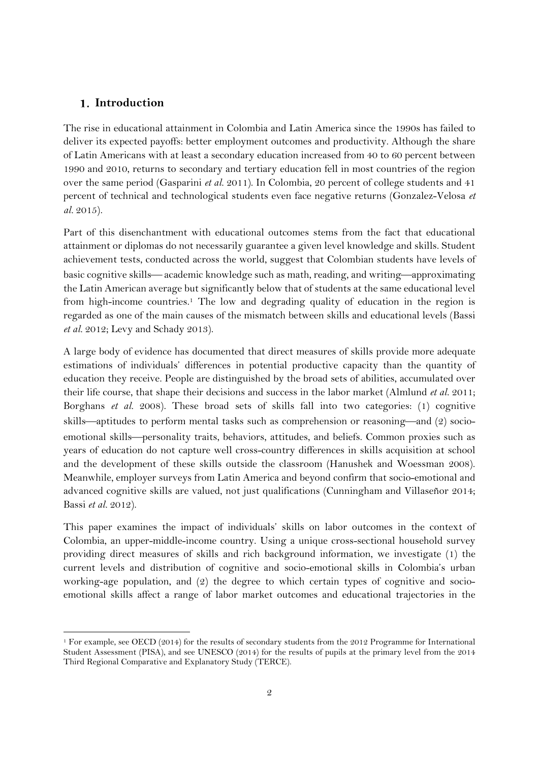# 1. Introduction

The rise in educational attainment in Colombia and Latin America since the 1990s has failed to deliver its expected payoffs: better employment outcomes and productivity. Although the share of Latin Americans with at least a secondary education increased from 40 to 60 percent between 1990 and 2010, returns to secondary and tertiary education fell in most countries of the region over the same period (Gasparini *et al.* 2011). In Colombia, 20 percent of college students and 41 percent of technical and technological students even face negative returns (Gonzalez-Velosa *et al.* 2015).

Part of this disenchantment with educational outcomes stems from the fact that educational attainment or diplomas do not necessarily guarantee a given level knowledge and skills. Student achievement tests, conducted across the world, suggest that Colombian students have levels of basic cognitive skills— academic knowledge such as math, reading, and writing—approximating the Latin American average but significantly below that of students at the same educational level from high-income countries.[1] The low and degrading quality of education in the region is regarded as one of the main causes of the mismatch between skills and educational levels (Bassi *et al.* 2012; Levy and Schady 2013).

A large body of evidence has documented that direct measures of skills provide more adequate estimations of individuals' differences in potential productive capacity than the quantity of education they receive. People are distinguished by the broad sets of abilities, accumulated over their life course, that shape their decisions and success in the labor market (Almlund *et al.* 2011; Borghans *et al.* 2008). These broad sets of skills fall into two categories: (1) cognitive skills—aptitudes to perform mental tasks such as comprehension or reasoning—and (2) socio-emotional skills—personality traits, behaviors, attitudes, and beliefs. Common proxies such as years of education do not capture well cross-country differences in skills acquisition at school and the development of these skills outside the classroom (Hanushek and Woessman 2008). Meanwhile, employer surveys from Latin America and beyond confirm that socio-emotional and advanced cognitive skills are valued, not just qualifications (Cunningham and Villaseñor 2014; Bassi *et al.* 2012).

This paper examines the impact of individuals' skills on labor outcomes in the context of Colombia, an upper-middle-income country. Using a unique cross-sectional household survey providing direct measures of skills and rich background information, we investigate (1) the current levels and distribution of cognitive and socio-emotional skills in Colombia's urban working-age population, and (2) the degree to which certain types of cognitive and socio-emotional skills affect a range of labor market outcomes and educational trajectories in the

[1] For example, see OECD (2014) for the results of secondary students from the 2012 Programme for International Student Assessment (PISA), and see UNESCO (2014) for the results of pupils at the primary level from the 2014 Third Regional Comparative and Explanatory Study (TERCE).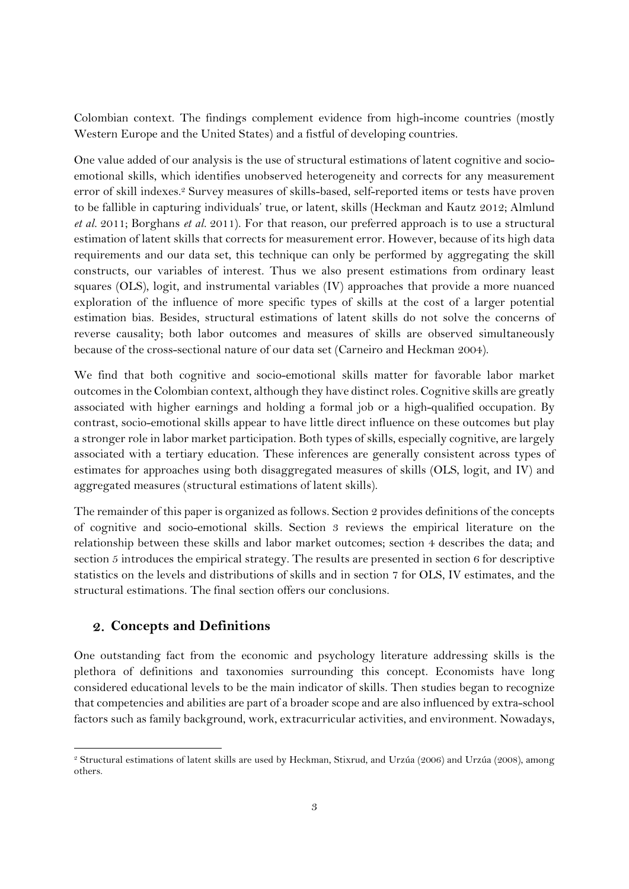Colombian context. The findings complement evidence from high-income countries (mostly Western Europe and the United States) and a fistful of developing countries.

One value added of our analysis is the use of structural estimations of latent cognitive and socio-emotional skills, which identifies unobserved heterogeneity and corrects for any measurement error of skill indexes.[2] Survey measures of skills-based, self-reported items or tests have proven to be fallible in capturing individuals' true, or latent, skills (Heckman and Kautz 2012; Almlund *et al.* 2011; Borghans *et al.* 2011). For that reason, our preferred approach is to use a structural estimation of latent skills that corrects for measurement error. However, because of its high data requirements and our data set, this technique can only be performed by aggregating the skill constructs, our variables of interest. Thus we also present estimations from ordinary least squares (OLS), logit, and instrumental variables (IV) approaches that provide a more nuanced exploration of the influence of more specific types of skills at the cost of a larger potential estimation bias. Besides, structural estimations of latent skills do not solve the concerns of reverse causality; both labor outcomes and measures of skills are observed simultaneously because of the cross-sectional nature of our data set (Carneiro and Heckman 2004).

We find that both cognitive and socio-emotional skills matter for favorable labor market outcomes in the Colombian context, although they have distinct roles. Cognitive skills are greatly associated with higher earnings and holding a formal job or a high-qualified occupation. By contrast, socio-emotional skills appear to have little direct influence on these outcomes but play a stronger role in labor market participation. Both types of skills, especially cognitive, are largely associated with a tertiary education. These inferences are generally consistent across types of estimates for approaches using both disaggregated measures of skills (OLS, logit, and IV) and aggregated measures (structural estimations of latent skills).

The remainder of this paper is organized as follows. Section 2 provides definitions of the concepts of cognitive and socio-emotional skills. Section 3 reviews the empirical literature on the relationship between these skills and labor market outcomes; section 4 describes the data; and section 5 introduces the empirical strategy. The results are presented in section 6 for descriptive statistics on the levels and distributions of skills and in section 7 for OLS, IV estimates, and the structural estimations. The final section offers our conclusions.

## 2. Concepts and Definitions

One outstanding fact from the economic and psychology literature addressing skills is the plethora of definitions and taxonomies surrounding this concept. Economists have long considered educational levels to be the main indicator of skills. Then studies began to recognize that competencies and abilities are part of a broader scope and are also influenced by extra-school factors such as family background, work, extracurricular activities, and environment. Nowadays,

---

[2] Structural estimations of latent skills are used by Heckman, Stixrud, and Urzúa (2006) and Urzúa (2008), among others.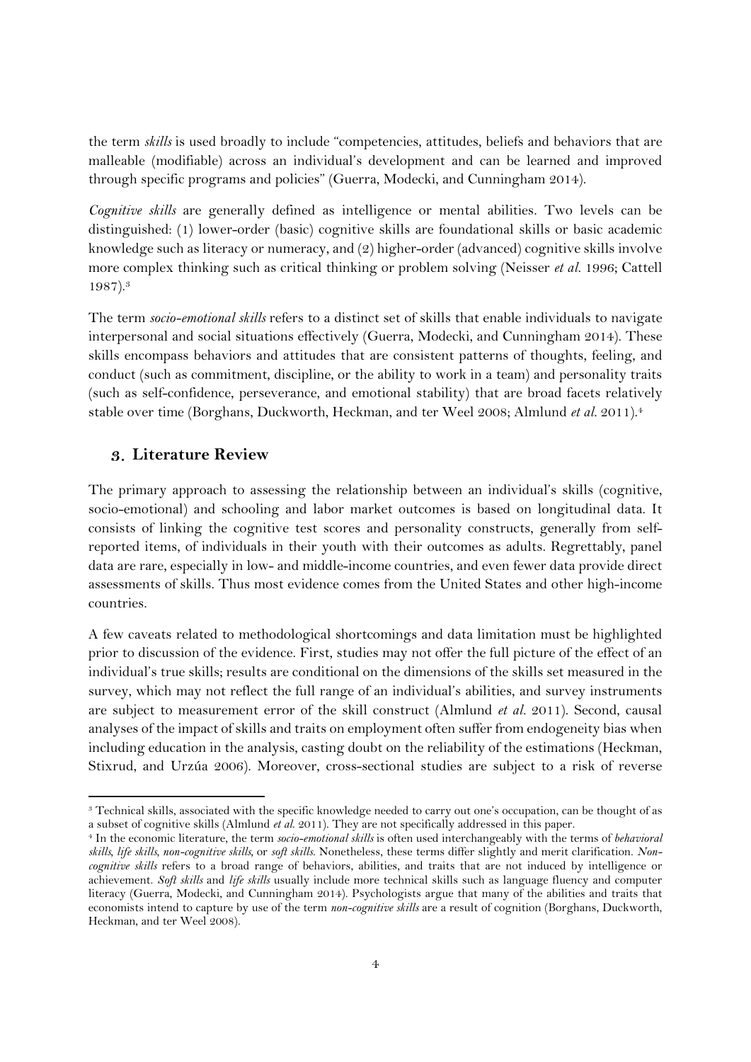the term *skills* is used broadly to include "competencies, attitudes, beliefs and behaviors that are malleable (modifiable) across an individual's development and can be learned and improved through specific programs and policies" (Guerra, Modecki, and Cunningham 2014).

*Cognitive skills* are generally defined as intelligence or mental abilities. Two levels can be distinguished: (1) lower-order (basic) cognitive skills are foundational skills or basic academic knowledge such as literacy or numeracy, and (2) higher-order (advanced) cognitive skills involve more complex thinking such as critical thinking or problem solving (Neisser *et al.* 1996; Cattell 1987).[3]

The term *socio-emotional skills* refers to a distinct set of skills that enable individuals to navigate interpersonal and social situations effectively (Guerra, Modecki, and Cunningham 2014). These skills encompass behaviors and attitudes that are consistent patterns of thoughts, feeling, and conduct (such as commitment, discipline, or the ability to work in a team) and personality traits (such as self-confidence, perseverance, and emotional stability) that are broad facets relatively stable over time (Borghans, Duckworth, Heckman, and ter Weel 2008; Almlund *et al.* 2011).[4]

## 3. Literature Review

The primary approach to assessing the relationship between an individual's skills (cognitive, socio-emotional) and schooling and labor market outcomes is based on longitudinal data. It consists of linking the cognitive test scores and personality constructs, generally from self-reported items, of individuals in their youth with their outcomes as adults. Regrettably, panel data are rare, especially in low- and middle-income countries, and even fewer data provide direct assessments of skills. Thus most evidence comes from the United States and other high-income countries.

A few caveats related to methodological shortcomings and data limitation must be highlighted prior to discussion of the evidence. First, studies may not offer the full picture of the effect of an individual's true skills; results are conditional on the dimensions of the skills set measured in the survey, which may not reflect the full range of an individual's abilities, and survey instruments are subject to measurement error of the skill construct (Almlund *et al.* 2011). Second, causal analyses of the impact of skills and traits on employment often suffer from endogeneity bias when including education in the analysis, casting doubt on the reliability of the estimations (Heckman, Stixrud, and Urzúa 2006). Moreover, cross-sectional studies are subject to a risk of reverse

---

[3] Technical skills, associated with the specific knowledge needed to carry out one's occupation, can be thought of as a subset of cognitive skills (Almlund *et al.* 2011). They are not specifically addressed in this paper.

[4] In the economic literature, the term *socio-emotional skills* is often used interchangeably with the terms of *behavioral skills*, *life skills*, *non-cognitive skills*, or *soft skills*. Nonetheless, these terms differ slightly and merit clarification. *Non-cognitive skills* refers to a broad range of behaviors, abilities, and traits that are not induced by intelligence or achievement. *Soft skills* and *life skills* usually include more technical skills such as language fluency and computer literacy (Guerra, Modecki, and Cunningham 2014). Psychologists argue that many of the abilities and traits that economists intend to capture by use of the term *non-cognitive skills* are a result of cognition (Borghans, Duckworth, Heckman, and ter Weel 2008).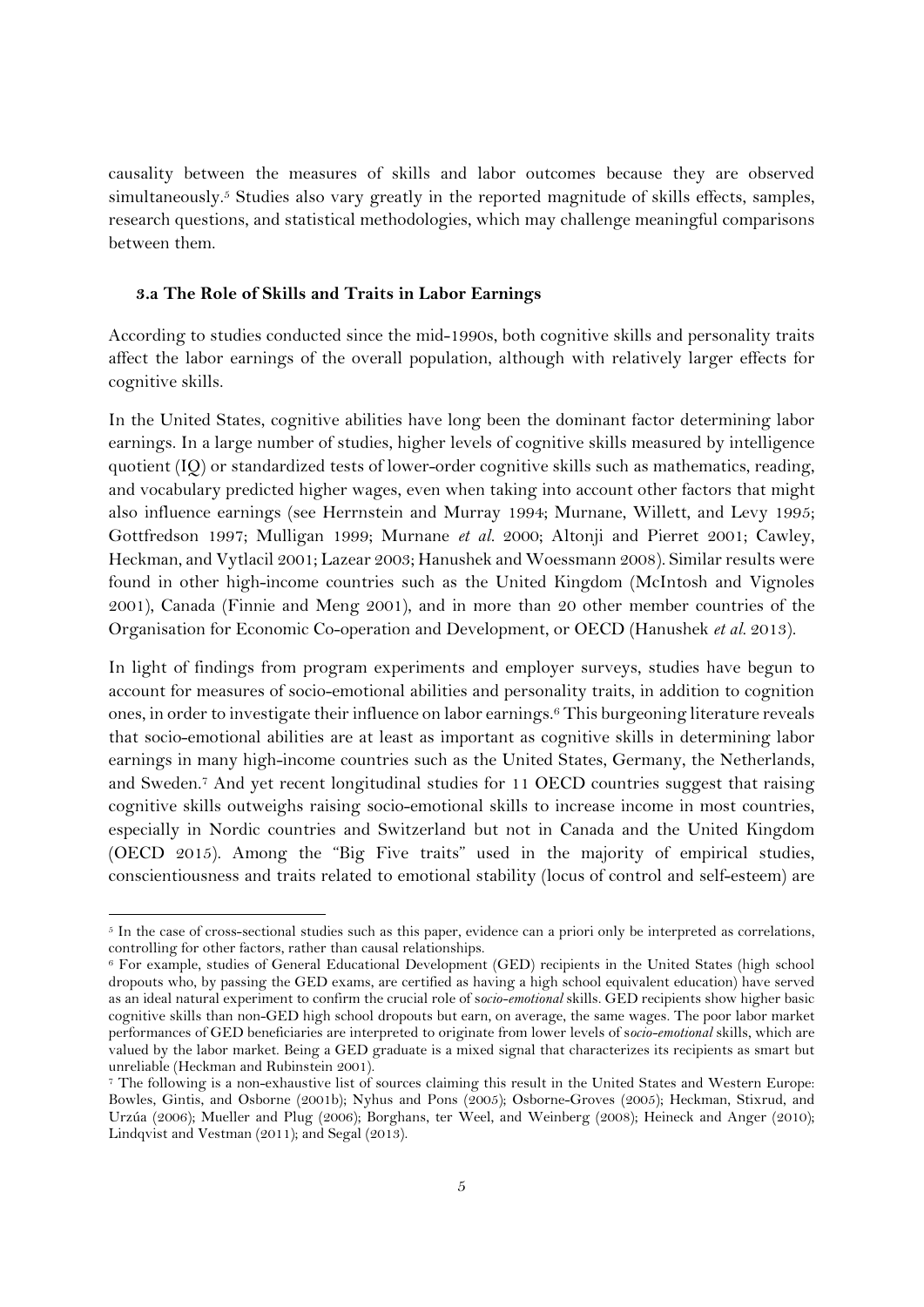causality between the measures of skills and labor outcomes because they are observed simultaneously.[5] Studies also vary greatly in the reported magnitude of skills effects, samples, research questions, and statistical methodologies, which may challenge meaningful comparisons between them.

### 3.a The Role of Skills and Traits in Labor Earnings

According to studies conducted since the mid-1990s, both cognitive skills and personality traits affect the labor earnings of the overall population, although with relatively larger effects for cognitive skills.

In the United States, cognitive abilities have long been the dominant factor determining labor earnings. In a large number of studies, higher levels of cognitive skills measured by intelligence quotient (IQ) or standardized tests of lower-order cognitive skills such as mathematics, reading, and vocabulary predicted higher wages, even when taking into account other factors that might also influence earnings (see Herrnstein and Murray 1994; Murnane, Willett, and Levy 1995; Gottfredson 1997; Mulligan 1999; Murnane *et al.* 2000; Altonji and Pierret 2001; Cawley, Heckman, and Vytlacil 2001; Lazear 2003; Hanushek and Woessmann 2008). Similar results were found in other high-income countries such as the United Kingdom (McIntosh and Vignoles 2001), Canada (Finnie and Meng 2001), and in more than 20 other member countries of the Organisation for Economic Co-operation and Development, or OECD (Hanushek *et al.* 2013).

In light of findings from program experiments and employer surveys, studies have begun to account for measures of socio-emotional abilities and personality traits, in addition to cognition ones, in order to investigate their influence on labor earnings.[6] This burgeoning literature reveals that socio-emotional abilities are at least as important as cognitive skills in determining labor earnings in many high-income countries such as the United States, Germany, the Netherlands, and Sweden.[7] And yet recent longitudinal studies for 11 OECD countries suggest that raising cognitive skills outweighs raising socio-emotional skills to increase income in most countries, especially in Nordic countries and Switzerland but not in Canada and the United Kingdom (OECD 2015). Among the "Big Five traits" used in the majority of empirical studies, conscientiousness and traits related to emotional stability (locus of control and self-esteem) are

---

[5] In the case of cross-sectional studies such as this paper, evidence can a priori only be interpreted as correlations, controlling for other factors, rather than causal relationships.

[6] For example, studies of General Educational Development (GED) recipients in the United States (high school dropouts who, by passing the GED exams, are certified as having a high school equivalent education) have served as an ideal natural experiment to confirm the crucial role of s*ocio-emotional* skills. GED recipients show higher basic cognitive skills than non-GED high school dropouts but earn, on average, the same wages. The poor labor market performances of GED beneficiaries are interpreted to originate from lower levels of s*ocio-emotional* skills, which are valued by the labor market. Being a GED graduate is a mixed signal that characterizes its recipients as smart but unreliable (Heckman and Rubinstein 2001).

[7] The following is a non-exhaustive list of sources claiming this result in the United States and Western Europe: Bowles, Gintis, and Osborne (2001b); Nyhus and Pons (2005); Osborne-Groves (2005); Heckman, Stixrud, and Urzúa (2006); Mueller and Plug (2006); Borghans, ter Weel, and Weinberg (2008); Heineck and Anger (2010); Lindqvist and Vestman (2011); and Segal (2013).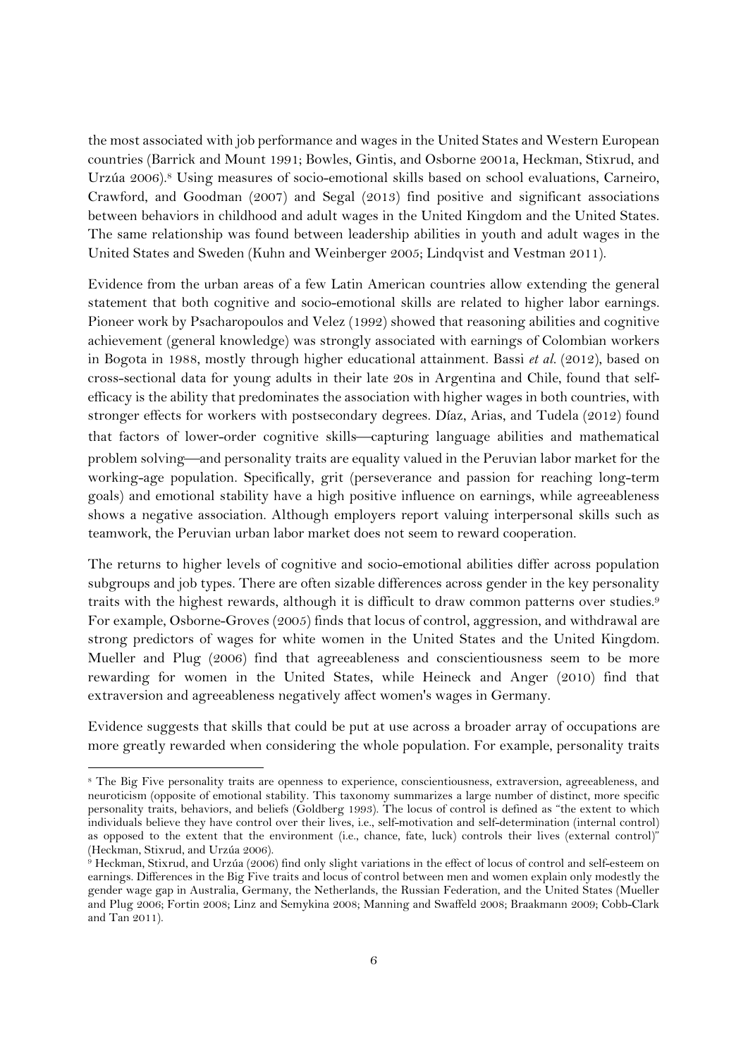the most associated with job performance and wages in the United States and Western European countries (Barrick and Mount 1991; Bowles, Gintis, and Osborne 2001a, Heckman, Stixrud, and Urzúa 2006).[8] Using measures of socio-emotional skills based on school evaluations, Carneiro, Crawford, and Goodman (2007) and Segal (2013) find positive and significant associations between behaviors in childhood and adult wages in the United Kingdom and the United States. The same relationship was found between leadership abilities in youth and adult wages in the United States and Sweden (Kuhn and Weinberger 2005; Lindqvist and Vestman 2011).

Evidence from the urban areas of a few Latin American countries allow extending the general statement that both cognitive and socio-emotional skills are related to higher labor earnings. Pioneer work by Psacharopoulos and Velez (1992) showed that reasoning abilities and cognitive achievement (general knowledge) was strongly associated with earnings of Colombian workers in Bogota in 1988, mostly through higher educational attainment. Bassi *et al.* (2012), based on cross-sectional data for young adults in their late 20s in Argentina and Chile, found that self-efficacy is the ability that predominates the association with higher wages in both countries, with stronger effects for workers with postsecondary degrees. Díaz, Arias, and Tudela (2012) found that factors of lower-order cognitive skills—capturing language abilities and mathematical problem solving—and personality traits are equality valued in the Peruvian labor market for the working-age population. Specifically, grit (perseverance and passion for reaching long-term goals) and emotional stability have a high positive influence on earnings, while agreeableness shows a negative association. Although employers report valuing interpersonal skills such as teamwork, the Peruvian urban labor market does not seem to reward cooperation.

The returns to higher levels of cognitive and socio-emotional abilities differ across population subgroups and job types. There are often sizable differences across gender in the key personality traits with the highest rewards, although it is difficult to draw common patterns over studies.[9] For example, Osborne-Groves (2005) finds that locus of control, aggression, and withdrawal are strong predictors of wages for white women in the United States and the United Kingdom. Mueller and Plug (2006) find that agreeableness and conscientiousness seem to be more rewarding for women in the United States, while Heineck and Anger (2010) find that extraversion and agreeableness negatively affect women's wages in Germany.

Evidence suggests that skills that could be put at use across a broader array of occupations are more greatly rewarded when considering the whole population. For example, personality traits

---

[8] The Big Five personality traits are openness to experience, conscientiousness, extraversion, agreeableness, and neuroticism (opposite of emotional stability. This taxonomy summarizes a large number of distinct, more specific personality traits, behaviors, and beliefs (Goldberg 1993). The locus of control is defined as "the extent to which individuals believe they have control over their lives, i.e., self-motivation and self-determination (internal control) as opposed to the extent that the environment (i.e., chance, fate, luck) controls their lives (external control)" (Heckman, Stixrud, and Urzúa 2006).

[9] Heckman, Stixrud, and Urzúa (2006) find only slight variations in the effect of locus of control and self-esteem on earnings. Differences in the Big Five traits and locus of control between men and women explain only modestly the gender wage gap in Australia, Germany, the Netherlands, the Russian Federation, and the United States (Mueller and Plug 2006; Fortin 2008; Linz and Semykina 2008; Manning and Swaffeld 2008; Braakmann 2009; Cobb-Clark and Tan 2011).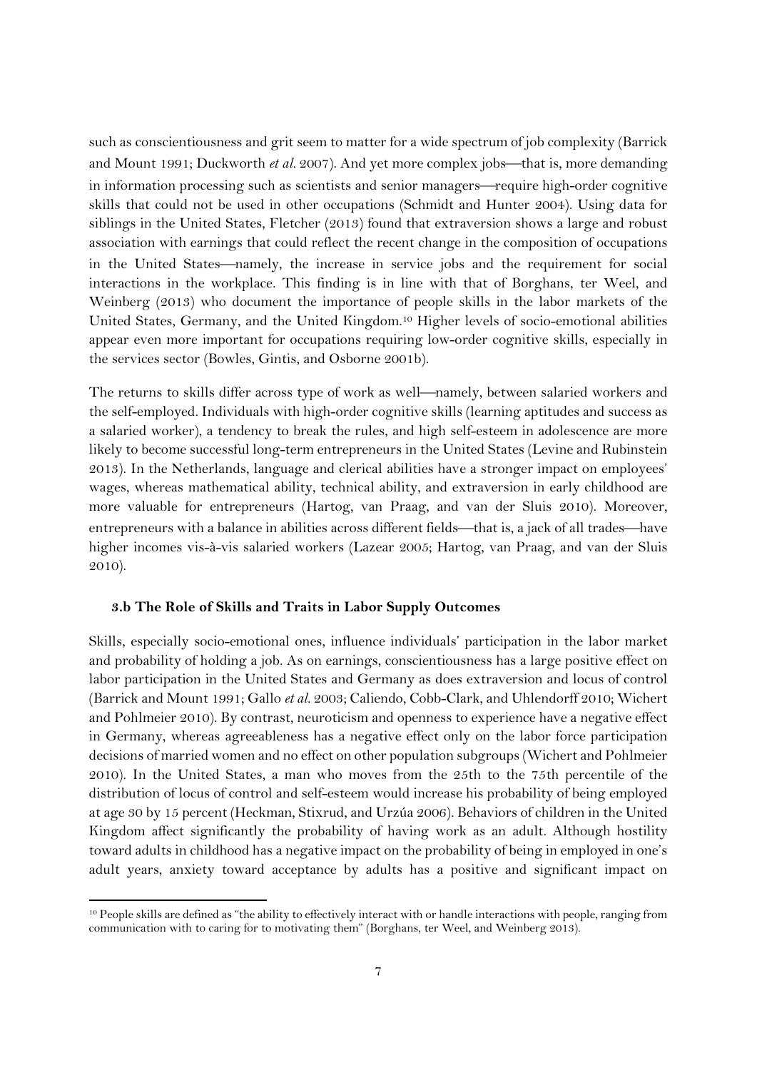such as conscientiousness and grit seem to matter for a wide spectrum of job complexity (Barrick and Mount 1991; Duckworth *et al.* 2007). And yet more complex jobs—that is, more demanding in information processing such as scientists and senior managers—require high-order cognitive skills that could not be used in other occupations (Schmidt and Hunter 2004). Using data for siblings in the United States, Fletcher (2013) found that extraversion shows a large and robust association with earnings that could reflect the recent change in the composition of occupations in the United States—namely, the increase in service jobs and the requirement for social interactions in the workplace. This finding is in line with that of Borghans, ter Weel, and Weinberg (2013) who document the importance of people skills in the labor markets of the United States, Germany, and the United Kingdom.[10] Higher levels of socio-emotional abilities appear even more important for occupations requiring low-order cognitive skills, especially in the services sector (Bowles, Gintis, and Osborne 2001b).

The returns to skills differ across type of work as well—namely, between salaried workers and the self-employed. Individuals with high-order cognitive skills (learning aptitudes and success as a salaried worker), a tendency to break the rules, and high self-esteem in adolescence are more likely to become successful long-term entrepreneurs in the United States (Levine and Rubinstein 2013). In the Netherlands, language and clerical abilities have a stronger impact on employees' wages, whereas mathematical ability, technical ability, and extraversion in early childhood are more valuable for entrepreneurs (Hartog, van Praag, and van der Sluis 2010). Moreover, entrepreneurs with a balance in abilities across different fields—that is, a jack of all trades—have higher incomes vis-à-vis salaried workers (Lazear 2005; Hartog, van Praag, and van der Sluis 2010).

### 3.b The Role of Skills and Traits in Labor Supply Outcomes

Skills, especially socio-emotional ones, influence individuals' participation in the labor market and probability of holding a job. As on earnings, conscientiousness has a large positive effect on labor participation in the United States and Germany as does extraversion and locus of control (Barrick and Mount 1991; Gallo *et al.* 2003; Caliendo, Cobb-Clark, and Uhlendorff 2010; Wichert and Pohlmeier 2010). By contrast, neuroticism and openness to experience have a negative effect in Germany, whereas agreeableness has a negative effect only on the labor force participation decisions of married women and no effect on other population subgroups (Wichert and Pohlmeier 2010). In the United States, a man who moves from the 25th to the 75th percentile of the distribution of locus of control and self-esteem would increase his probability of being employed at age 30 by 15 percent (Heckman, Stixrud, and Urzúa 2006). Behaviors of children in the United Kingdom affect significantly the probability of having work as an adult. Although hostility toward adults in childhood has a negative impact on the probability of being in employed in one's adult years, anxiety toward acceptance by adults has a positive and significant impact on

[10] People skills are defined as "the ability to effectively interact with or handle interactions with people, ranging from communication with to caring for to motivating them" (Borghans, ter Weel, and Weinberg 2013).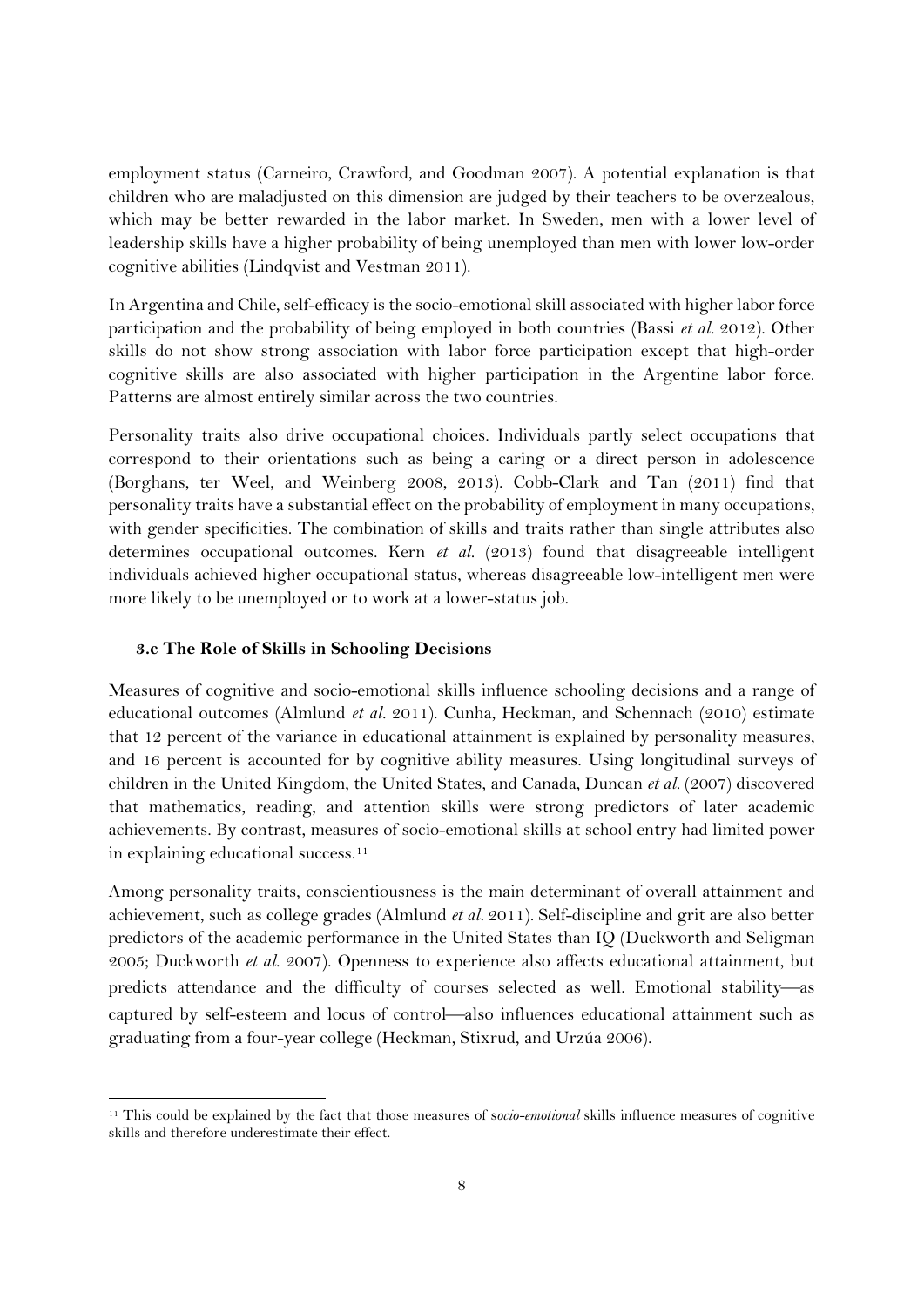employment status (Carneiro, Crawford, and Goodman 2007). A potential explanation is that children who are maladjusted on this dimension are judged by their teachers to be overzealous, which may be better rewarded in the labor market. In Sweden, men with a lower level of leadership skills have a higher probability of being unemployed than men with lower low-order cognitive abilities (Lindqvist and Vestman 2011).

In Argentina and Chile, self-efficacy is the socio-emotional skill associated with higher labor force participation and the probability of being employed in both countries (Bassi *et al.* 2012). Other skills do not show strong association with labor force participation except that high-order cognitive skills are also associated with higher participation in the Argentine labor force. Patterns are almost entirely similar across the two countries.

Personality traits also drive occupational choices. Individuals partly select occupations that correspond to their orientations such as being a caring or a direct person in adolescence (Borghans, ter Weel, and Weinberg 2008, 2013). Cobb-Clark and Tan (2011) find that personality traits have a substantial effect on the probability of employment in many occupations, with gender specificities. The combination of skills and traits rather than single attributes also determines occupational outcomes. Kern *et al.* (2013) found that disagreeable intelligent individuals achieved higher occupational status, whereas disagreeable low-intelligent men were more likely to be unemployed or to work at a lower-status job.

### 3.c The Role of Skills in Schooling Decisions

Measures of cognitive and socio-emotional skills influence schooling decisions and a range of educational outcomes (Almlund *et al.* 2011). Cunha, Heckman, and Schennach (2010) estimate that 12 percent of the variance in educational attainment is explained by personality measures, and 16 percent is accounted for by cognitive ability measures. Using longitudinal surveys of children in the United Kingdom, the United States, and Canada, Duncan *et al.* (2007) discovered that mathematics, reading, and attention skills were strong predictors of later academic achievements. By contrast, measures of socio-emotional skills at school entry had limited power in explaining educational success.[11]

Among personality traits, conscientiousness is the main determinant of overall attainment and achievement, such as college grades (Almlund *et al.* 2011). Self-discipline and grit are also better predictors of the academic performance in the United States than IQ (Duckworth and Seligman 2005; Duckworth *et al.* 2007). Openness to experience also affects educational attainment, but predicts attendance and the difficulty of courses selected as well. Emotional stability—as captured by self-esteem and locus of control—also influences educational attainment such as graduating from a four-year college (Heckman, Stixrud, and Urzúa 2006).

[11] This could be explained by the fact that those measures of s*ocio-emotional* skills influence measures of cognitive skills and therefore underestimate their effect.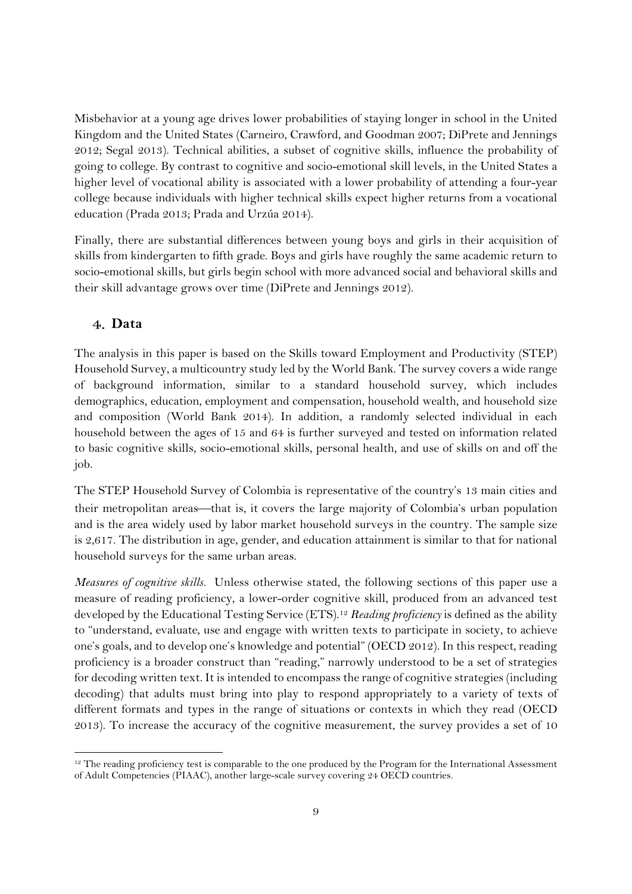Misbehavior at a young age drives lower probabilities of staying longer in school in the United Kingdom and the United States (Carneiro, Crawford, and Goodman 2007; DiPrete and Jennings 2012; Segal 2013). Technical abilities, a subset of cognitive skills, influence the probability of going to college. By contrast to cognitive and socio-emotional skill levels, in the United States a higher level of vocational ability is associated with a lower probability of attending a four-year college because individuals with higher technical skills expect higher returns from a vocational education (Prada 2013; Prada and Urzúa 2014).

Finally, there are substantial differences between young boys and girls in their acquisition of skills from kindergarten to fifth grade. Boys and girls have roughly the same academic return to socio-emotional skills, but girls begin school with more advanced social and behavioral skills and their skill advantage grows over time (DiPrete and Jennings 2012).

## 4. Data

The analysis in this paper is based on the Skills toward Employment and Productivity (STEP) Household Survey, a multicountry study led by the World Bank. The survey covers a wide range of background information, similar to a standard household survey, which includes demographics, education, employment and compensation, household wealth, and household size and composition (World Bank 2014). In addition, a randomly selected individual in each household between the ages of 15 and 64 is further surveyed and tested on information related to basic cognitive skills, socio-emotional skills, personal health, and use of skills on and off the job.

The STEP Household Survey of Colombia is representative of the country's 13 main cities and their metropolitan areas—that is, it covers the large majority of Colombia's urban population and is the area widely used by labor market household surveys in the country. The sample size is 2,617. The distribution in age, gender, and education attainment is similar to that for national household surveys for the same urban areas.

*Measures of cognitive skills.* Unless otherwise stated, the following sections of this paper use a measure of reading proficiency, a lower-order cognitive skill, produced from an advanced test developed by the Educational Testing Service (ETS).[12] *Reading proficiency* is defined as the ability to "understand, evaluate, use and engage with written texts to participate in society, to achieve one's goals, and to develop one's knowledge and potential" (OECD 2012). In this respect, reading proficiency is a broader construct than "reading," narrowly understood to be a set of strategies for decoding written text. It is intended to encompass the range of cognitive strategies (including decoding) that adults must bring into play to respond appropriately to a variety of texts of different formats and types in the range of situations or contexts in which they read (OECD 2013). To increase the accuracy of the cognitive measurement, the survey provides a set of 10

[12] The reading proficiency test is comparable to the one produced by the Program for the International Assessment of Adult Competencies (PIAAC), another large-scale survey covering 24 OECD countries.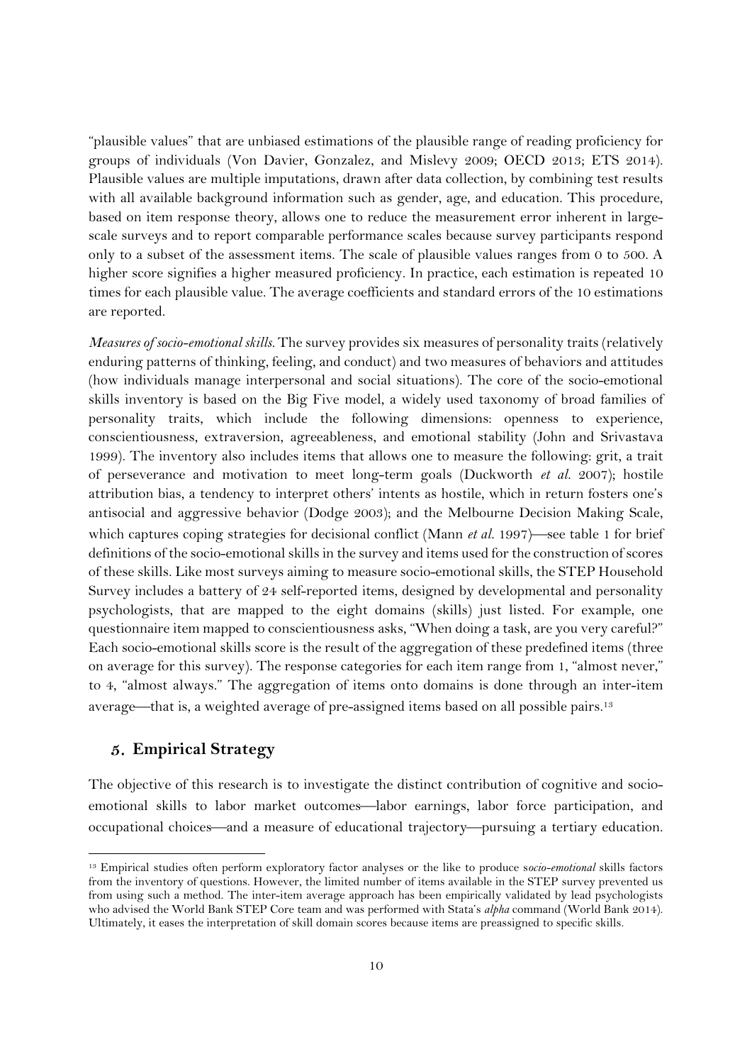"plausible values" that are unbiased estimations of the plausible range of reading proficiency for groups of individuals (Von Davier, Gonzalez, and Mislevy 2009; OECD 2013; ETS 2014). Plausible values are multiple imputations, drawn after data collection, by combining test results with all available background information such as gender, age, and education. This procedure, based on item response theory, allows one to reduce the measurement error inherent in large-scale surveys and to report comparable performance scales because survey participants respond only to a subset of the assessment items. The scale of plausible values ranges from 0 to 500. A higher score signifies a higher measured proficiency. In practice, each estimation is repeated 10 times for each plausible value. The average coefficients and standard errors of the 10 estimations are reported.

*Measures of socio-emotional skills.* The survey provides six measures of personality traits (relatively enduring patterns of thinking, feeling, and conduct) and two measures of behaviors and attitudes (how individuals manage interpersonal and social situations). The core of the socio-emotional skills inventory is based on the Big Five model, a widely used taxonomy of broad families of personality traits, which include the following dimensions: openness to experience, conscientiousness, extraversion, agreeableness, and emotional stability (John and Srivastava 1999). The inventory also includes items that allows one to measure the following: grit, a trait of perseverance and motivation to meet long-term goals (Duckworth *et al.* 2007); hostile attribution bias, a tendency to interpret others' intents as hostile, which in return fosters one's antisocial and aggressive behavior (Dodge 2003); and the Melbourne Decision Making Scale, which captures coping strategies for decisional conflict (Mann *et al.* 1997)—see table 1 for brief definitions of the socio-emotional skills in the survey and items used for the construction of scores of these skills. Like most surveys aiming to measure socio-emotional skills, the STEP Household Survey includes a battery of 24 self-reported items, designed by developmental and personality psychologists, that are mapped to the eight domains (skills) just listed. For example, one questionnaire item mapped to conscientiousness asks, "When doing a task, are you very careful?" Each socio-emotional skills score is the result of the aggregation of these predefined items (three on average for this survey). The response categories for each item range from 1, "almost never," to 4, "almost always." The aggregation of items onto domains is done through an inter-item average—that is, a weighted average of pre-assigned items based on all possible pairs.[13]

## 5. Empirical Strategy

The objective of this research is to investigate the distinct contribution of cognitive and socio-emotional skills to labor market outcomes—labor earnings, labor force participation, and occupational choices—and a measure of educational trajectory—pursuing a tertiary education.

[13] Empirical studies often perform exploratory factor analyses or the like to produce *socio-emotional* skills factors from the inventory of questions. However, the limited number of items available in the STEP survey prevented us from using such a method. The inter-item average approach has been empirically validated by lead psychologists who advised the World Bank STEP Core team and was performed with Stata's *alpha* command (World Bank 2014). Ultimately, it eases the interpretation of skill domain scores because items are preassigned to specific skills.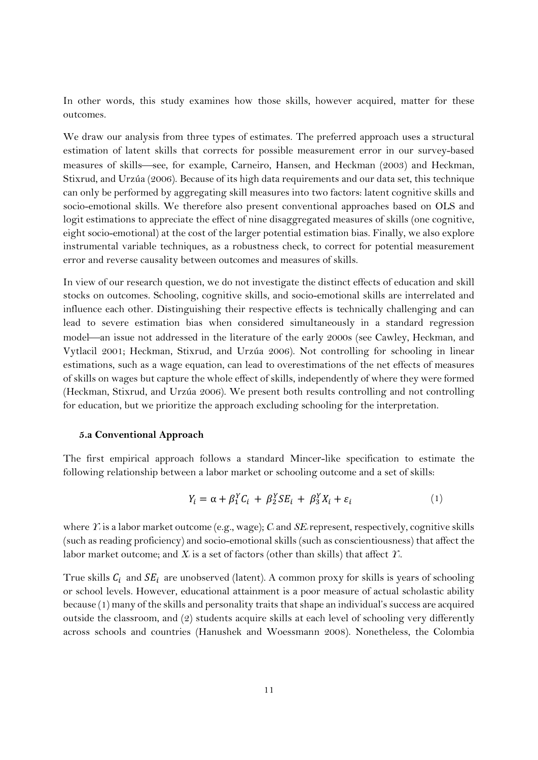In other words, this study examines how those skills, however acquired, matter for these outcomes.

We draw our analysis from three types of estimates. The preferred approach uses a structural estimation of latent skills that corrects for possible measurement error in our survey-based measures of skills—see, for example, Carneiro, Hansen, and Heckman (2003) and Heckman, Stixrud, and Urzúa (2006). Because of its high data requirements and our data set, this technique can only be performed by aggregating skill measures into two factors: latent cognitive skills and socio-emotional skills. We therefore also present conventional approaches based on OLS and logit estimations to appreciate the effect of nine disaggregated measures of skills (one cognitive, eight socio-emotional) at the cost of the larger potential estimation bias. Finally, we also explore instrumental variable techniques, as a robustness check, to correct for potential measurement error and reverse causality between outcomes and measures of skills.

In view of our research question, we do not investigate the distinct effects of education and skill stocks on outcomes. Schooling, cognitive skills, and socio-emotional skills are interrelated and influence each other. Distinguishing their respective effects is technically challenging and can lead to severe estimation bias when considered simultaneously in a standard regression model—an issue not addressed in the literature of the early 2000s (see Cawley, Heckman, and Vytlacil 2001; Heckman, Stixrud, and Urzúa 2006). Not controlling for schooling in linear estimations, such as a wage equation, can lead to overestimations of the net effects of measures of skills on wages but capture the whole effect of skills, independently of where they were formed (Heckman, Stixrud, and Urzúa 2006). We present both results controlling and not controlling for education, but we prioritize the approach excluding schooling for the interpretation.

#### 5.a Conventional Approach

The first empirical approach follows a standard Mincer-like specification to estimate the following relationship between a labor market or schooling outcome and a set of skills:

$$Y_i = \alpha + \beta_1^Y C_i + \beta_2^Y SE_i + \beta_3^Y X_i + \varepsilon_i \qquad (1)$$

where $Y_i$ is a labor market outcome (e.g., wage); $C_i$ and $SE_i$ represent, respectively, cognitive skills (such as reading proficiency) and socio-emotional skills (such as conscientiousness) that affect the labor market outcome; and $X_i$ is a set of factors (other than skills) that affect $Y_i$.

True skills $C_i$ and $SE_i$ are unobserved (latent). A common proxy for skills is years of schooling or school levels. However, educational attainment is a poor measure of actual scholastic ability because (1) many of the skills and personality traits that shape an individual's success are acquired outside the classroom, and (2) students acquire skills at each level of schooling very differently across schools and countries (Hanushek and Woessmann 2008). Nonetheless, the Colombia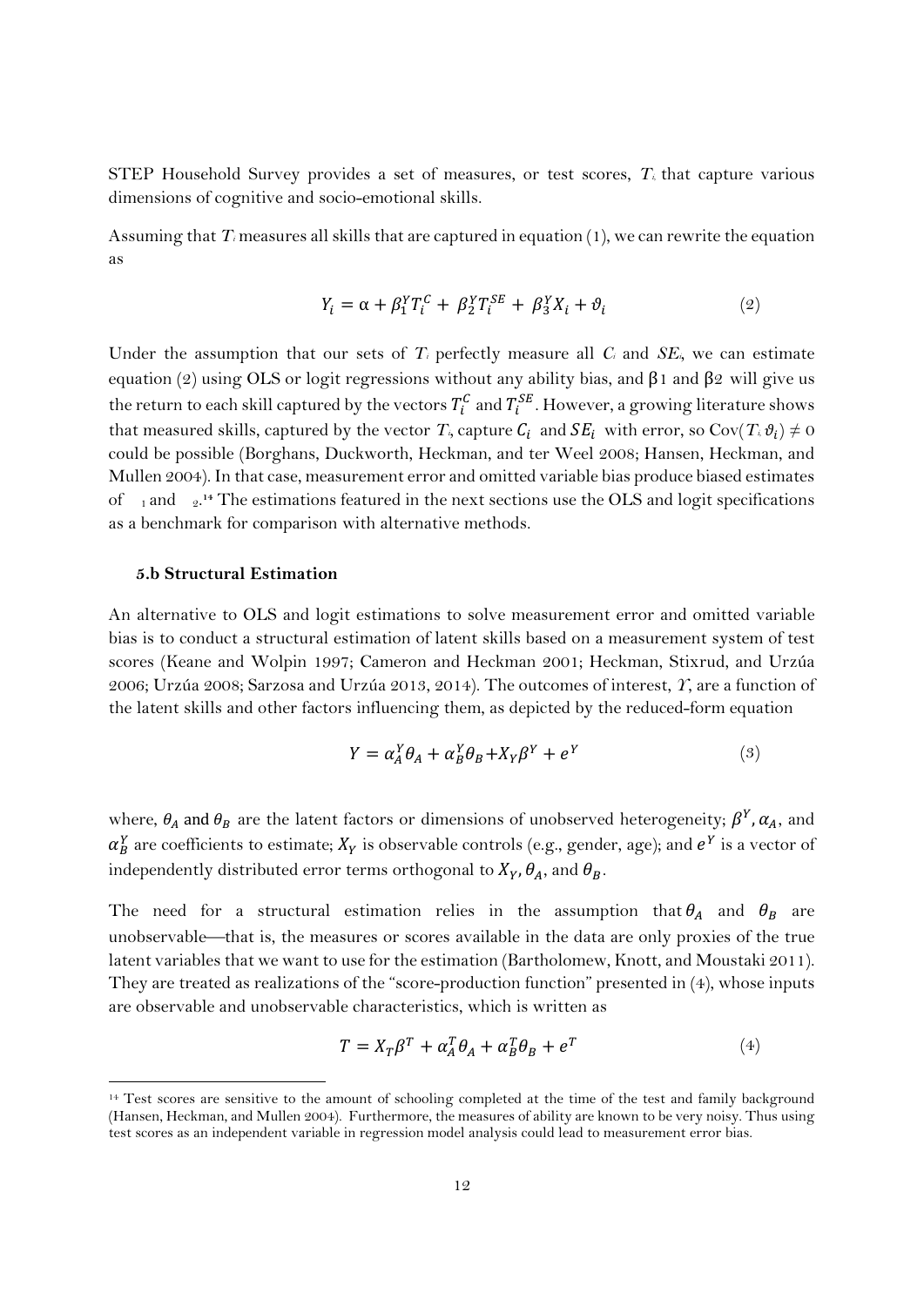STEP Household Survey provides a set of measures, or test scores, $T_i$ that capture various dimensions of cognitive and socio-emotional skills.

Assuming that $T_i$ measures all skills that are captured in equation (1), we can rewrite the equation as

$$Y_i = \alpha + \beta_1^Y T_i^C + \beta_2^Y T_i^{SE} + \beta_3^Y X_i + \vartheta_i \qquad (2)$$

Under the assumption that our sets of $T_i$ perfectly measure all $C_i$ and $SE_i$, we can estimate equation (2) using OLS or logit regressions without any ability bias, and β1 and β2 will give us the return to each skill captured by the vectors $T_i^C$ and $T_i^{SE}$. However, a growing literature shows that measured skills, captured by the vector $T_i$, capture $C_i$ and $SE_i$ with error, so $\text{Cov}(T_i, \vartheta_i) \neq 0$ could be possible (Borghans, Duckworth, Heckman, and ter Weel 2008; Hansen, Heckman, and Mullen 2004). In that case, measurement error and omitted variable bias produce biased estimates of $_1$ and $_2$.[14] The estimations featured in the next sections use the OLS and logit specifications as a benchmark for comparison with alternative methods.

### 5.b Structural Estimation

An alternative to OLS and logit estimations to solve measurement error and omitted variable bias is to conduct a structural estimation of latent skills based on a measurement system of test scores (Keane and Wolpin 1997; Cameron and Heckman 2001; Heckman, Stixrud, and Urzúa 2006; Urzúa 2008; Sarzosa and Urzúa 2013, 2014). The outcomes of interest, $Y$, are a function of the latent skills and other factors influencing them, as depicted by the reduced-form equation

$$Y = \alpha_A^Y \theta_A + \alpha_B^Y \theta_B + X_Y \beta^Y + e^Y \qquad (3)$$

where, $\theta_A$ and $\theta_B$ are the latent factors or dimensions of unobserved heterogeneity; $\beta^Y, \alpha_A$, and $\alpha_B^Y$ are coefficients to estimate; $X_Y$ is observable controls (e.g., gender, age); and $e^Y$ is a vector of independently distributed error terms orthogonal to $X_Y, \theta_A$, and $\theta_B$.

The need for a structural estimation relies in the assumption that $\theta_A$ and $\theta_B$ are unobservable—that is, the measures or scores available in the data are only proxies of the true latent variables that we want to use for the estimation (Bartholomew, Knott, and Moustaki 2011). They are treated as realizations of the "score-production function" presented in (4), whose inputs are observable and unobservable characteristics, which is written as

$$T = X_T \beta^T + \alpha_A^T \theta_A + \alpha_B^T \theta_B + e^T \qquad (4)$$

[14] Test scores are sensitive to the amount of schooling completed at the time of the test and family background (Hansen, Heckman, and Mullen 2004). Furthermore, the measures of ability are known to be very noisy. Thus using test scores as an independent variable in regression model analysis could lead to measurement error bias.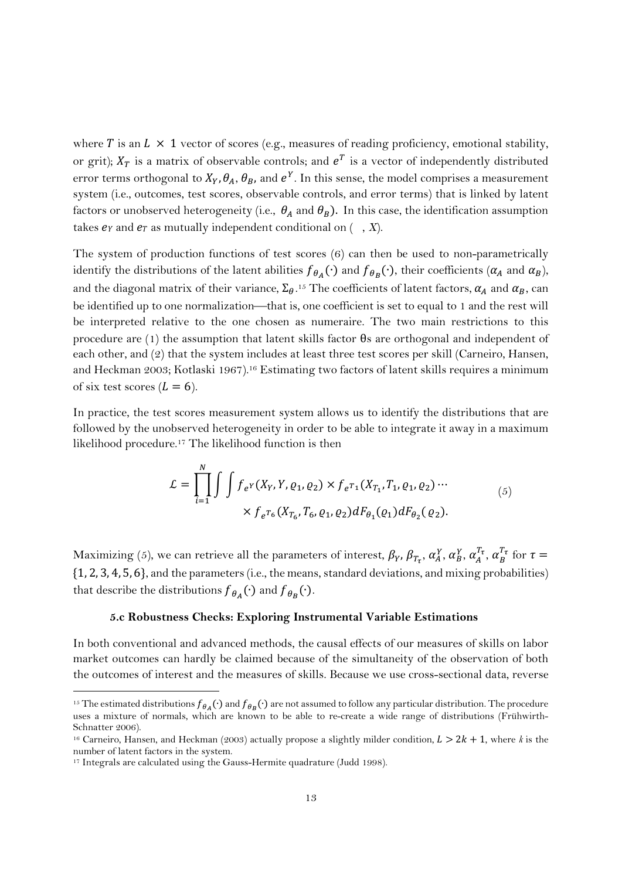where $T$ is an $L \times 1$ vector of scores (e.g., measures of reading proficiency, emotional stability, or grit); $X_T$ is a matrix of observable controls; and $e^T$ is a vector of independently distributed error terms orthogonal to $X_Y, \theta_A, \theta_B$, and $e^Y$. In this sense, the model comprises a measurement system (i.e., outcomes, test scores, observable controls, and error terms) that is linked by latent factors or unobserved heterogeneity (i.e., $\theta_A$ and $\theta_B$). In this case, the identification assumption takes $e_Y$ and $e_T$ as mutually independent conditional on ( , $X$).

The system of production functions of test scores (6) can then be used to non-parametrically identify the distributions of the latent abilities $f_{\theta_A}(\cdot)$ and $f_{\theta_B}(\cdot)$, their coefficients ($\alpha_A$ and $\alpha_B$), and the diagonal matrix of their variance, $\Sigma_\theta$.[15] The coefficients of latent factors, $\alpha_A$ and $\alpha_B$, can be identified up to one normalization—that is, one coefficient is set to equal to 1 and the rest will be interpreted relative to the one chosen as numeraire. The two main restrictions to this procedure are (1) the assumption that latent skills factor θs are orthogonal and independent of each other, and (2) that the system includes at least three test scores per skill (Carneiro, Hansen, and Heckman 2003; Kotlaski 1967).[16] Estimating two factors of latent skills requires a minimum of six test scores ($L = 6$).

In practice, the test scores measurement system allows us to identify the distributions that are followed by the unobserved heterogeneity in order to be able to integrate it away in a maximum likelihood procedure.[17] The likelihood function is then

$$\mathcal{L} = \prod_{i=1}^{N} \int \int f_{e^Y}(X_Y, Y, \varrho_1, \varrho_2) \times f_{e^{T_1}}(X_{T_1}, T_1, \varrho_1, \varrho_2) \cdots \times f_{e^{T_6}}(X_{T_6}, T_6, \varrho_1, \varrho_2) dF_{\theta_1}(\varrho_1) dF_{\theta_2}(\varrho_2). \tag{5}$$

Maximizing (5), we can retrieve all the parameters of interest, $\beta_Y$, $\beta_{T_\tau}$, $\alpha_A^Y$, $\alpha_B^Y$, $\alpha_A^{T_\tau}$, $\alpha_B^{T_\tau}$ for $\tau = \{1, 2, 3, 4, 5, 6\}$, and the parameters (i.e., the means, standard deviations, and mixing probabilities) that describe the distributions $f_{\theta_A}(\cdot)$ and $f_{\theta_B}(\cdot)$.

### 5.c Robustness Checks: Exploring Instrumental Variable Estimations

In both conventional and advanced methods, the causal effects of our measures of skills on labor market outcomes can hardly be claimed because of the simultaneity of the observation of both the outcomes of interest and the measures of skills. Because we use cross-sectional data, reverse

---

[15] The estimated distributions $f_{\theta_A}(\cdot)$ and $f_{\theta_B}(\cdot)$ are not assumed to follow any particular distribution. The procedure uses a mixture of normals, which are known to be able to re-create a wide range of distributions (Frühwirth-Schnatter 2006).

[16] Carneiro, Hansen, and Heckman (2003) actually propose a slightly milder condition, $L > 2k + 1$, where $k$ is the number of latent factors in the system.

[17] Integrals are calculated using the Gauss-Hermite quadrature (Judd 1998).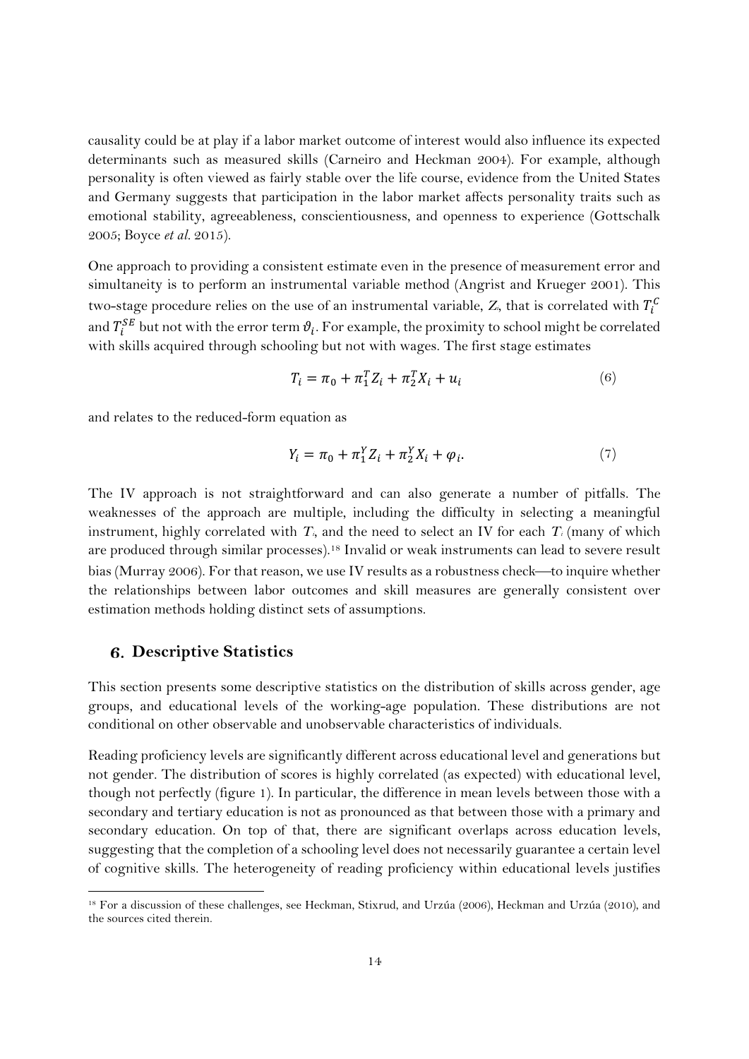causality could be at play if a labor market outcome of interest would also influence its expected determinants such as measured skills (Carneiro and Heckman 2004). For example, although personality is often viewed as fairly stable over the life course, evidence from the United States and Germany suggests that participation in the labor market affects personality traits such as emotional stability, agreeableness, conscientiousness, and openness to experience (Gottschalk 2005; Boyce *et al.* 2015).

One approach to providing a consistent estimate even in the presence of measurement error and simultaneity is to perform an instrumental variable method (Angrist and Krueger 2001). This two-stage procedure relies on the use of an instrumental variable, $Z$, that is correlated with $T_i^C$ and $T_i^{SE}$ but not with the error term $\vartheta_i$. For example, the proximity to school might be correlated with skills acquired through schooling but not with wages. The first stage estimates

$$T_i = \pi_0 + \pi_1^T Z_i + \pi_2^T X_i + u_i \tag{6}$$

and relates to the reduced-form equation as

$$Y_i = \pi_0 + \pi_1^Y Z_i + \pi_2^Y X_i + \varphi_i. \tag{7}$$

The IV approach is not straightforward and can also generate a number of pitfalls. The weaknesses of the approach are multiple, including the difficulty in selecting a meaningful instrument, highly correlated with $T_i$, and the need to select an IV for each $T_i$ (many of which are produced through similar processes).[18] Invalid or weak instruments can lead to severe result bias (Murray 2006). For that reason, we use IV results as a robustness check—to inquire whether the relationships between labor outcomes and skill measures are generally consistent over estimation methods holding distinct sets of assumptions.

## 6. Descriptive Statistics

This section presents some descriptive statistics on the distribution of skills across gender, age groups, and educational levels of the working-age population. These distributions are not conditional on other observable and unobservable characteristics of individuals.

Reading proficiency levels are significantly different across educational level and generations but not gender. The distribution of scores is highly correlated (as expected) with educational level, though not perfectly (figure 1). In particular, the difference in mean levels between those with a secondary and tertiary education is not as pronounced as that between those with a primary and secondary education. On top of that, there are significant overlaps across education levels, suggesting that the completion of a schooling level does not necessarily guarantee a certain level of cognitive skills. The heterogeneity of reading proficiency within educational levels justifies

[18] For a discussion of these challenges, see Heckman, Stixrud, and Urzúa (2006), Heckman and Urzúa (2010), and the sources cited therein.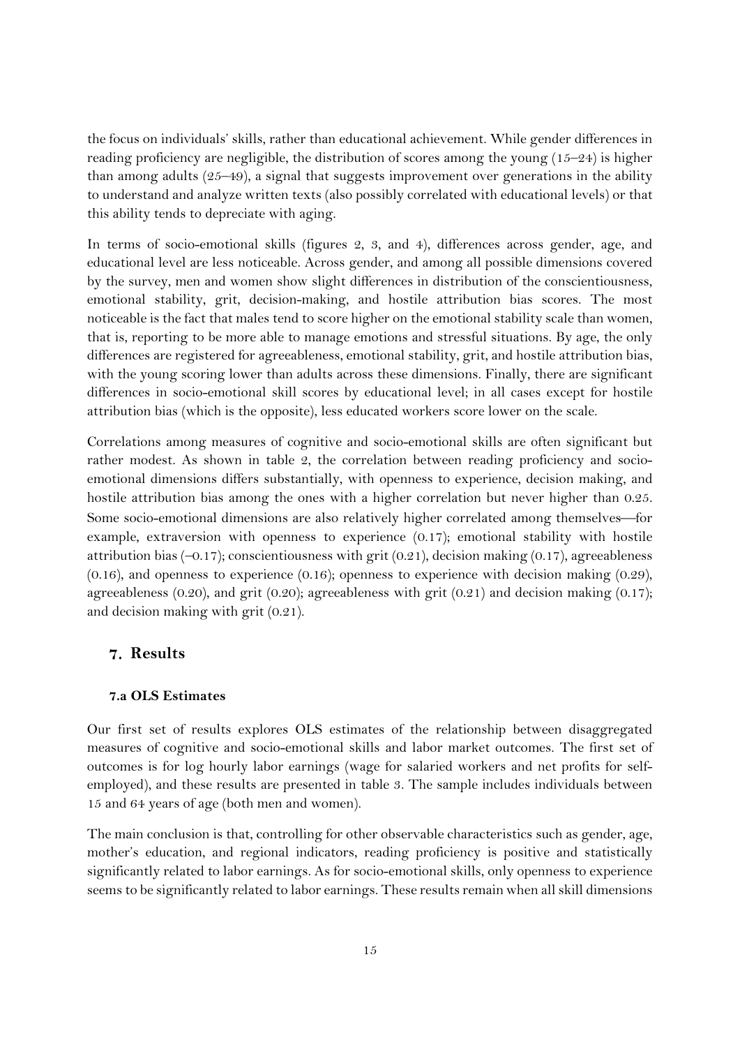the focus on individuals' skills, rather than educational achievement. While gender differences in reading proficiency are negligible, the distribution of scores among the young (15–24) is higher than among adults (25–49), a signal that suggests improvement over generations in the ability to understand and analyze written texts (also possibly correlated with educational levels) or that this ability tends to depreciate with aging.

In terms of socio-emotional skills (figures 2, 3, and 4), differences across gender, age, and educational level are less noticeable. Across gender, and among all possible dimensions covered by the survey, men and women show slight differences in distribution of the conscientiousness, emotional stability, grit, decision-making, and hostile attribution bias scores. The most noticeable is the fact that males tend to score higher on the emotional stability scale than women, that is, reporting to be more able to manage emotions and stressful situations. By age, the only differences are registered for agreeableness, emotional stability, grit, and hostile attribution bias, with the young scoring lower than adults across these dimensions. Finally, there are significant differences in socio-emotional skill scores by educational level; in all cases except for hostile attribution bias (which is the opposite), less educated workers score lower on the scale.

Correlations among measures of cognitive and socio-emotional skills are often significant but rather modest. As shown in table 2, the correlation between reading proficiency and socio-emotional dimensions differs substantially, with openness to experience, decision making, and hostile attribution bias among the ones with a higher correlation but never higher than 0.25. Some socio-emotional dimensions are also relatively higher correlated among themselves—for example, extraversion with openness to experience (0.17); emotional stability with hostile attribution bias (–0.17); conscientiousness with grit (0.21), decision making (0.17), agreeableness (0.16), and openness to experience (0.16); openness to experience with decision making (0.29), agreeableness (0.20), and grit (0.20); agreeableness with grit (0.21) and decision making (0.17); and decision making with grit (0.21).

## 7. Results

### 7.a OLS Estimates

Our first set of results explores OLS estimates of the relationship between disaggregated measures of cognitive and socio-emotional skills and labor market outcomes. The first set of outcomes is for log hourly labor earnings (wage for salaried workers and net profits for self-employed), and these results are presented in table 3. The sample includes individuals between 15 and 64 years of age (both men and women).

The main conclusion is that, controlling for other observable characteristics such as gender, age, mother's education, and regional indicators, reading proficiency is positive and statistically significantly related to labor earnings. As for socio-emotional skills, only openness to experience seems to be significantly related to labor earnings. These results remain when all skill dimensions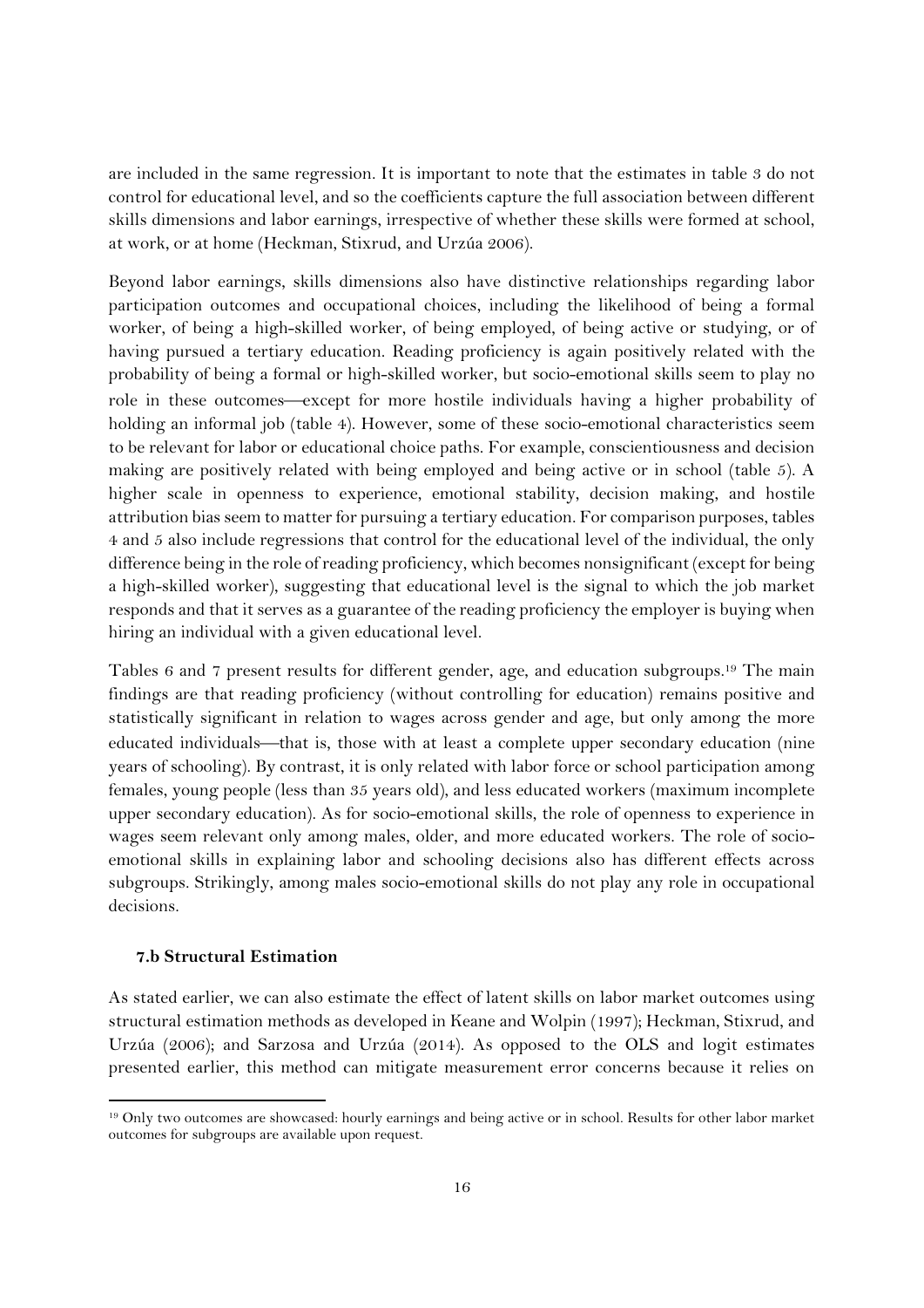are included in the same regression. It is important to note that the estimates in table 3 do not control for educational level, and so the coefficients capture the full association between different skills dimensions and labor earnings, irrespective of whether these skills were formed at school, at work, or at home (Heckman, Stixrud, and Urzúa 2006).

Beyond labor earnings, skills dimensions also have distinctive relationships regarding labor participation outcomes and occupational choices, including the likelihood of being a formal worker, of being a high-skilled worker, of being employed, of being active or studying, or of having pursued a tertiary education. Reading proficiency is again positively related with the probability of being a formal or high-skilled worker, but socio-emotional skills seem to play no role in these outcomes—except for more hostile individuals having a higher probability of holding an informal job (table 4). However, some of these socio-emotional characteristics seem to be relevant for labor or educational choice paths. For example, conscientiousness and decision making are positively related with being employed and being active or in school (table 5). A higher scale in openness to experience, emotional stability, decision making, and hostile attribution bias seem to matter for pursuing a tertiary education. For comparison purposes, tables 4 and 5 also include regressions that control for the educational level of the individual, the only difference being in the role of reading proficiency, which becomes nonsignificant (except for being a high-skilled worker), suggesting that educational level is the signal to which the job market responds and that it serves as a guarantee of the reading proficiency the employer is buying when hiring an individual with a given educational level.

Tables 6 and 7 present results for different gender, age, and education subgroups.[19] The main findings are that reading proficiency (without controlling for education) remains positive and statistically significant in relation to wages across gender and age, but only among the more educated individuals—that is, those with at least a complete upper secondary education (nine years of schooling). By contrast, it is only related with labor force or school participation among females, young people (less than 35 years old), and less educated workers (maximum incomplete upper secondary education). As for socio-emotional skills, the role of openness to experience in wages seem relevant only among males, older, and more educated workers. The role of socio-emotional skills in explaining labor and schooling decisions also has different effects across subgroups. Strikingly, among males socio-emotional skills do not play any role in occupational decisions.

### 7.b Structural Estimation

As stated earlier, we can also estimate the effect of latent skills on labor market outcomes using structural estimation methods as developed in Keane and Wolpin (1997); Heckman, Stixrud, and Urzúa (2006); and Sarzosa and Urzúa (2014). As opposed to the OLS and logit estimates presented earlier, this method can mitigate measurement error concerns because it relies on

[19] Only two outcomes are showcased: hourly earnings and being active or in school. Results for other labor market outcomes for subgroups are available upon request.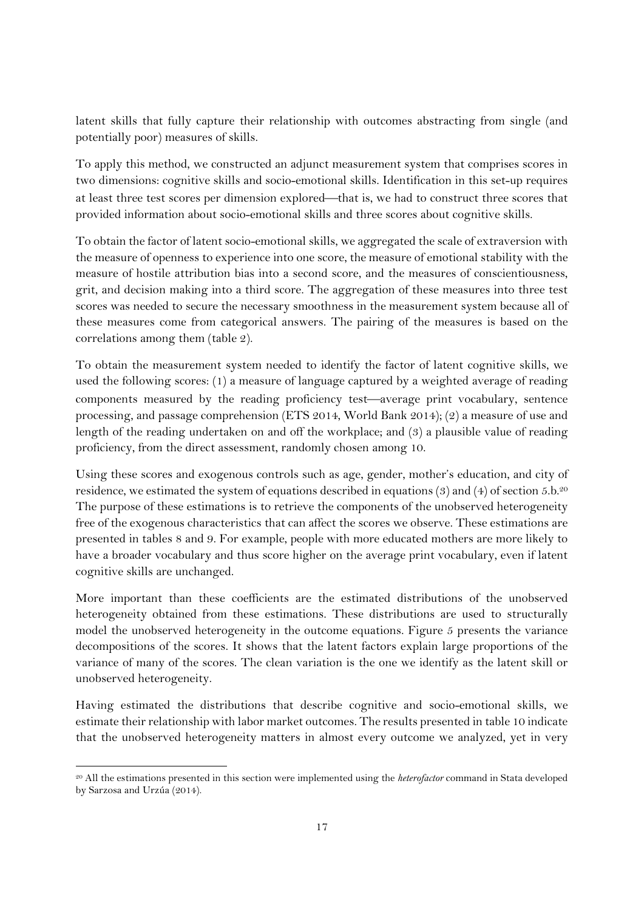latent skills that fully capture their relationship with outcomes abstracting from single (and potentially poor) measures of skills.

To apply this method, we constructed an adjunct measurement system that comprises scores in two dimensions: cognitive skills and socio-emotional skills. Identification in this set-up requires at least three test scores per dimension explored—that is, we had to construct three scores that provided information about socio-emotional skills and three scores about cognitive skills.

To obtain the factor of latent socio-emotional skills, we aggregated the scale of extraversion with the measure of openness to experience into one score, the measure of emotional stability with the measure of hostile attribution bias into a second score, and the measures of conscientiousness, grit, and decision making into a third score. The aggregation of these measures into three test scores was needed to secure the necessary smoothness in the measurement system because all of these measures come from categorical answers. The pairing of the measures is based on the correlations among them (table 2).

To obtain the measurement system needed to identify the factor of latent cognitive skills, we used the following scores: (1) a measure of language captured by a weighted average of reading components measured by the reading proficiency test—average print vocabulary, sentence processing, and passage comprehension (ETS 2014, World Bank 2014); (2) a measure of use and length of the reading undertaken on and off the workplace; and (3) a plausible value of reading proficiency, from the direct assessment, randomly chosen among 10.

Using these scores and exogenous controls such as age, gender, mother's education, and city of residence, we estimated the system of equations described in equations (3) and (4) of section 5.b.[20] The purpose of these estimations is to retrieve the components of the unobserved heterogeneity free of the exogenous characteristics that can affect the scores we observe. These estimations are presented in tables 8 and 9. For example, people with more educated mothers are more likely to have a broader vocabulary and thus score higher on the average print vocabulary, even if latent cognitive skills are unchanged.

More important than these coefficients are the estimated distributions of the unobserved heterogeneity obtained from these estimations. These distributions are used to structurally model the unobserved heterogeneity in the outcome equations. Figure 5 presents the variance decompositions of the scores. It shows that the latent factors explain large proportions of the variance of many of the scores. The clean variation is the one we identify as the latent skill or unobserved heterogeneity.

Having estimated the distributions that describe cognitive and socio-emotional skills, we estimate their relationship with labor market outcomes. The results presented in table 10 indicate that the unobserved heterogeneity matters in almost every outcome we analyzed, yet in very

[20] All the estimations presented in this section were implemented using the *heterofactor* command in Stata developed by Sarzosa and Urzúa (2014).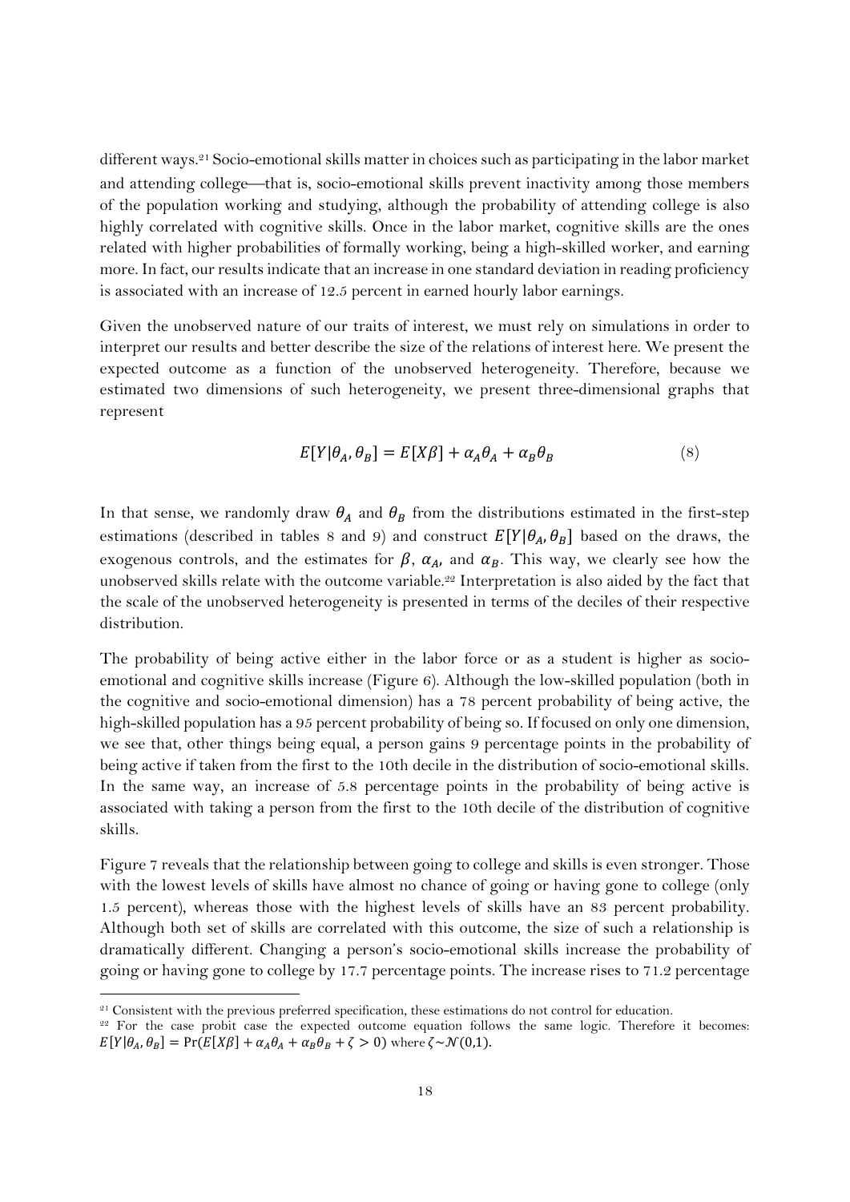different ways.[21] Socio-emotional skills matter in choices such as participating in the labor market and attending college—that is, socio-emotional skills prevent inactivity among those members of the population working and studying, although the probability of attending college is also highly correlated with cognitive skills. Once in the labor market, cognitive skills are the ones related with higher probabilities of formally working, being a high-skilled worker, and earning more. In fact, our results indicate that an increase in one standard deviation in reading proficiency is associated with an increase of 12.5 percent in earned hourly labor earnings.

Given the unobserved nature of our traits of interest, we must rely on simulations in order to interpret our results and better describe the size of the relations of interest here. We present the expected outcome as a function of the unobserved heterogeneity. Therefore, because we estimated two dimensions of such heterogeneity, we present three-dimensional graphs that represent

$$E[Y|\theta_A, \theta_B] = E[X\beta] + \alpha_A\theta_A + \alpha_B\theta_B \tag{8}$$

In that sense, we randomly draw $\theta_A$ and $\theta_B$ from the distributions estimated in the first-step estimations (described in tables 8 and 9) and construct $E[Y|\theta_A, \theta_B]$ based on the draws, the exogenous controls, and the estimates for $\beta$, $\alpha_A$, and $\alpha_B$. This way, we clearly see how the unobserved skills relate with the outcome variable.[22] Interpretation is also aided by the fact that the scale of the unobserved heterogeneity is presented in terms of the deciles of their respective distribution.

The probability of being active either in the labor force or as a student is higher as socio-emotional and cognitive skills increase (Figure 6). Although the low-skilled population (both in the cognitive and socio-emotional dimension) has a 78 percent probability of being active, the high-skilled population has a 95 percent probability of being so. If focused on only one dimension, we see that, other things being equal, a person gains 9 percentage points in the probability of being active if taken from the first to the 10th decile in the distribution of socio-emotional skills. In the same way, an increase of 5.8 percentage points in the probability of being active is associated with taking a person from the first to the 10th decile of the distribution of cognitive skills.

Figure 7 reveals that the relationship between going to college and skills is even stronger. Those with the lowest levels of skills have almost no chance of going or having gone to college (only 1.5 percent), whereas those with the highest levels of skills have an 83 percent probability. Although both set of skills are correlated with this outcome, the size of such a relationship is dramatically different. Changing a person's socio-emotional skills increase the probability of going or having gone to college by 17.7 percentage points. The increase rises to 71.2 percentage

---

[21] Consistent with the previous preferred specification, these estimations do not control for education.

[22] For the case probit case the expected outcome equation follows the same logic. Therefore it becomes: $E[Y|\theta_A, \theta_B] = \Pr(E[X\beta] + \alpha_A\theta_A + \alpha_B\theta_B + \zeta > 0)$ where $\zeta \sim \mathcal{N}(0,1)$.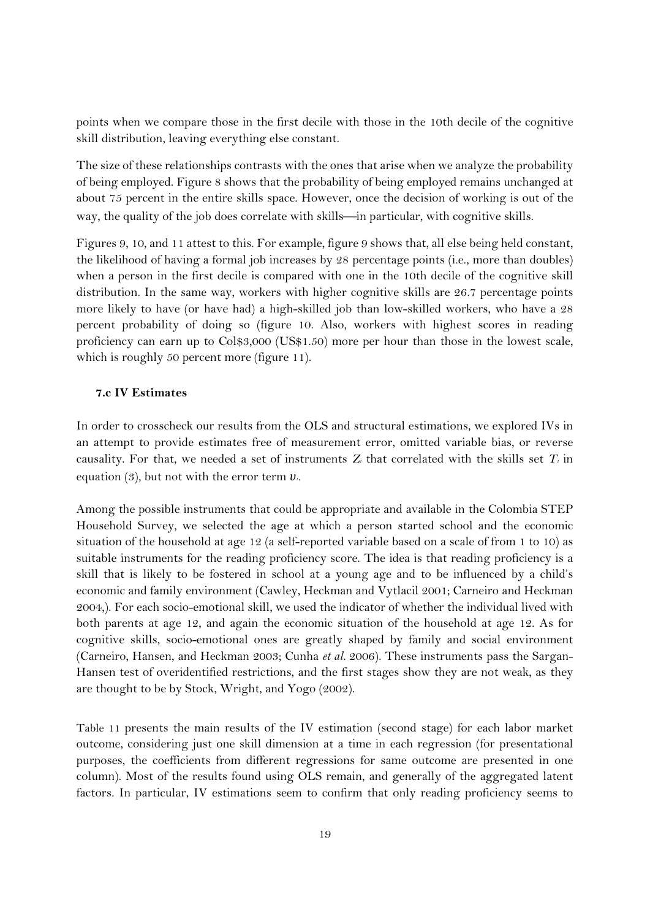points when we compare those in the first decile with those in the 10th decile of the cognitive skill distribution, leaving everything else constant.

The size of these relationships contrasts with the ones that arise when we analyze the probability of being employed. Figure 8 shows that the probability of being employed remains unchanged at about 75 percent in the entire skills space. However, once the decision of working is out of the way, the quality of the job does correlate with skills—in particular, with cognitive skills.

Figures 9, 10, and 11 attest to this. For example, figure 9 shows that, all else being held constant, the likelihood of having a formal job increases by 28 percentage points (i.e., more than doubles) when a person in the first decile is compared with one in the 10th decile of the cognitive skill distribution. In the same way, workers with higher cognitive skills are 26.7 percentage points more likely to have (or have had) a high-skilled job than low-skilled workers, who have a 28 percent probability of doing so (figure 10. Also, workers with highest scores in reading proficiency can earn up to Col$3,000 (US$1.50) more per hour than those in the lowest scale, which is roughly 50 percent more (figure 11).

### 7.c IV Estimates

In order to crosscheck our results from the OLS and structural estimations, we explored IVs in an attempt to provide estimates free of measurement error, omitted variable bias, or reverse causality. For that, we needed a set of instruments $Z_i$ that correlated with the skills set $T_i$ in equation (3), but not with the error term $\upsilon_i$.

Among the possible instruments that could be appropriate and available in the Colombia STEP Household Survey, we selected the age at which a person started school and the economic situation of the household at age 12 (a self-reported variable based on a scale of from 1 to 10) as suitable instruments for the reading proficiency score. The idea is that reading proficiency is a skill that is likely to be fostered in school at a young age and to be influenced by a child's economic and family environment (Cawley, Heckman and Vytlacil 2001; Carneiro and Heckman 2004,). For each socio-emotional skill, we used the indicator of whether the individual lived with both parents at age 12, and again the economic situation of the household at age 12. As for cognitive skills, socio-emotional ones are greatly shaped by family and social environment (Carneiro, Hansen, and Heckman 2003; Cunha *et al.* 2006). These instruments pass the Sargan-Hansen test of overidentified restrictions, and the first stages show they are not weak, as they are thought to be by Stock, Wright, and Yogo (2002).

Table 11 presents the main results of the IV estimation (second stage) for each labor market outcome, considering just one skill dimension at a time in each regression (for presentational purposes, the coefficients from different regressions for same outcome are presented in one column). Most of the results found using OLS remain, and generally of the aggregated latent factors. In particular, IV estimations seem to confirm that only reading proficiency seems to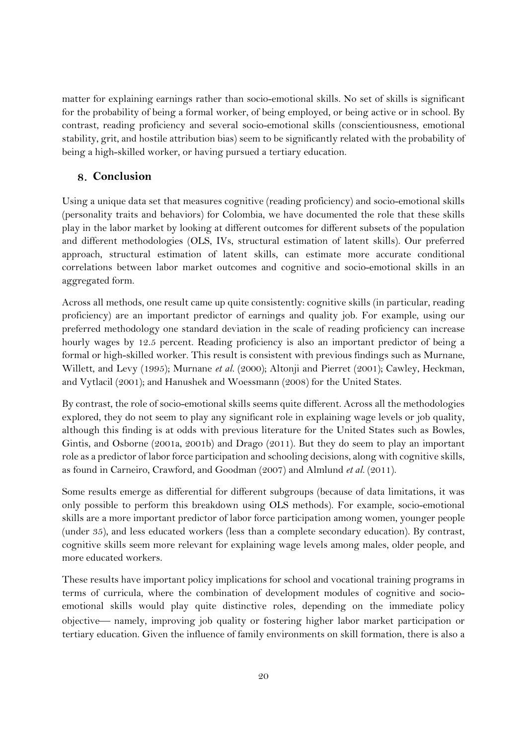matter for explaining earnings rather than socio-emotional skills. No set of skills is significant for the probability of being a formal worker, of being employed, or being active or in school. By contrast, reading proficiency and several socio-emotional skills (conscientiousness, emotional stability, grit, and hostile attribution bias) seem to be significantly related with the probability of being a high-skilled worker, or having pursued a tertiary education.

## 8. Conclusion

Using a unique data set that measures cognitive (reading proficiency) and socio-emotional skills (personality traits and behaviors) for Colombia, we have documented the role that these skills play in the labor market by looking at different outcomes for different subsets of the population and different methodologies (OLS, IVs, structural estimation of latent skills). Our preferred approach, structural estimation of latent skills, can estimate more accurate conditional correlations between labor market outcomes and cognitive and socio-emotional skills in an aggregated form.

Across all methods, one result came up quite consistently: cognitive skills (in particular, reading proficiency) are an important predictor of earnings and quality job. For example, using our preferred methodology one standard deviation in the scale of reading proficiency can increase hourly wages by 12.5 percent. Reading proficiency is also an important predictor of being a formal or high-skilled worker. This result is consistent with previous findings such as Murnane, Willett, and Levy (1995); Murnane *et al.* (2000); Altonji and Pierret (2001); Cawley, Heckman, and Vytlacil (2001); and Hanushek and Woessmann (2008) for the United States.

By contrast, the role of socio-emotional skills seems quite different. Across all the methodologies explored, they do not seem to play any significant role in explaining wage levels or job quality, although this finding is at odds with previous literature for the United States such as Bowles, Gintis, and Osborne (2001a, 2001b) and Drago (2011). But they do seem to play an important role as a predictor of labor force participation and schooling decisions, along with cognitive skills, as found in Carneiro, Crawford, and Goodman (2007) and Almlund *et al.* (2011).

Some results emerge as differential for different subgroups (because of data limitations, it was only possible to perform this breakdown using OLS methods). For example, socio-emotional skills are a more important predictor of labor force participation among women, younger people (under 35), and less educated workers (less than a complete secondary education). By contrast, cognitive skills seem more relevant for explaining wage levels among males, older people, and more educated workers.

These results have important policy implications for school and vocational training programs in terms of curricula, where the combination of development modules of cognitive and socio-emotional skills would play quite distinctive roles, depending on the immediate policy objective— namely, improving job quality or fostering higher labor market participation or tertiary education. Given the influence of family environments on skill formation, there is also a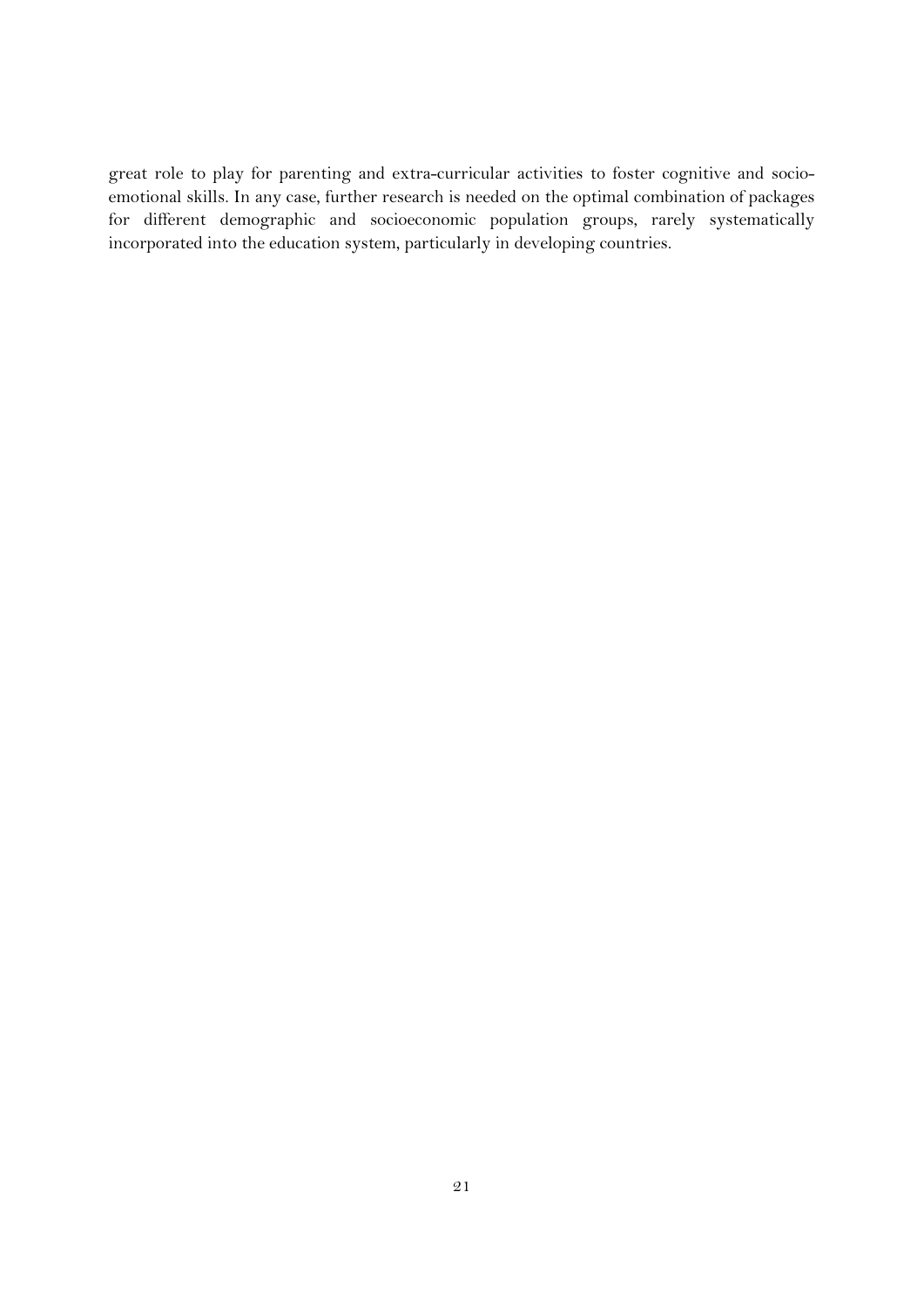great role to play for parenting and extra-curricular activities to foster cognitive and socio-emotional skills. In any case, further research is needed on the optimal combination of packages for different demographic and socioeconomic population groups, rarely systematically incorporated into the education system, particularly in developing countries.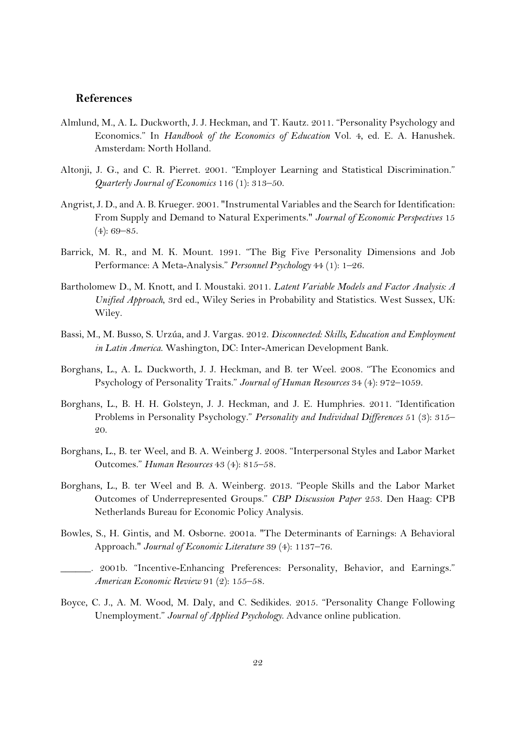## References

Almlund, M., A. L. Duckworth, J. J. Heckman, and T. Kautz. 2011. "Personality Psychology and Economics." In *Handbook of the Economics of Education* Vol. 4, ed. E. A. Hanushek. Amsterdam: North Holland.

Altonji, J. G., and C. R. Pierret. 2001. "Employer Learning and Statistical Discrimination." *Quarterly Journal of Economics* 116 (1): 313–50.

Angrist, J. D., and A. B. Krueger. 2001. "Instrumental Variables and the Search for Identification: From Supply and Demand to Natural Experiments." *Journal of Economic Perspectives* 15 (4): 69–85.

Barrick, M. R., and M. K. Mount. 1991. "The Big Five Personality Dimensions and Job Performance: A Meta-Analysis." *Personnel Psychology* 44 (1): 1–26.

Bartholomew D., M. Knott, and I. Moustaki. 2011. *Latent Variable Models and Factor Analysis: A Unified Approach*, 3rd ed., Wiley Series in Probability and Statistics. West Sussex, UK: Wiley.

Bassi, M., M. Busso, S. Urzúa, and J. Vargas. 2012. *Disconnected: Skills, Education and Employment in Latin America*. Washington, DC: Inter-American Development Bank.

Borghans, L., A. L. Duckworth, J. J. Heckman, and B. ter Weel. 2008. "The Economics and Psychology of Personality Traits." *Journal of Human Resources* 34 (4): 972–1059.

Borghans, L., B. H. H. Golsteyn, J. J. Heckman, and J. E. Humphries. 2011. "Identification Problems in Personality Psychology." *Personality and Individual Differences* 51 (3): 315–20.

Borghans, L., B. ter Weel, and B. A. Weinberg J. 2008. "Interpersonal Styles and Labor Market Outcomes." *Human Resources* 43 (4): 815–58.

Borghans, L., B. ter Weel and B. A. Weinberg. 2013. "People Skills and the Labor Market Outcomes of Underrepresented Groups." *CBP Discussion Paper* 253. Den Haag: CPB Netherlands Bureau for Economic Policy Analysis.

Bowles, S., H. Gintis, and M. Osborne. 2001a. "The Determinants of Earnings: A Behavioral Approach." *Journal of Economic Literature* 39 (4): 1137–76.

______. 2001b. "Incentive-Enhancing Preferences: Personality, Behavior, and Earnings." *American Economic Review* 91 (2): 155–58.

Boyce, C. J., A. M. Wood, M. Daly, and C. Sedikides. 2015. "Personality Change Following Unemployment." *Journal of Applied Psychology*. Advance online publication.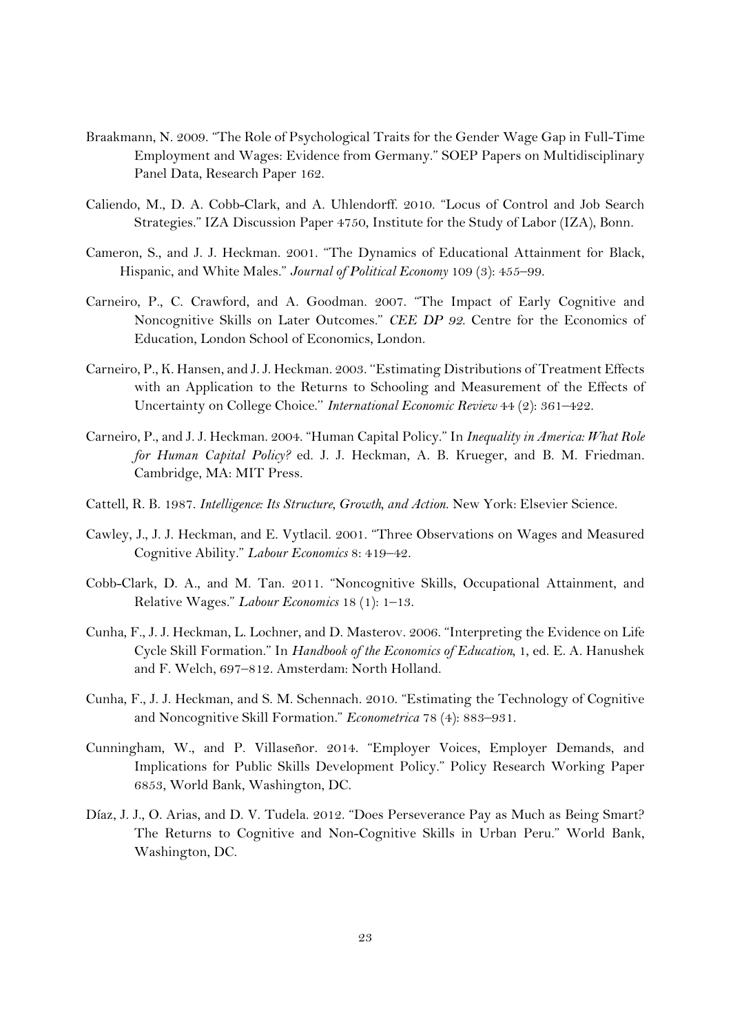Braakmann, N. 2009. "The Role of Psychological Traits for the Gender Wage Gap in Full-Time Employment and Wages: Evidence from Germany." SOEP Papers on Multidisciplinary Panel Data, Research Paper 162.

Caliendo, M., D. A. Cobb-Clark, and A. Uhlendorff. 2010. "Locus of Control and Job Search Strategies." IZA Discussion Paper 4750, Institute for the Study of Labor (IZA), Bonn.

Cameron, S., and J. J. Heckman. 2001. "The Dynamics of Educational Attainment for Black, Hispanic, and White Males." *Journal of Political Economy* 109 (3): 455–99.

Carneiro, P., C. Crawford, and A. Goodman. 2007. "The Impact of Early Cognitive and Noncognitive Skills on Later Outcomes." *CEE DP 92*. Centre for the Economics of Education, London School of Economics, London.

Carneiro, P., K. Hansen, and J. J. Heckman. 2003. "Estimating Distributions of Treatment Effects with an Application to the Returns to Schooling and Measurement of the Effects of Uncertainty on College Choice." *International Economic Review* 44 (2): 361–422.

Carneiro, P., and J. J. Heckman. 2004. "Human Capital Policy." In *Inequality in America: What Role for Human Capital Policy?* ed. J. J. Heckman, A. B. Krueger, and B. M. Friedman. Cambridge, MA: MIT Press.

Cattell, R. B. 1987. *Intelligence: Its Structure, Growth, and Action*. New York: Elsevier Science.

Cawley, J., J. J. Heckman, and E. Vytlacil. 2001. "Three Observations on Wages and Measured Cognitive Ability." *Labour Economics* 8: 419–42.

Cobb-Clark, D. A., and M. Tan. 2011. "Noncognitive Skills, Occupational Attainment, and Relative Wages." *Labour Economics* 18 (1): 1–13.

Cunha, F., J. J. Heckman, L. Lochner, and D. Masterov. 2006. "Interpreting the Evidence on Life Cycle Skill Formation." In *Handbook of the Economics of Education*, 1, ed. E. A. Hanushek and F. Welch, 697–812. Amsterdam: North Holland.

Cunha, F., J. J. Heckman, and S. M. Schennach. 2010. "Estimating the Technology of Cognitive and Noncognitive Skill Formation." *Econometrica* 78 (4): 883–931.

Cunningham, W., and P. Villaseñor. 2014. "Employer Voices, Employer Demands, and Implications for Public Skills Development Policy." Policy Research Working Paper 6853, World Bank, Washington, DC.

Díaz, J. J., O. Arias, and D. V. Tudela. 2012. "Does Perseverance Pay as Much as Being Smart? The Returns to Cognitive and Non-Cognitive Skills in Urban Peru." World Bank, Washington, DC.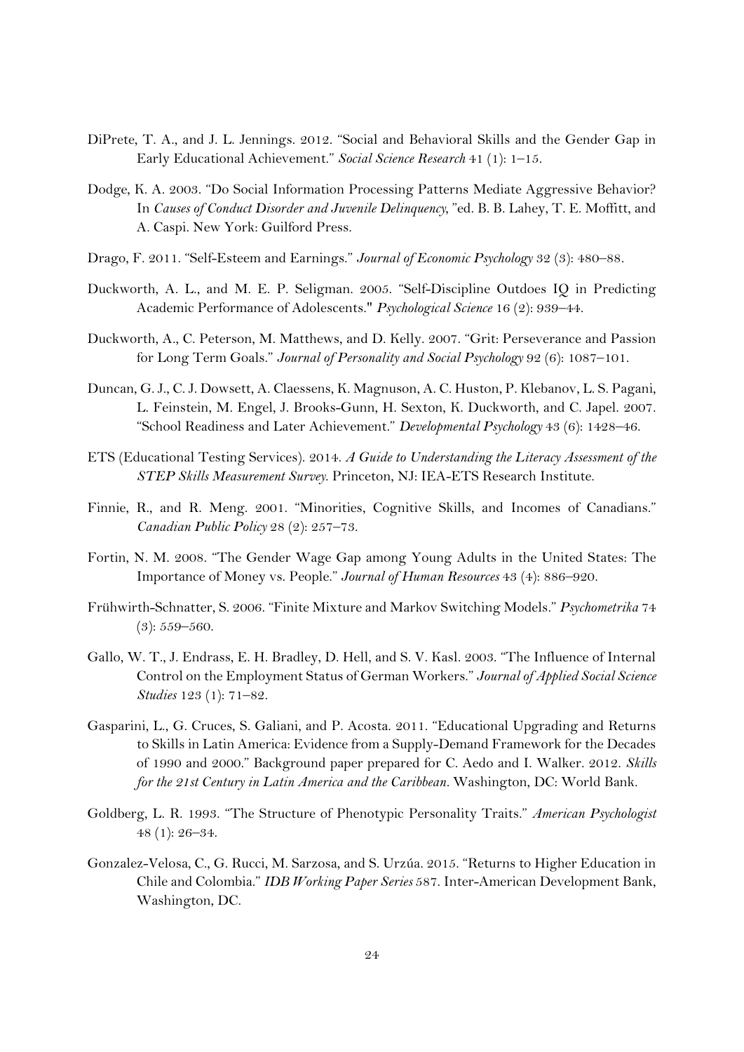DiPrete, T. A., and J. L. Jennings. 2012. "Social and Behavioral Skills and the Gender Gap in Early Educational Achievement." *Social Science Research* 41 (1): 1–15.

Dodge, K. A. 2003. "Do Social Information Processing Patterns Mediate Aggressive Behavior? In *Causes of Conduct Disorder and Juvenile Delinquency*, "ed. B. B. Lahey, T. E. Moffitt, and A. Caspi. New York: Guilford Press.

Drago, F. 2011. "Self-Esteem and Earnings." *Journal of Economic Psychology* 32 (3): 480–88.

Duckworth, A. L., and M. E. P. Seligman. 2005. "Self-Discipline Outdoes IQ in Predicting Academic Performance of Adolescents." *Psychological Science* 16 (2): 939–44.

Duckworth, A., C. Peterson, M. Matthews, and D. Kelly. 2007. "Grit: Perseverance and Passion for Long Term Goals." *Journal of Personality and Social Psychology* 92 (6): 1087–101.

Duncan, G. J., C. J. Dowsett, A. Claessens, K. Magnuson, A. C. Huston, P. Klebanov, L. S. Pagani, L. Feinstein, M. Engel, J. Brooks-Gunn, H. Sexton, K. Duckworth, and C. Japel. 2007. "School Readiness and Later Achievement." *Developmental Psychology* 43 (6): 1428–46.

ETS (Educational Testing Services). 2014. *A Guide to Understanding the Literacy Assessment of the STEP Skills Measurement Survey.* Princeton, NJ: IEA-ETS Research Institute.

Finnie, R., and R. Meng. 2001. "Minorities, Cognitive Skills, and Incomes of Canadians." *Canadian Public Policy* 28 (2): 257–73.

Fortin, N. M. 2008. "The Gender Wage Gap among Young Adults in the United States: The Importance of Money vs. People." *Journal of Human Resources* 43 (4): 886–920.

Frühwirth-Schnatter, S. 2006. "Finite Mixture and Markov Switching Models." *Psychometrika* 74 (3): 559–560.

Gallo, W. T., J. Endrass, E. H. Bradley, D. Hell, and S. V. Kasl. 2003. "The Influence of Internal Control on the Employment Status of German Workers." *Journal of Applied Social Science Studies* 123 (1): 71–82.

Gasparini, L., G. Cruces, S. Galiani, and P. Acosta. 2011. "Educational Upgrading and Returns to Skills in Latin America: Evidence from a Supply-Demand Framework for the Decades of 1990 and 2000." Background paper prepared for C. Aedo and I. Walker. 2012. *Skills for the 21st Century in Latin America and the Caribbean.* Washington, DC: World Bank.

Goldberg, L. R. 1993. "The Structure of Phenotypic Personality Traits." *American Psychologist* 48 (1): 26–34.

Gonzalez-Velosa, C., G. Rucci, M. Sarzosa, and S. Urzúa. 2015. "Returns to Higher Education in Chile and Colombia." *IDB Working Paper Series* 587. Inter-American Development Bank, Washington, DC.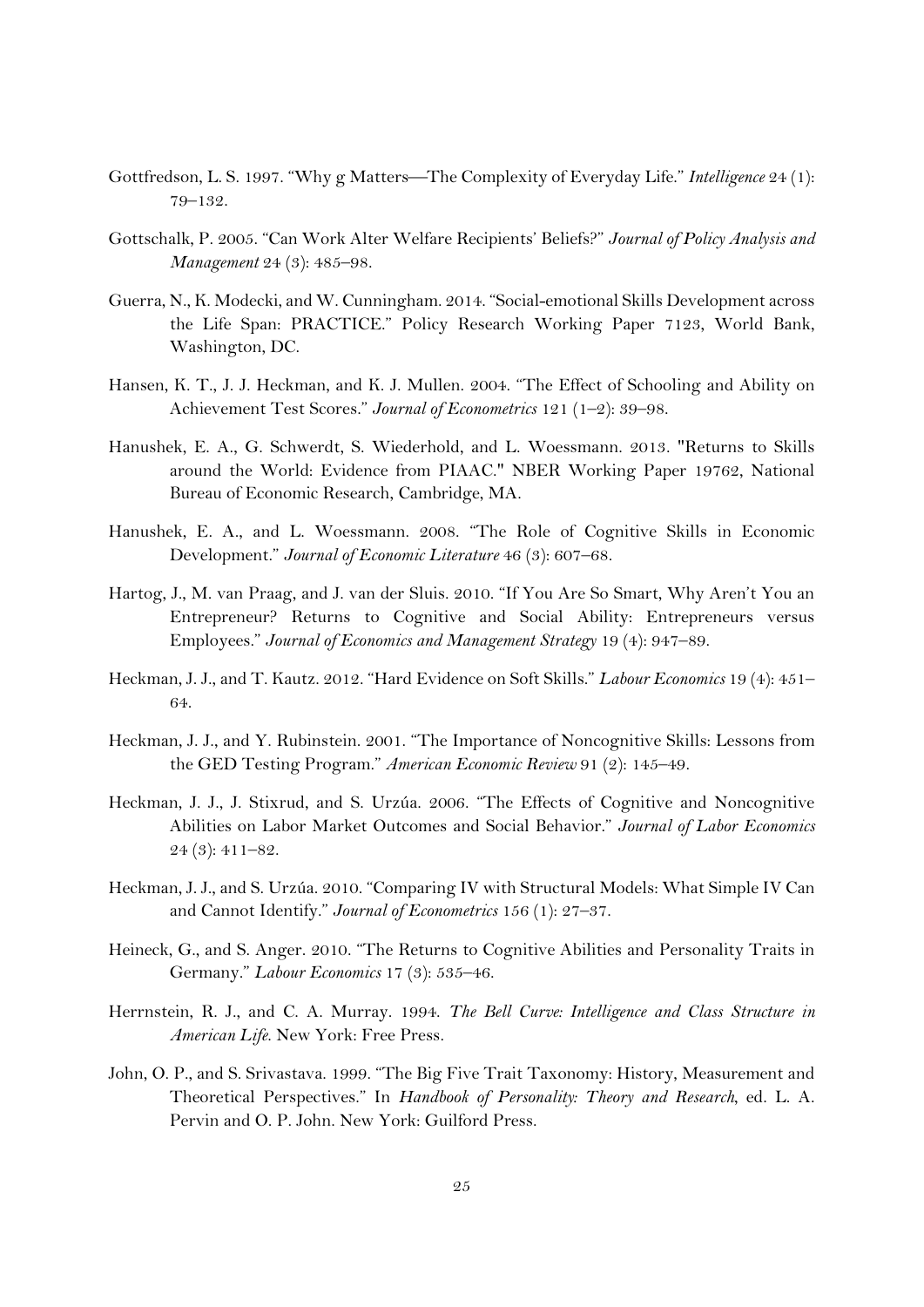Gottfredson, L. S. 1997. "Why g Matters—The Complexity of Everyday Life." *Intelligence* 24 (1): 79–132.

Gottschalk, P. 2005. "Can Work Alter Welfare Recipients' Beliefs?" *Journal of Policy Analysis and Management* 24 (3): 485–98.

Guerra, N., K. Modecki, and W. Cunningham. 2014. "Social-emotional Skills Development across the Life Span: PRACTICE." Policy Research Working Paper 7123, World Bank, Washington, DC.

Hansen, K. T., J. J. Heckman, and K. J. Mullen. 2004. "The Effect of Schooling and Ability on Achievement Test Scores." *Journal of Econometrics* 121 (1–2): 39–98.

Hanushek, E. A., G. Schwerdt, S. Wiederhold, and L. Woessmann. 2013. "Returns to Skills around the World: Evidence from PIAAC." NBER Working Paper 19762, National Bureau of Economic Research, Cambridge, MA.

Hanushek, E. A., and L. Woessmann. 2008. "The Role of Cognitive Skills in Economic Development." *Journal of Economic Literature* 46 (3): 607–68.

Hartog, J., M. van Praag, and J. van der Sluis. 2010. "If You Are So Smart, Why Aren't You an Entrepreneur? Returns to Cognitive and Social Ability: Entrepreneurs versus Employees." *Journal of Economics and Management Strategy* 19 (4): 947–89.

Heckman, J. J., and T. Kautz. 2012. "Hard Evidence on Soft Skills." *Labour Economics* 19 (4): 451–64.

Heckman, J. J., and Y. Rubinstein. 2001. "The Importance of Noncognitive Skills: Lessons from the GED Testing Program." *American Economic Review* 91 (2): 145–49.

Heckman, J. J., J. Stixrud, and S. Urzúa. 2006. "The Effects of Cognitive and Noncognitive Abilities on Labor Market Outcomes and Social Behavior." *Journal of Labor Economics* 24 (3): 411–82.

Heckman, J. J., and S. Urzúa. 2010. "Comparing IV with Structural Models: What Simple IV Can and Cannot Identify." *Journal of Econometrics* 156 (1): 27–37.

Heineck, G., and S. Anger. 2010. "The Returns to Cognitive Abilities and Personality Traits in Germany." *Labour Economics* 17 (3): 535–46.

Herrnstein, R. J., and C. A. Murray. 1994. *The Bell Curve: Intelligence and Class Structure in American Life*. New York: Free Press.

John, O. P., and S. Srivastava. 1999. "The Big Five Trait Taxonomy: History, Measurement and Theoretical Perspectives." In *Handbook of Personality: Theory and Research*, ed. L. A. Pervin and O. P. John. New York: Guilford Press.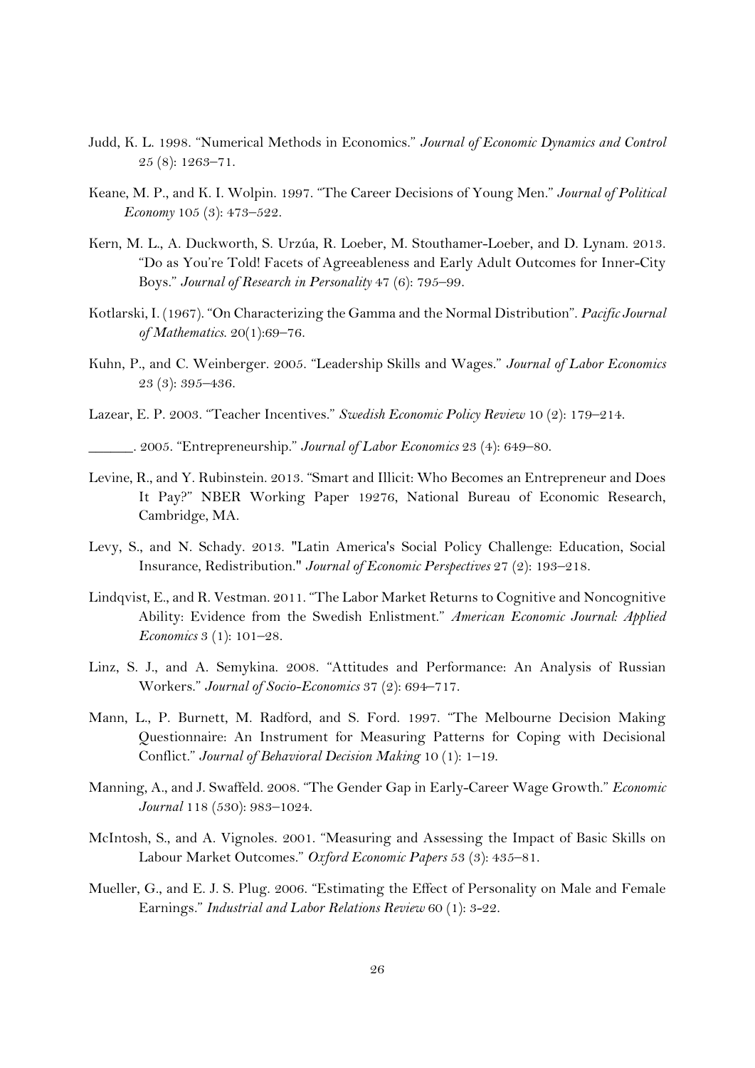Judd, K. L. 1998. "Numerical Methods in Economics." *Journal of Economic Dynamics and Control* 25 (8): 1263–71.

Keane, M. P., and K. I. Wolpin. 1997. "The Career Decisions of Young Men." *Journal of Political Economy* 105 (3): 473–522.

Kern, M. L., A. Duckworth, S. Urzúa, R. Loeber, M. Stouthamer-Loeber, and D. Lynam. 2013. "Do as You're Told! Facets of Agreeableness and Early Adult Outcomes for Inner-City Boys." *Journal of Research in Personality* 47 (6): 795–99.

Kotlarski, I. (1967). "On Characterizing the Gamma and the Normal Distribution". *Pacific Journal of Mathematics.* 20(1):69–76.

Kuhn, P., and C. Weinberger. 2005. "Leadership Skills and Wages." *Journal of Labor Economics* 23 (3): 395–436.

Lazear, E. P. 2003. "Teacher Incentives." *Swedish Economic Policy Review* 10 (2): 179–214.

______. 2005. "Entrepreneurship." *Journal of Labor Economics* 23 (4): 649–80.

Levine, R., and Y. Rubinstein. 2013. "Smart and Illicit: Who Becomes an Entrepreneur and Does It Pay?" NBER Working Paper 19276, National Bureau of Economic Research, Cambridge, MA.

Levy, S., and N. Schady. 2013. "Latin America's Social Policy Challenge: Education, Social Insurance, Redistribution." *Journal of Economic Perspectives* 27 (2): 193–218.

Lindqvist, E., and R. Vestman. 2011. "The Labor Market Returns to Cognitive and Noncognitive Ability: Evidence from the Swedish Enlistment." *American Economic Journal: Applied Economics* 3 (1): 101–28.

Linz, S. J., and A. Semykina. 2008. "Attitudes and Performance: An Analysis of Russian Workers." *Journal of Socio-Economics* 37 (2): 694–717.

Mann, L., P. Burnett, M. Radford, and S. Ford. 1997. "The Melbourne Decision Making Questionnaire: An Instrument for Measuring Patterns for Coping with Decisional Conflict." *Journal of Behavioral Decision Making* 10 (1): 1–19.

Manning, A., and J. Swaffeld. 2008. "The Gender Gap in Early-Career Wage Growth." *Economic Journal* 118 (530): 983–1024.

McIntosh, S., and A. Vignoles. 2001. "Measuring and Assessing the Impact of Basic Skills on Labour Market Outcomes." *Oxford Economic Papers* 53 (3): 435–81.

Mueller, G., and E. J. S. Plug. 2006. "Estimating the Effect of Personality on Male and Female Earnings." *Industrial and Labor Relations Review* 60 (1): 3-22.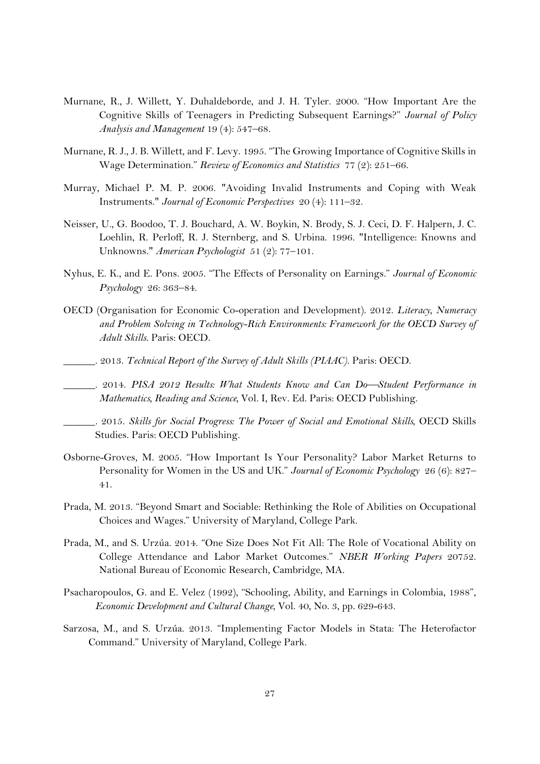Murnane, R., J. Willett, Y. Duhaldeborde, and J. H. Tyler. 2000. "How Important Are the Cognitive Skills of Teenagers in Predicting Subsequent Earnings?" *Journal of Policy Analysis and Management* 19 (4): 547–68.

Murnane, R. J., J. B. Willett, and F. Levy. 1995. "The Growing Importance of Cognitive Skills in Wage Determination." *Review of Economics and Statistics* 77 (2): 251–66.

Murray, Michael P. M. P. 2006. "Avoiding Invalid Instruments and Coping with Weak Instruments." *Journal of Economic Perspectives* 20 (4): 111–32.

Neisser, U., G. Boodoo, T. J. Bouchard, A. W. Boykin, N. Brody, S. J. Ceci, D. F. Halpern, J. C. Loehlin, R. Perloff, R. J. Sternberg, and S. Urbina. 1996. "Intelligence: Knowns and Unknowns." *American Psychologist* 51 (2): 77–101.

Nyhus, E. K., and E. Pons. 2005. "The Effects of Personality on Earnings." *Journal of Economic Psychology* 26: 363–84.

OECD (Organisation for Economic Co-operation and Development). 2012. *Literacy, Numeracy and Problem Solving in Technology-Rich Environments: Framework for the OECD Survey of Adult Skills*. Paris: OECD.

______. 2013. *Technical Report of the Survey of Adult Skills (PIAAC)*. Paris: OECD.

______. 2014. *PISA 2012 Results: What Students Know and Can Do—Student Performance in Mathematics, Reading and Science*, Vol. I, Rev. Ed. Paris: OECD Publishing.

______. 2015. *Skills for Social Progress: The Power of Social and Emotional Skills*, OECD Skills Studies. Paris: OECD Publishing.

Osborne-Groves, M. 2005. "How Important Is Your Personality? Labor Market Returns to Personality for Women in the US and UK." *Journal of Economic Psychology* 26 (6): 827–41.

Prada, M. 2013. "Beyond Smart and Sociable: Rethinking the Role of Abilities on Occupational Choices and Wages." University of Maryland, College Park.

Prada, M., and S. Urzúa. 2014. "One Size Does Not Fit All: The Role of Vocational Ability on College Attendance and Labor Market Outcomes." *NBER Working Papers* 20752. National Bureau of Economic Research, Cambridge, MA.

Psacharopoulos, G. and E. Velez (1992), "Schooling, Ability, and Earnings in Colombia, 1988", *Economic Development and Cultural Change*, Vol. 40, No. 3, pp. 629-643.

Sarzosa, M., and S. Urzúa. 2013. "Implementing Factor Models in Stata: The Heterofactor Command." University of Maryland, College Park.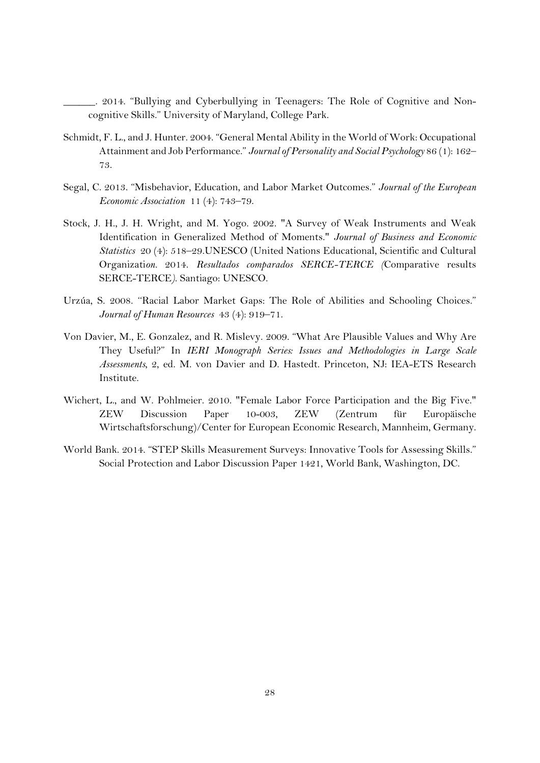______. 2014. "Bullying and Cyberbullying in Teenagers: The Role of Cognitive and Non-cognitive Skills." University of Maryland, College Park.

Schmidt, F. L., and J. Hunter. 2004. "General Mental Ability in the World of Work: Occupational Attainment and Job Performance." *Journal of Personality and Social Psychology* 86 (1): 162–73.

Segal, C. 2013. "Misbehavior, Education, and Labor Market Outcomes." *Journal of the European Economic Association* 11 (4): 743–79.

Stock, J. H., J. H. Wright, and M. Yogo. 2002. "A Survey of Weak Instruments and Weak Identification in Generalized Method of Moments." *Journal of Business and Economic Statistics* 20 (4): 518–29.UNESCO (United Nations Educational, Scientific and Cultural Organization. 2014. *Resultados comparados SERCE-TERCE (*Comparative results SERCE-TERCE*)*. Santiago: UNESCO.

Urzúa, S. 2008. "Racial Labor Market Gaps: The Role of Abilities and Schooling Choices." *Journal of Human Resources* 43 (4): 919–71.

Von Davier, M., E. Gonzalez, and R. Mislevy. 2009. "What Are Plausible Values and Why Are They Useful?" In *IERI Monograph Series: Issues and Methodologies in Large Scale Assessments*, 2, ed. M. von Davier and D. Hastedt. Princeton, NJ: IEA-ETS Research Institute.

Wichert, L., and W. Pohlmeier. 2010. "Female Labor Force Participation and the Big Five." ZEW Discussion Paper 10-003, ZEW (Zentrum für Europäische Wirtschaftsforschung)/Center for European Economic Research, Mannheim, Germany.

World Bank. 2014. "STEP Skills Measurement Surveys: Innovative Tools for Assessing Skills." Social Protection and Labor Discussion Paper 1421, World Bank, Washington, DC.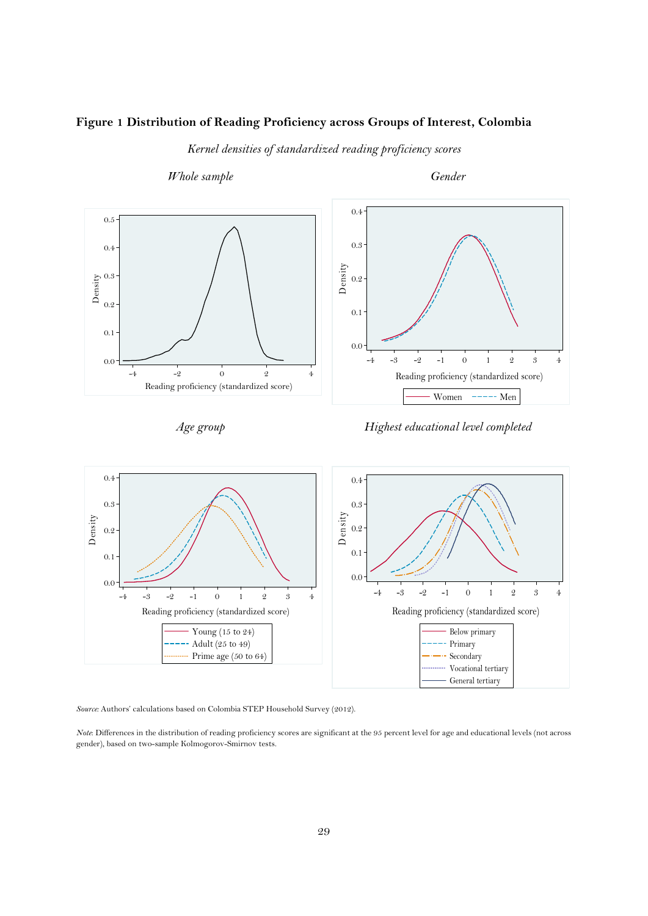**Figure 1 Distribution of Reading Proficiency across Groups of Interest, Colombia**

*Kernel densities of standardized reading proficiency scores*

*Whole sample* | *Gender*

*Age group* | *Highest educational level completed*

*Source*: Authors' calculations based on Colombia STEP Household Survey (2012).

*Note*: Differences in the distribution of reading proficiency scores are significant at the 95 percent level for age and educational levels (not across gender), based on two-sample Kolmogorov-Smirnov tests.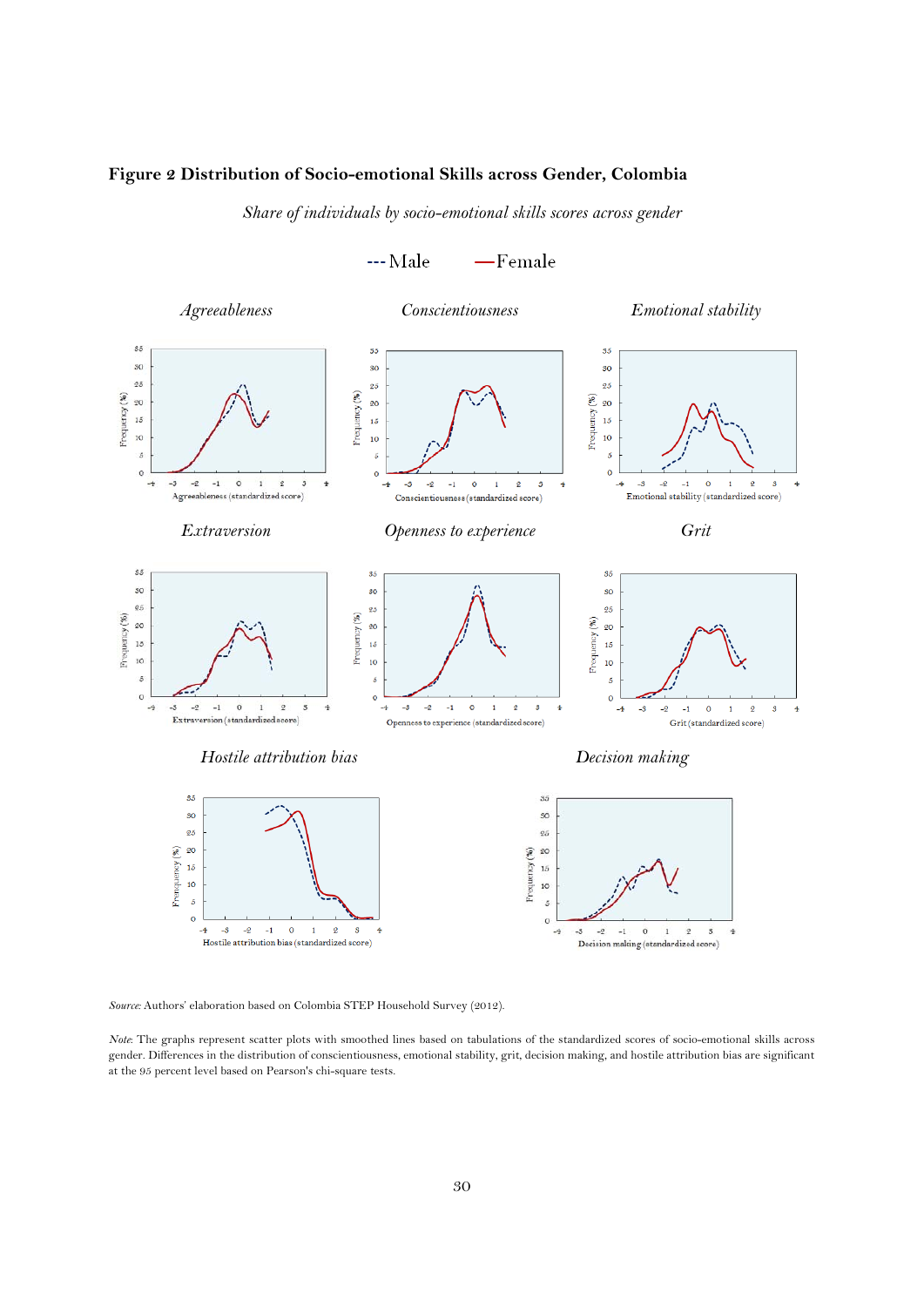**Figure 2 Distribution of Socio-emotional Skills across Gender, Colombia**

*Share of individuals by socio-emotional skills scores across gender*

*Source:* Authors' elaboration based on Colombia STEP Household Survey (2012).

*Note:* The graphs represent scatter plots with smoothed lines based on tabulations of the standardized scores of socio-emotional skills across gender. Differences in the distribution of conscientiousness, emotional stability, grit, decision making, and hostile attribution bias are significant at the 95 percent level based on Pearson's chi-square tests.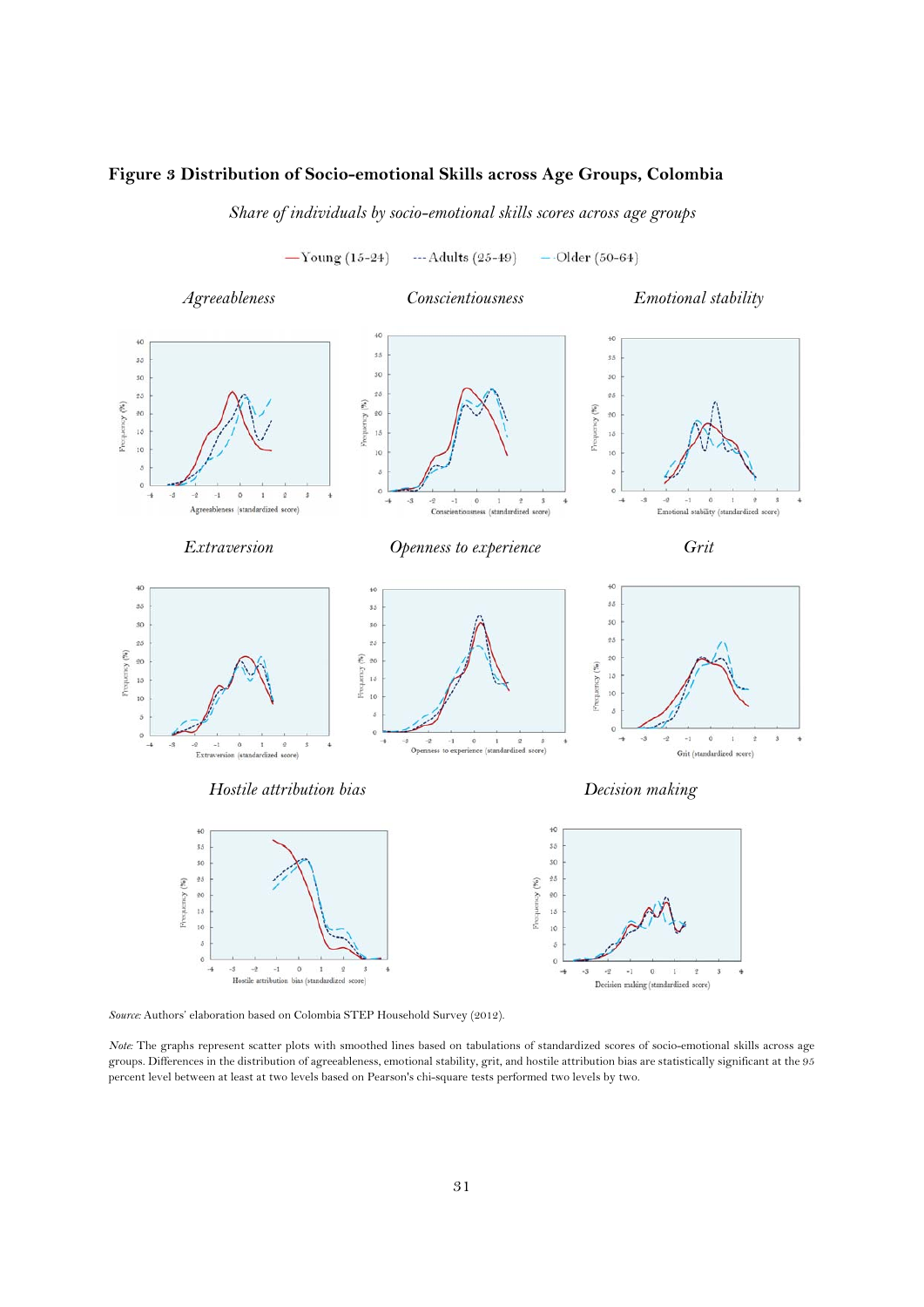**Figure 3 Distribution of Socio-emotional Skills across Age Groups, Colombia**

*Share of individuals by socio-emotional skills scores across age groups*

—Young (15-24) ---Adults (25-49) — Older (50-64)

*Agreeableness* *Conscientiousness* *Emotional stability*

*Extraversion* *Openness to experience* *Grit*

*Hostile attribution bias* *Decision making*

*Source:* Authors' elaboration based on Colombia STEP Household Survey (2012).

*Note:* The graphs represent scatter plots with smoothed lines based on tabulations of standardized scores of socio-emotional skills across age groups. Differences in the distribution of agreeableness, emotional stability, grit, and hostile attribution bias are statistically significant at the 95 percent level between at least at two levels based on Pearson's chi-square tests performed two levels by two.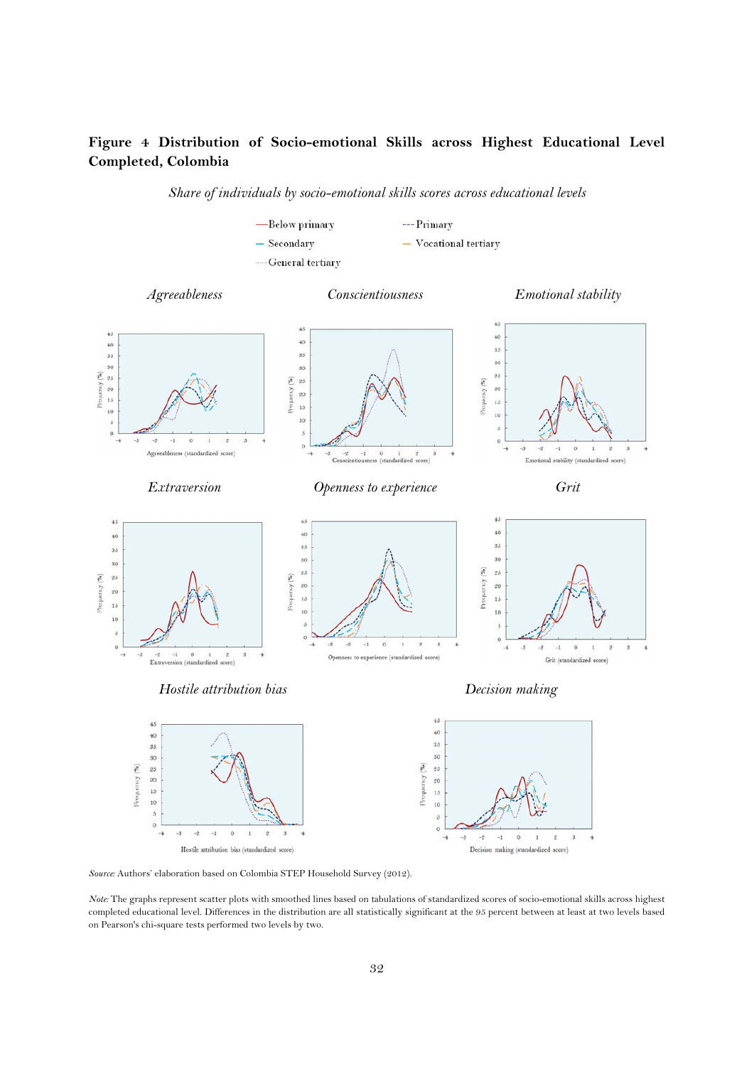**Figure 4 Distribution of Socio-emotional Skills across Highest Educational Level Completed, Colombia**

*Share of individuals by socio-emotional skills scores across educational levels*

*Source:* Authors' elaboration based on Colombia STEP Household Survey (2012).

*Note:* The graphs represent scatter plots with smoothed lines based on tabulations of standardized scores of socio-emotional skills across highest completed educational level. Differences in the distribution are all statistically significant at the 95 percent between at least at two levels based on Pearson's chi-square tests performed two levels by two.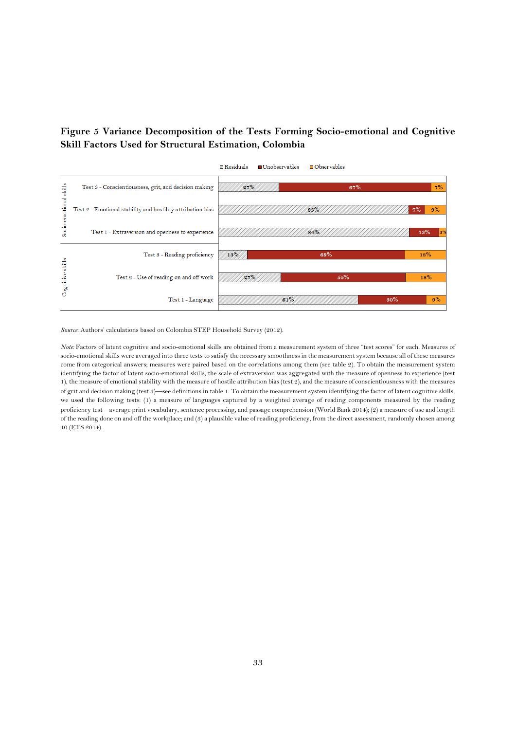**Figure 5 Variance Decomposition of the Tests Forming Socio-emotional and Cognitive Skill Factors Used for Structural Estimation, Colombia**

| | Test | Residuals | Unobservables | Observables |
|---|---|---|---|---|
| Socio-emotional skills | Test 3 - Conscientiousness, grit, and decision making | 27% | 67% | 7% |
| | Test 2 - Emotional stability and hostility attribution bias | 83% | 7% | 9% |
| | Test 1 - Extraversion and openness to experience | 84% | 13% | 3% |
| Cognitive skills | Test 3 - Reading proficiency | 13% | 69% | 18% |
| | Test 2 - Use of reading on and off work | 27% | 55% | 18% |
| | Test 1 - Language | 61% | 30% | 9% |

*Source*: Authors' calculations based on Colombia STEP Household Survey (2012).

*Note*: Factors of latent cognitive and socio-emotional skills are obtained from a measurement system of three "test scores" for each. Measures of socio-emotional skills were averaged into three tests to satisfy the necessary smoothness in the measurement system because all of these measures come from categorical answers; measures were paired based on the correlations among them (see table 2). To obtain the measurement system identifying the factor of latent socio-emotional skills, the scale of extraversion was aggregated with the measure of openness to experience (test 1), the measure of emotional stability with the measure of hostile attribution bias (test 2), and the measure of conscientiousness with the measures of grit and decision making (test 3)—see definitions in table 1. To obtain the measurement system identifying the factor of latent cognitive skills, we used the following tests: (1) a measure of languages captured by a weighted average of reading components measured by the reading proficiency test—average print vocabulary, sentence processing, and passage comprehension (World Bank 2014); (2) a measure of use and length of the reading done on and off the workplace; and (3) a plausible value of reading proficiency, from the direct assessment, randomly chosen among 10 (ETS 2014).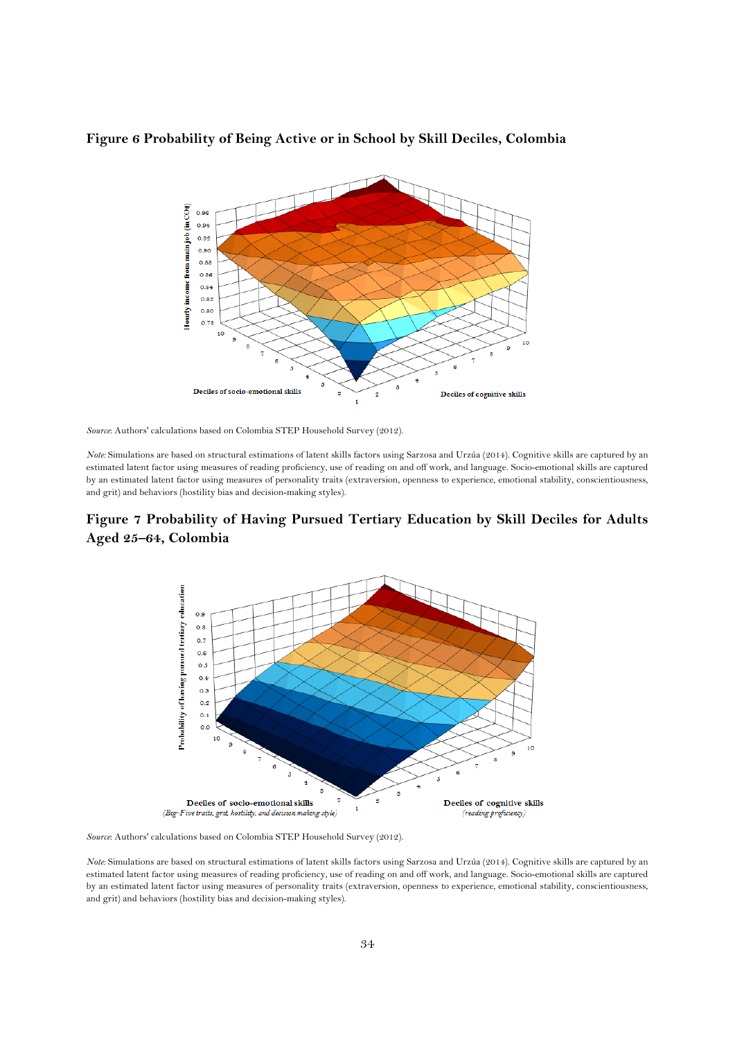**Figure 6 Probability of Being Active or in School by Skill Deciles, Colombia**

*Source*: Authors' calculations based on Colombia STEP Household Survey (2012).

*Note*: Simulations are based on structural estimations of latent skills factors using Sarzosa and Urzúa (2014). Cognitive skills are captured by an estimated latent factor using measures of reading proficiency, use of reading on and off work, and language. Socio-emotional skills are captured by an estimated latent factor using measures of personality traits (extraversion, openness to experience, emotional stability, conscientiousness, and grit) and behaviors (hostility bias and decision-making styles).

**Figure 7 Probability of Having Pursued Tertiary Education by Skill Deciles for Adults Aged 25–64, Colombia**

*Source*: Authors' calculations based on Colombia STEP Household Survey (2012).

*Note*: Simulations are based on structural estimations of latent skills factors using Sarzosa and Urzúa (2014). Cognitive skills are captured by an estimated latent factor using measures of reading proficiency, use of reading on and off work, and language. Socio-emotional skills are captured by an estimated latent factor using measures of personality traits (extraversion, openness to experience, emotional stability, conscientiousness, and grit) and behaviors (hostility bias and decision-making styles).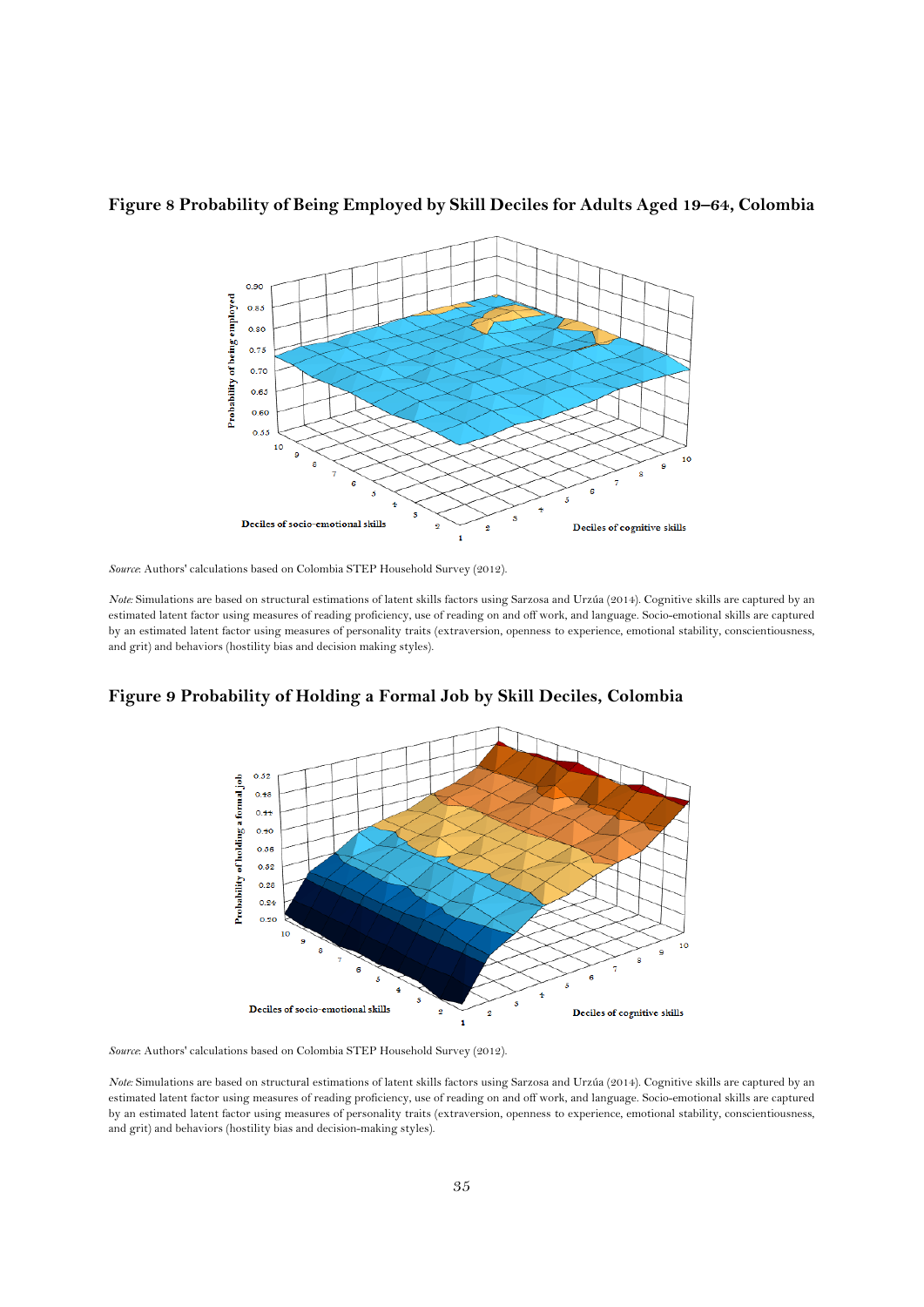## Figure 8 Probability of Being Employed by Skill Deciles for Adults Aged 19–64, Colombia

*Source*: Authors' calculations based on Colombia STEP Household Survey (2012).

*Note*: Simulations are based on structural estimations of latent skills factors using Sarzosa and Urzúa (2014). Cognitive skills are captured by an estimated latent factor using measures of reading proficiency, use of reading on and off work, and language. Socio-emotional skills are captured by an estimated latent factor using measures of personality traits (extraversion, openness to experience, emotional stability, conscientiousness, and grit) and behaviors (hostility bias and decision making styles).

## Figure 9 Probability of Holding a Formal Job by Skill Deciles, Colombia

*Source*: Authors' calculations based on Colombia STEP Household Survey (2012).

*Note*: Simulations are based on structural estimations of latent skills factors using Sarzosa and Urzúa (2014). Cognitive skills are captured by an estimated latent factor using measures of reading proficiency, use of reading on and off work, and language. Socio-emotional skills are captured by an estimated latent factor using measures of personality traits (extraversion, openness to experience, emotional stability, conscientiousness, and grit) and behaviors (hostility bias and decision-making styles).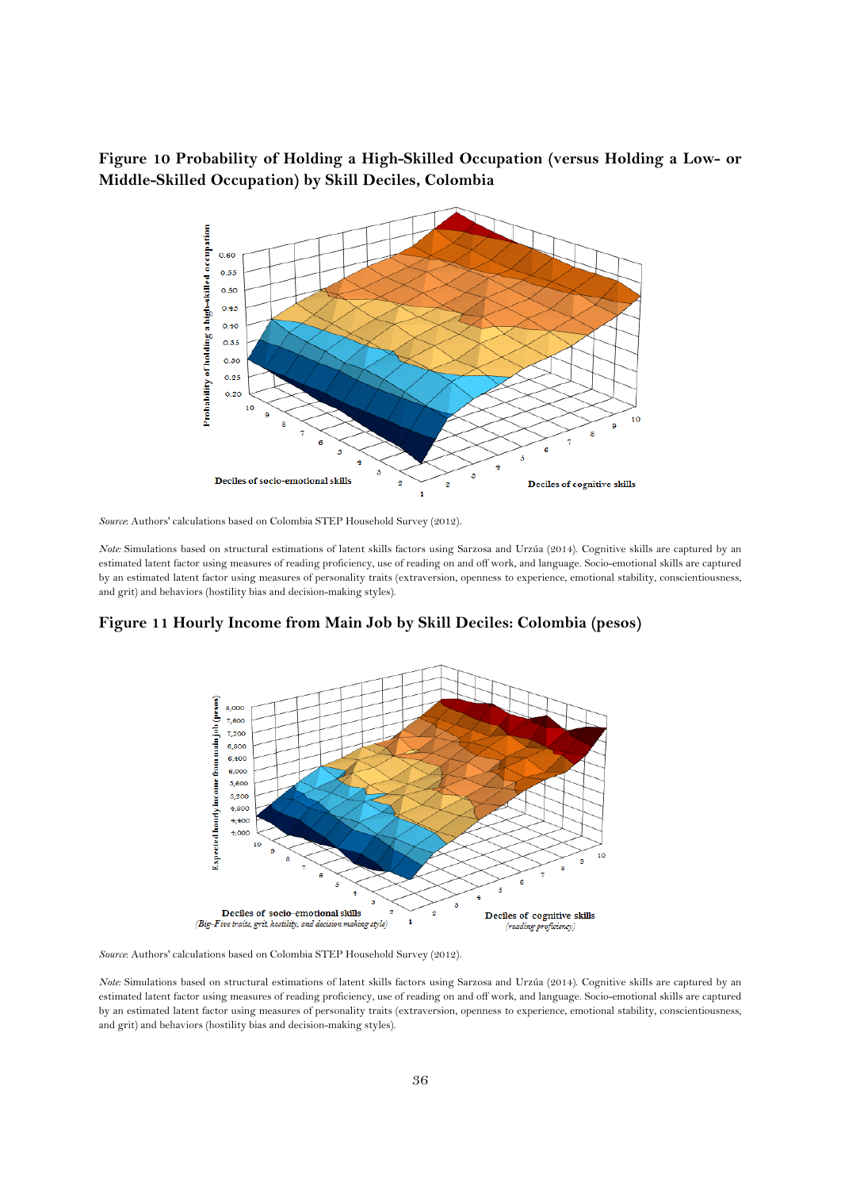**Figure 10 Probability of Holding a High-Skilled Occupation (versus Holding a Low- or Middle-Skilled Occupation) by Skill Deciles, Colombia**

*Source*: Authors' calculations based on Colombia STEP Household Survey (2012).

*Note*: Simulations based on structural estimations of latent skills factors using Sarzosa and Urzúa (2014). Cognitive skills are captured by an estimated latent factor using measures of reading proficiency, use of reading on and off work, and language. Socio-emotional skills are captured by an estimated latent factor using measures of personality traits (extraversion, openness to experience, emotional stability, conscientiousness, and grit) and behaviors (hostility bias and decision-making styles).

**Figure 11 Hourly Income from Main Job by Skill Deciles: Colombia (pesos)**

*Source*: Authors' calculations based on Colombia STEP Household Survey (2012).

*Note*: Simulations based on structural estimations of latent skills factors using Sarzosa and Urzúa (2014). Cognitive skills are captured by an estimated latent factor using measures of reading proficiency, use of reading on and off work, and language. Socio-emotional skills are captured by an estimated latent factor using measures of personality traits (extraversion, openness to experience, emotional stability, conscientiousness, and grit) and behaviors (hostility bias and decision-making styles).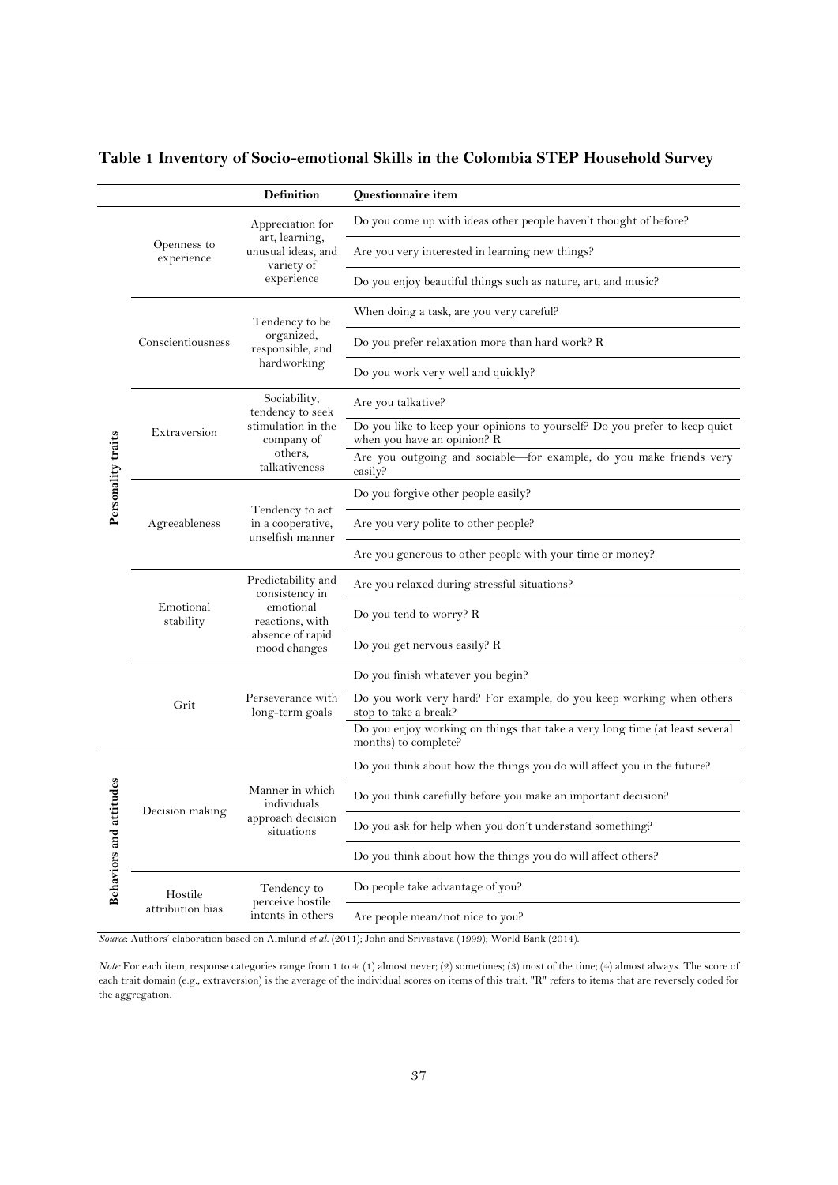**Table 1 Inventory of Socio-emotional Skills in the Colombia STEP Household Survey**

| | | Definition | Questionnaire item |
|---|---|---|---|
| Personality traits | Openness to experience | Appreciation for art, learning, unusual ideas, and variety of experience | Do you come up with ideas other people haven't thought of before? |
| | | | Are you very interested in learning new things? |
| | | | Do you enjoy beautiful things such as nature, art, and music? |
| | Conscientiousness | Tendency to be organized, responsible, and hardworking | When doing a task, are you very careful? |
| | | | Do you prefer relaxation more than hard work? R |
| | | | Do you work very well and quickly? |
| | Extraversion | Sociability, tendency to seek stimulation in the company of others, talkativeness | Are you talkative? |
| | | | Do you like to keep your opinions to yourself? Do you prefer to keep quiet when you have an opinion? R |
| | | | Are you outgoing and sociable—for example, do you make friends very easily? |
| | Agreeableness | Tendency to act in a cooperative, unselfish manner | Do you forgive other people easily? |
| | | | Are you very polite to other people? |
| | | | Are you generous to other people with your time or money? |
| | Emotional stability | Predictability and consistency in emotional reactions, with absence of rapid mood changes | Are you relaxed during stressful situations? |
| | | | Do you tend to worry? R |
| | | | Do you get nervous easily? R |
| | Grit | Perseverance with long-term goals | Do you finish whatever you begin? |
| | | | Do you work very hard? For example, do you keep working when others stop to take a break? |
| | | | Do you enjoy working on things that take a very long time (at least several months) to complete? |
| Behaviors and attitudes | Decision making | Manner in which individuals approach decision situations | Do you think about how the things you do will affect you in the future? |
| | | | Do you think carefully before you make an important decision? |
| | | | Do you ask for help when you don't understand something? |
| | | | Do you think about how the things you do will affect others? |
| | Hostile attribution bias | Tendency to perceive hostile intents in others | Do people take advantage of you? |
| | | | Are people mean/not nice to you? |

*Source*: Authors' elaboration based on Almlund *et al*. (2011); John and Srivastava (1999); World Bank (2014).

*Note*: For each item, response categories range from 1 to 4: (1) almost never; (2) sometimes; (3) most of the time; (4) almost always. The score of each trait domain (e.g., extraversion) is the average of the individual scores on items of this trait. "R" refers to items that are reversely coded for the aggregation.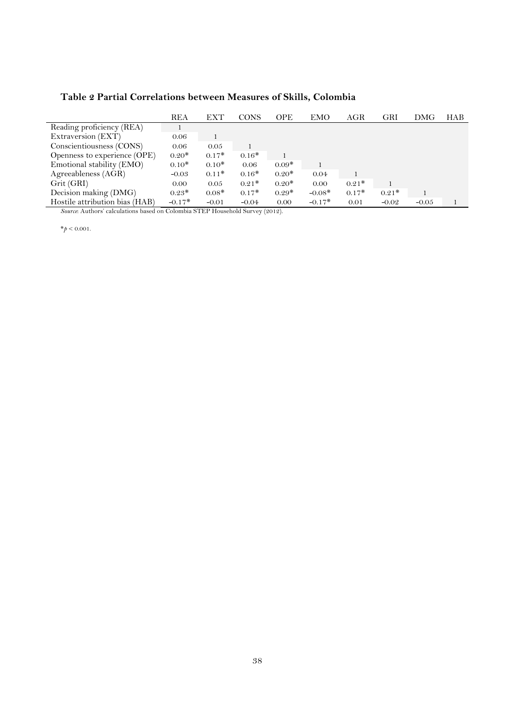**Table 2 Partial Correlations between Measures of Skills, Colombia**

| | REA | EXT | CONS | OPE | EMO | AGR | GRI | DMG | HAB |
|---|---|---|---|---|---|---|---|---|---|
| Reading proficiency (REA) | 1 | | | | | | | | |
| Extraversion (EXT) | 0.06 | 1 | | | | | | | |
| Conscientiousness (CONS) | 0.06 | 0.05 | 1 | | | | | | |
| Openness to experience (OPE) | 0.20* | 0.17* | 0.16* | 1 | | | | | |
| Emotional stability (EMO) | 0.10* | 0.10* | 0.06 | 0.09* | 1 | | | | |
| Agreeableness (AGR) | −0.03 | 0.11* | 0.16* | 0.20* | 0.04 | 1 | | | |
| Grit (GRI) | 0.00 | 0.05 | 0.21* | 0.20* | 0.00 | 0.21* | 1 | | |
| Decision making (DMG) | 0.23* | 0.08* | 0.17* | 0.29* | −0.08* | 0.17* | 0.21* | 1 | |
| Hostile attribution bias (HAB) | −0.17* | −0.01 | −0.04 | 0.00 | −0.17* | 0.01 | −0.02 | −0.05 | 1 |

*Source*: Authors' calculations based on Colombia STEP Household Survey (2012).

*$p < 0.001$.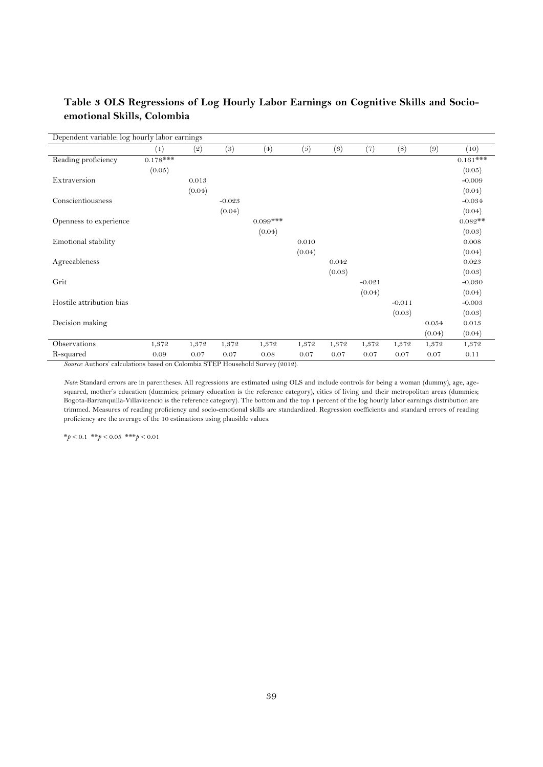**Table 3 OLS Regressions of Log Hourly Labor Earnings on Cognitive Skills and Socio-emotional Skills, Colombia**

| Dependent variable: log hourly labor earnings | | | | | | | | | | |
|---|---|---|---|---|---|---|---|---|---|---|
| | (1) | (2) | (3) | (4) | (5) | (6) | (7) | (8) | (9) | (10) |
| Reading proficiency | 0.178*** | | | | | | | | | 0.161*** |
| | (0.05) | | | | | | | | | (0.05) |
| Extraversion | | 0.013 | | | | | | | | -0.009 |
| | | (0.04) | | | | | | | | (0.04) |
| Conscientiousness | | | -0.023 | | | | | | | -0.034 |
| | | | (0.04) | | | | | | | (0.04) |
| Openness to experience | | | | 0.099*** | | | | | | 0.082** |
| | | | | (0.04) | | | | | | (0.03) |
| Emotional stability | | | | | 0.010 | | | | | 0.008 |
| | | | | | (0.04) | | | | | (0.04) |
| Agreeableness | | | | | | 0.042 | | | | 0.023 |
| | | | | | | (0.03) | | | | (0.03) |
| Grit | | | | | | | -0.021 | | | -0.030 |
| | | | | | | | (0.04) | | | (0.04) |
| Hostile attribution bias | | | | | | | | -0.011 | | -0.003 |
| | | | | | | | | (0.03) | | (0.03) |
| Decision making | | | | | | | | | 0.054 | 0.013 |
| | | | | | | | | | (0.04) | (0.04) |
| Observations | 1,372 | 1,372 | 1,372 | 1,372 | 1,372 | 1,372 | 1,372 | 1,372 | 1,372 | 1,372 |
| R-squared | 0.09 | 0.07 | 0.07 | 0.08 | 0.07 | 0.07 | 0.07 | 0.07 | 0.07 | 0.11 |

*Source:* Authors' calculations based on Colombia STEP Household Survey (2012).

*Note:* Standard errors are in parentheses. All regressions are estimated using OLS and include controls for being a woman (dummy), age, age-squared, mother's education (dummies; primary education is the reference category), cities of living and their metropolitan areas (dummies; Bogota-Barranquilla-Villavicencio is the reference category). The bottom and the top 1 percent of the log hourly labor earnings distribution are trimmed. Measures of reading proficiency and socio-emotional skills are standardized. Regression coefficients and standard errors of reading proficiency are the average of the 10 estimations using plausible values.

*$p < 0.1$ **$p < 0.05$ ***$p < 0.01$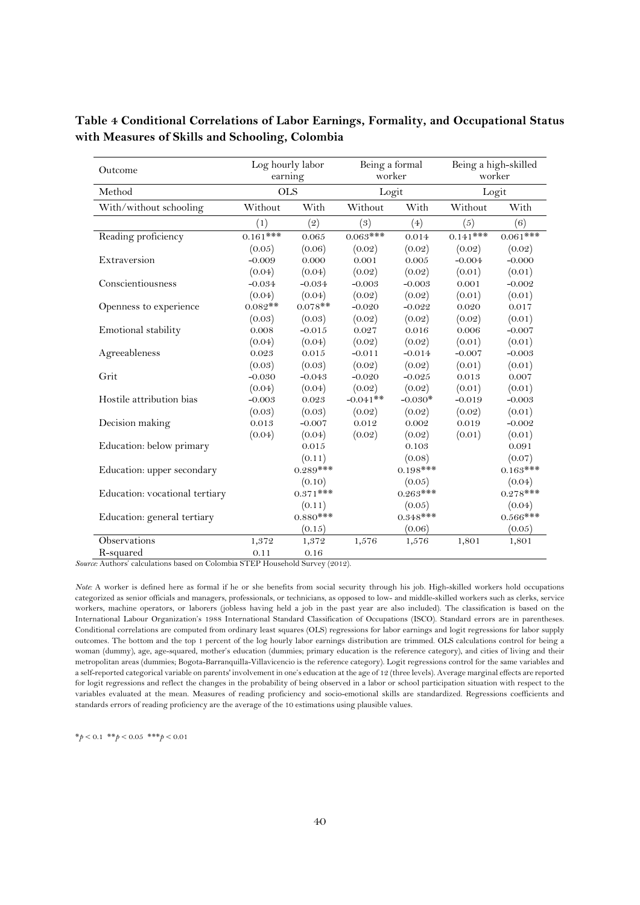**Table 4 Conditional Correlations of Labor Earnings, Formality, and Occupational Status with Measures of Skills and Schooling, Colombia**

| Outcome | Log hourly labor earning | | Being a formal worker | | Being a high-skilled worker | |
|---|---|---|---|---|---|---|
| Method | OLS | | Logit | | Logit | |
| With/without schooling | Without | With | Without | With | Without | With |
| | (1) | (2) | (3) | (4) | (5) | (6) |
| Reading proficiency | 0.161*** | 0.065 | 0.063*** | 0.014 | 0.141*** | 0.061*** |
| | (0.05) | (0.06) | (0.02) | (0.02) | (0.02) | (0.02) |
| Extraversion | -0.009 | 0.000 | 0.001 | 0.005 | -0.004 | -0.000 |
| | (0.04) | (0.04) | (0.02) | (0.02) | (0.01) | (0.01) |
| Conscientiousness | -0.034 | -0.034 | -0.003 | -0.003 | 0.001 | -0.002 |
| | (0.04) | (0.04) | (0.02) | (0.02) | (0.01) | (0.01) |
| Openness to experience | 0.082** | 0.078** | -0.020 | -0.022 | 0.020 | 0.017 |
| | (0.03) | (0.03) | (0.02) | (0.02) | (0.02) | (0.01) |
| Emotional stability | 0.008 | -0.015 | 0.027 | 0.016 | 0.006 | -0.007 |
| | (0.04) | (0.04) | (0.02) | (0.02) | (0.01) | (0.01) |
| Agreeableness | 0.023 | 0.015 | -0.011 | -0.014 | -0.007 | -0.003 |
| | (0.03) | (0.03) | (0.02) | (0.02) | (0.01) | (0.01) |
| Grit | -0.030 | -0.043 | -0.020 | -0.025 | 0.013 | 0.007 |
| | (0.04) | (0.04) | (0.02) | (0.02) | (0.01) | (0.01) |
| Hostile attribution bias | -0.003 | 0.023 | -0.041** | -0.030* | -0.019 | -0.003 |
| | (0.03) | (0.03) | (0.02) | (0.02) | (0.02) | (0.01) |
| Decision making | 0.013 | -0.007 | 0.012 | 0.002 | 0.019 | -0.002 |
| | (0.04) | (0.04) | (0.02) | (0.02) | (0.01) | (0.01) |
| Education: below primary | | 0.015 | | 0.103 | | 0.091 |
| | | (0.11) | | (0.08) | | (0.07) |
| Education: upper secondary | | 0.289*** | | 0.198*** | | 0.163*** |
| | | (0.10) | | (0.05) | | (0.04) |
| Education: vocational tertiary | | 0.371*** | | 0.263*** | | 0.278*** |
| | | (0.11) | | (0.05) | | (0.04) |
| Education: general tertiary | | 0.880*** | | 0.348*** | | 0.566*** |
| | | (0.15) | | (0.06) | | (0.05) |
| Observations | 1,372 | 1,372 | 1,576 | 1,576 | 1,801 | 1,801 |
| R-squared | 0.11 | 0.16 | | | | |

*Source*: Authors' calculations based on Colombia STEP Household Survey (2012).

*Note*: A worker is defined here as formal if he or she benefits from social security through his job. High-skilled workers hold occupations categorized as senior officials and managers, professionals, or technicians, as opposed to low- and middle-skilled workers such as clerks, service workers, machine operators, or laborers (jobless having held a job in the past year are also included). The classification is based on the International Labour Organization's 1988 International Standard Classification of Occupations (ISCO). Standard errors are in parentheses. Conditional correlations are computed from ordinary least squares (OLS) regressions for labor earnings and logit regressions for labor supply outcomes. The bottom and the top 1 percent of the log hourly labor earnings distribution are trimmed. OLS calculations control for being a woman (dummy), age, age-squared, mother's education (dummies; primary education is the reference category), and cities of living and their metropolitan areas (dummies; Bogota-Barranquilla-Villavicencio is the reference category). Logit regressions control for the same variables and a self-reported categorical variable on parents' involvement in one's education at the age of 12 (three levels). Average marginal effects are reported for logit regressions and reflect the changes in the probability of being observed in a labor or school participation situation with respect to the variables evaluated at the mean. Measures of reading proficiency and socio-emotional skills are standardized. Regressions coefficients and standards errors of reading proficiency are the average of the 10 estimations using plausible values.

*$p < 0.1$ **$p < 0.05$ ***$p < 0.01$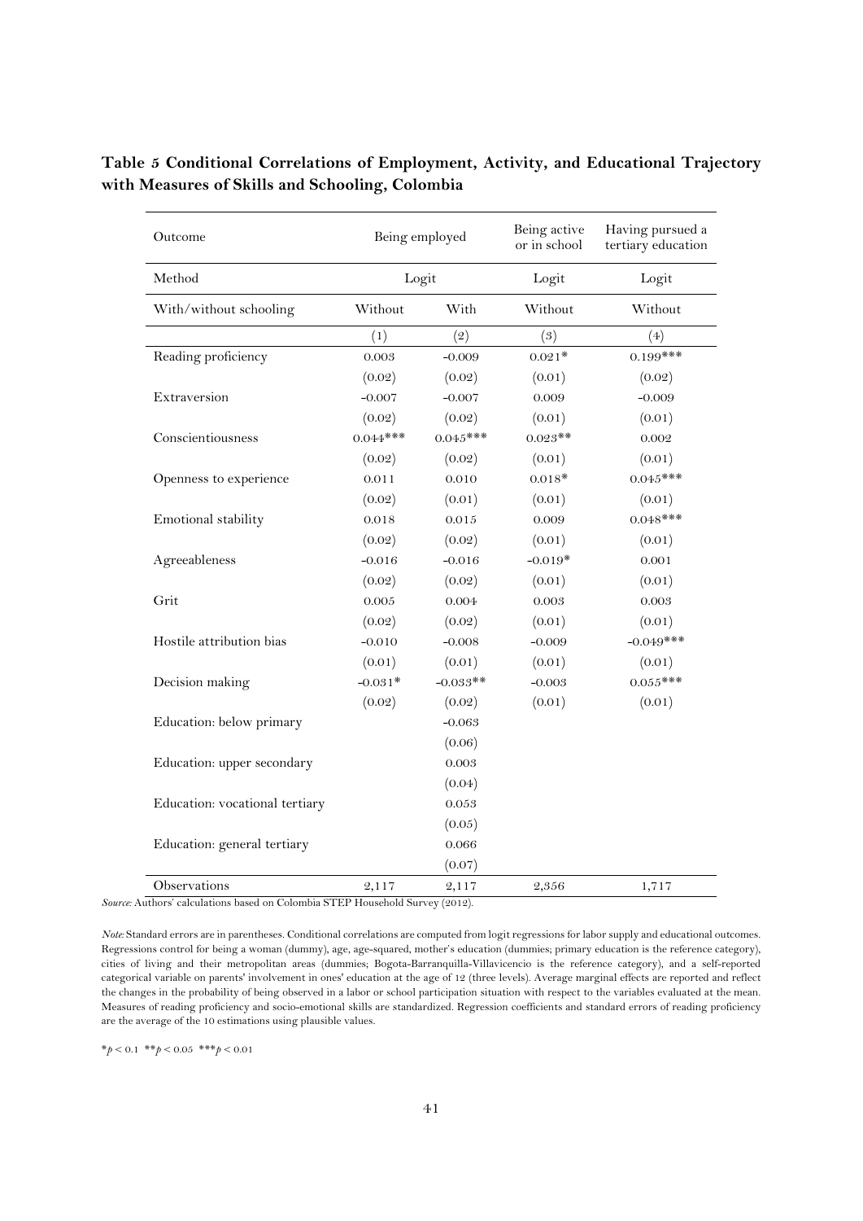**Table 5 Conditional Correlations of Employment, Activity, and Educational Trajectory with Measures of Skills and Schooling, Colombia**

| Outcome | Being employed | | Being active or in school | Having pursued a tertiary education |
|---|---|---|---|---|
| Method | Logit | | Logit | Logit |
| With/without schooling | Without | With | Without | Without |
| | (1) | (2) | (3) | (4) |
| Reading proficiency | 0.003 | -0.009 | 0.021* | 0.199*** |
| | (0.02) | (0.02) | (0.01) | (0.02) |
| Extraversion | -0.007 | -0.007 | 0.009 | -0.009 |
| | (0.02) | (0.02) | (0.01) | (0.01) |
| Conscientiousness | 0.044*** | 0.045*** | 0.023** | 0.002 |
| | (0.02) | (0.02) | (0.01) | (0.01) |
| Openness to experience | 0.011 | 0.010 | 0.018* | 0.045*** |
| | (0.02) | (0.01) | (0.01) | (0.01) |
| Emotional stability | 0.018 | 0.015 | 0.009 | 0.048*** |
| | (0.02) | (0.02) | (0.01) | (0.01) |
| Agreeableness | -0.016 | -0.016 | -0.019* | 0.001 |
| | (0.02) | (0.02) | (0.01) | (0.01) |
| Grit | 0.005 | 0.004 | 0.003 | 0.003 |
| | (0.02) | (0.02) | (0.01) | (0.01) |
| Hostile attribution bias | -0.010 | -0.008 | -0.009 | -0.049*** |
| | (0.01) | (0.01) | (0.01) | (0.01) |
| Decision making | -0.031* | -0.033** | -0.003 | 0.055*** |
| | (0.02) | (0.02) | (0.01) | (0.01) |
| Education: below primary | | -0.063 | | |
| | | (0.06) | | |
| Education: upper secondary | | 0.003 | | |
| | | (0.04) | | |
| Education: vocational tertiary | | 0.053 | | |
| | | (0.05) | | |
| Education: general tertiary | | 0.066 | | |
| | | (0.07) | | |
| Observations | 2,117 | 2,117 | 2,356 | 1,717 |

*Source:* Authors' calculations based on Colombia STEP Household Survey (2012).

*Note:* Standard errors are in parentheses. Conditional correlations are computed from logit regressions for labor supply and educational outcomes. Regressions control for being a woman (dummy), age, age-squared, mother's education (dummies; primary education is the reference category), cities of living and their metropolitan areas (dummies; Bogota-Barranquilla-Villavicencio is the reference category), and a self-reported categorical variable on parents' involvement in ones' education at the age of 12 (three levels). Average marginal effects are reported and reflect the changes in the probability of being observed in a labor or school participation situation with respect to the variables evaluated at the mean. Measures of reading proficiency and socio-emotional skills are standardized. Regression coefficients and standard errors of reading proficiency are the average of the 10 estimations using plausible values.

*$p < 0.1$ **$p < 0.05$ ***$p < 0.01$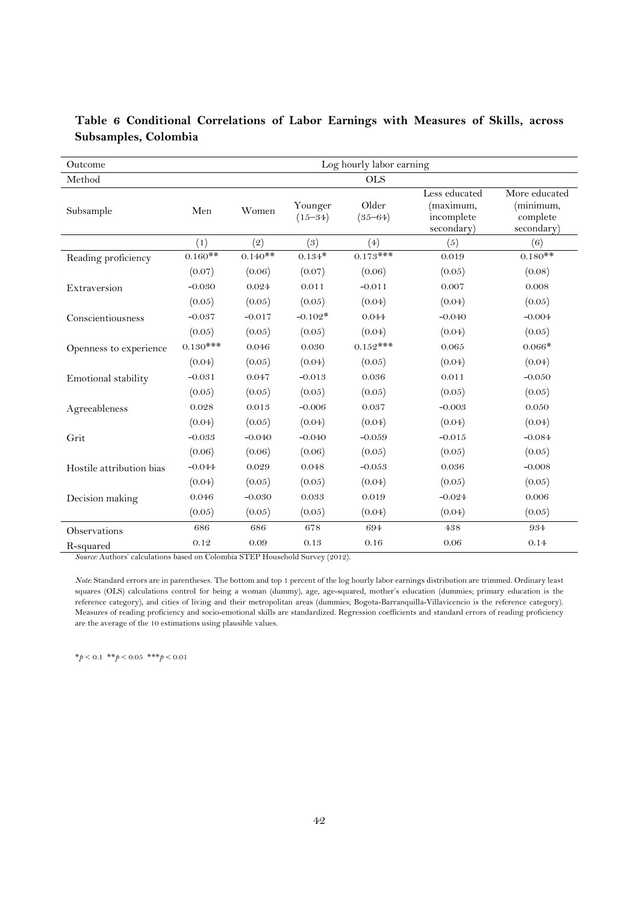**Table 6 Conditional Correlations of Labor Earnings with Measures of Skills, across Subsamples, Colombia**

| Outcome | Log hourly labor earning | | | | | |
|---|---|---|---|---|---|---|
| Method | OLS | | | | | |
| Subsample | Men | Women | Younger (15–34) | Older (35–64) | Less educated (maximum, incomplete secondary) | More educated (minimum, complete secondary) |
| | (1) | (2) | (3) | (4) | (5) | (6) |
| Reading proficiency | 0.160** | 0.140** | 0.134* | 0.173*** | 0.019 | 0.180** |
| | (0.07) | (0.06) | (0.07) | (0.06) | (0.05) | (0.08) |
| Extraversion | -0.030 | 0.024 | 0.011 | -0.011 | 0.007 | 0.008 |
| | (0.05) | (0.05) | (0.05) | (0.04) | (0.04) | (0.05) |
| Conscientiousness | -0.037 | -0.017 | -0.102* | 0.044 | -0.040 | -0.004 |
| | (0.05) | (0.05) | (0.05) | (0.04) | (0.04) | (0.05) |
| Openness to experience | 0.130*** | 0.046 | 0.030 | 0.152*** | 0.065 | 0.066* |
| | (0.04) | (0.05) | (0.04) | (0.05) | (0.04) | (0.04) |
| Emotional stability | -0.031 | 0.047 | -0.013 | 0.036 | 0.011 | -0.050 |
| | (0.05) | (0.05) | (0.05) | (0.05) | (0.05) | (0.05) |
| Agreeableness | 0.028 | 0.013 | -0.006 | 0.037 | -0.003 | 0.050 |
| | (0.04) | (0.05) | (0.04) | (0.04) | (0.04) | (0.04) |
| Grit | -0.033 | -0.040 | -0.040 | -0.059 | -0.015 | -0.084 |
| | (0.06) | (0.06) | (0.06) | (0.05) | (0.05) | (0.05) |
| Hostile attribution bias | -0.044 | 0.029 | 0.048 | -0.053 | 0.036 | -0.008 |
| | (0.04) | (0.05) | (0.05) | (0.04) | (0.05) | (0.05) |
| Decision making | 0.046 | -0.030 | 0.033 | 0.019 | -0.024 | 0.006 |
| | (0.05) | (0.05) | (0.05) | (0.04) | (0.04) | (0.05) |
| Observations | 686 | 686 | 678 | 694 | 438 | 934 |
| R-squared | 0.12 | 0.09 | 0.13 | 0.16 | 0.06 | 0.14 |

*Source:* Authors' calculations based on Colombia STEP Household Survey (2012).

*Note:* Standard errors are in parentheses. The bottom and top 1 percent of the log hourly labor earnings distribution are trimmed. Ordinary least squares (OLS) calculations control for being a woman (dummy), age, age-squared, mother's education (dummies; primary education is the reference category), and cities of living and their metropolitan areas (dummies; Bogota-Barranquilla-Villavicencio is the reference category). Measures of reading proficiency and socio-emotional skills are standardized. Regression coefficients and standard errors of reading proficiency are the average of the 10 estimations using plausible values.

*$p < 0.1$ **$p < 0.05$ ***$p < 0.01$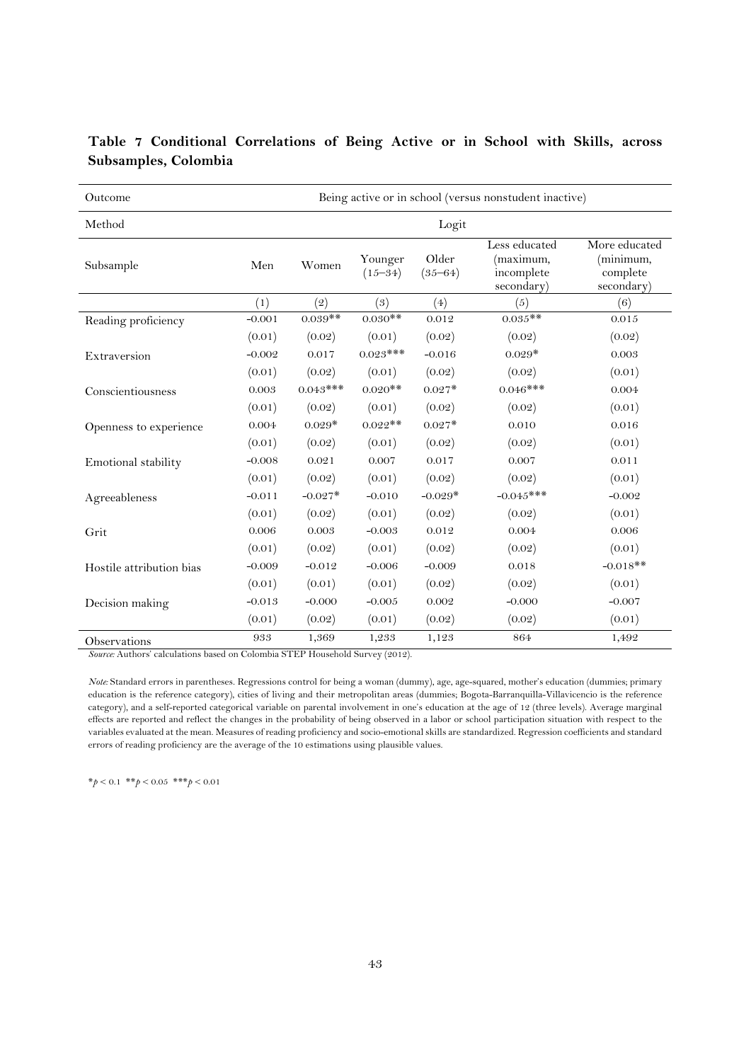**Table 7 Conditional Correlations of Being Active or in School with Skills, across Subsamples, Colombia**

| Outcome | Being active or in school (versus nonstudent inactive) | | | | | |
|---|---|---|---|---|---|---|
| Method | Logit | | | | | |
| Subsample | Men | Women | Younger (15–34) | Older (35–64) | Less educated (maximum, incomplete secondary) | More educated (minimum, complete secondary) |
| | (1) | (2) | (3) | (4) | (5) | (6) |
| Reading proficiency | -0.001 | 0.039** | 0.030** | 0.012 | 0.035** | 0.015 |
| | (0.01) | (0.02) | (0.01) | (0.02) | (0.02) | (0.02) |
| Extraversion | -0.002 | 0.017 | 0.023*** | -0.016 | 0.029* | 0.003 |
| | (0.01) | (0.02) | (0.01) | (0.02) | (0.02) | (0.01) |
| Conscientiousness | 0.003 | 0.043*** | 0.020** | 0.027* | 0.046*** | 0.004 |
| | (0.01) | (0.02) | (0.01) | (0.02) | (0.02) | (0.01) |
| Openness to experience | 0.004 | 0.029* | 0.022** | 0.027* | 0.010 | 0.016 |
| | (0.01) | (0.02) | (0.01) | (0.02) | (0.02) | (0.01) |
| Emotional stability | -0.008 | 0.021 | 0.007 | 0.017 | 0.007 | 0.011 |
| | (0.01) | (0.02) | (0.01) | (0.02) | (0.02) | (0.01) |
| Agreeableness | -0.011 | -0.027* | -0.010 | -0.029* | -0.045*** | -0.002 |
| | (0.01) | (0.02) | (0.01) | (0.02) | (0.02) | (0.01) |
| Grit | 0.006 | 0.003 | -0.003 | 0.012 | 0.004 | 0.006 |
| | (0.01) | (0.02) | (0.01) | (0.02) | (0.02) | (0.01) |
| Hostile attribution bias | -0.009 | -0.012 | -0.006 | -0.009 | 0.018 | -0.018** |
| | (0.01) | (0.01) | (0.01) | (0.02) | (0.02) | (0.01) |
| Decision making | -0.013 | -0.000 | -0.005 | 0.002 | -0.000 | -0.007 |
| | (0.01) | (0.02) | (0.01) | (0.02) | (0.02) | (0.01) |
| Observations | 933 | 1,369 | 1,233 | 1,123 | 864 | 1,492 |

*Source:* Authors' calculations based on Colombia STEP Household Survey (2012).

*Note:* Standard errors in parentheses. Regressions control for being a woman (dummy), age, age-squared, mother's education (dummies; primary education is the reference category), cities of living and their metropolitan areas (dummies; Bogota-Barranquilla-Villavicencio is the reference category), and a self-reported categorical variable on parental involvement in one's education at the age of 12 (three levels). Average marginal effects are reported and reflect the changes in the probability of being observed in a labor or school participation situation with respect to the variables evaluated at the mean. Measures of reading proficiency and socio-emotional skills are standardized. Regression coefficients and standard errors of reading proficiency are the average of the 10 estimations using plausible values.

*$p < 0.1$ **$p < 0.05$ ***$p < 0.01$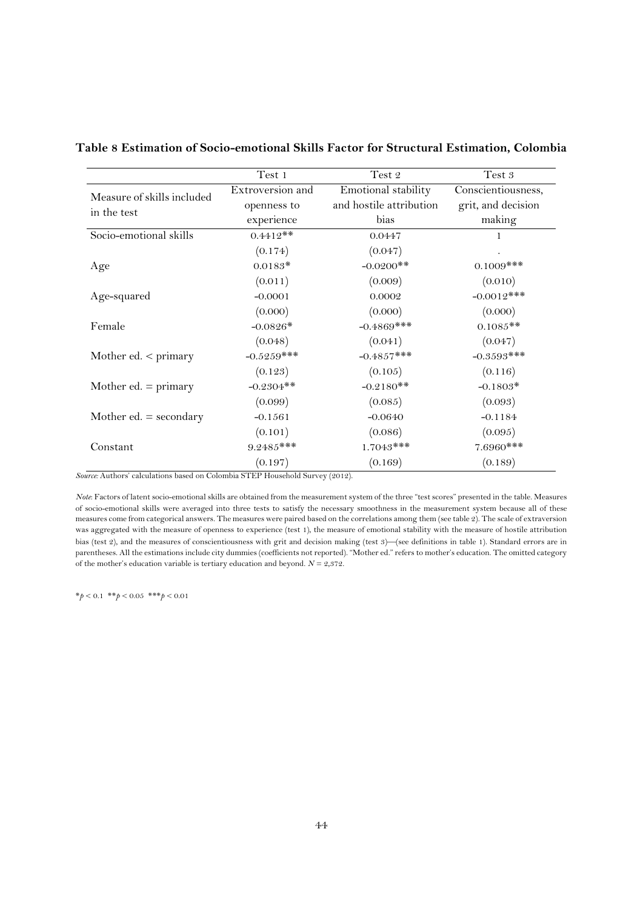**Table 8 Estimation of Socio-emotional Skills Factor for Structural Estimation, Colombia**

| | Test 1 | Test 2 | Test 3 |
|---|---|---|---|
| Measure of skills included in the test | Extroversion and openness to experience | Emotional stability and hostile attribution bias | Conscientiousness, grit, and decision making |
| Socio-emotional skills | 0.4412** | 0.0447 | 1 |
| | (0.174) | (0.047) | . |
| Age | 0.0183* | -0.0200** | 0.1009*** |
| | (0.011) | (0.009) | (0.010) |
| Age-squared | -0.0001 | 0.0002 | -0.0012*** |
| | (0.000) | (0.000) | (0.000) |
| Female | -0.0826* | -0.4869*** | 0.1085** |
| | (0.048) | (0.041) | (0.047) |
| Mother ed. < primary | -0.5259*** | -0.4857*** | -0.3593*** |
| | (0.123) | (0.105) | (0.116) |
| Mother ed. = primary | -0.2304** | -0.2180** | -0.1803* |
| | (0.099) | (0.085) | (0.093) |
| Mother ed. = secondary | -0.1561 | -0.0640 | -0.1184 |
| | (0.101) | (0.086) | (0.095) |
| Constant | 9.2485*** | 1.7043*** | 7.6960*** |
| | (0.197) | (0.169) | (0.189) |

*Source:* Authors' calculations based on Colombia STEP Household Survey (2012).

*Note*: Factors of latent socio-emotional skills are obtained from the measurement system of the three "test scores" presented in the table. Measures of socio-emotional skills were averaged into three tests to satisfy the necessary smoothness in the measurement system because all of these measures come from categorical answers. The measures were paired based on the correlations among them (see table 2). The scale of extraversion was aggregated with the measure of openness to experience (test 1), the measure of emotional stability with the measure of hostile attribution bias (test 2), and the measures of conscientiousness with grit and decision making (test 3)—(see definitions in table 1). Standard errors are in parentheses. All the estimations include city dummies (coefficients not reported). "Mother ed." refers to mother's education. The omitted category of the mother's education variable is tertiary education and beyond. $N = 2{,}372$.

$*p < 0.1$ $**p < 0.05$ $***p < 0.01$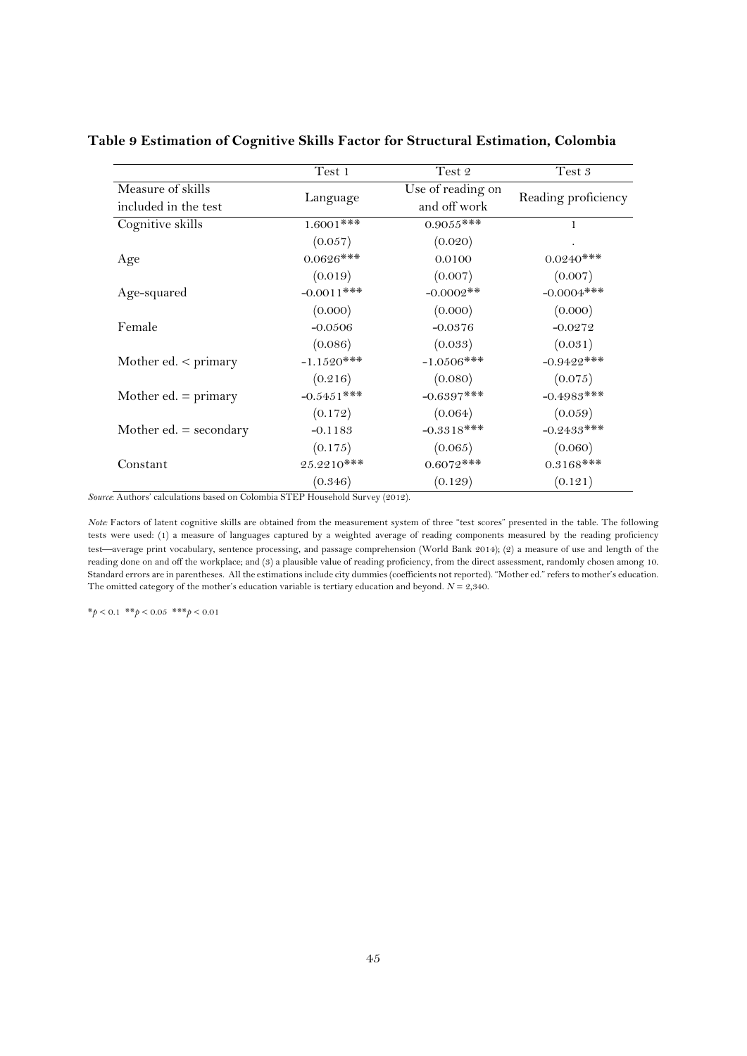**Table 9 Estimation of Cognitive Skills Factor for Structural Estimation, Colombia**

| | Test 1 | Test 2 | Test 3 |
|---|---|---|---|
| Measure of skills included in the test | Language | Use of reading on and off work | Reading proficiency |
| Cognitive skills | 1.6001*** | 0.9055*** | 1 |
| | (0.057) | (0.020) | . |
| Age | 0.0626*** | 0.0100 | 0.0240*** |
| | (0.019) | (0.007) | (0.007) |
| Age-squared | -0.0011*** | -0.0002** | -0.0004*** |
| | (0.000) | (0.000) | (0.000) |
| Female | -0.0506 | -0.0376 | -0.0272 |
| | (0.086) | (0.033) | (0.031) |
| Mother ed. < primary | -1.1520*** | -1.0506*** | -0.9422*** |
| | (0.216) | (0.080) | (0.075) |
| Mother ed. = primary | -0.5451*** | -0.6397*** | -0.4983*** |
| | (0.172) | (0.064) | (0.059) |
| Mother ed. = secondary | -0.1183 | -0.3318*** | -0.2433*** |
| | (0.175) | (0.065) | (0.060) |
| Constant | 25.2210*** | 0.6072*** | 0.3168*** |
| | (0.346) | (0.129) | (0.121) |

*Source*: Authors' calculations based on Colombia STEP Household Survey (2012).

*Note:* Factors of latent cognitive skills are obtained from the measurement system of three "test scores" presented in the table. The following tests were used: (1) a measure of languages captured by a weighted average of reading components measured by the reading proficiency test—average print vocabulary, sentence processing, and passage comprehension (World Bank 2014); (2) a measure of use and length of the reading done on and off the workplace; and (3) a plausible value of reading proficiency, from the direct assessment, randomly chosen among 10. Standard errors are in parentheses. All the estimations include city dummies (coefficients not reported). "Mother ed." refers to mother's education. The omitted category of the mother's education variable is tertiary education and beyond. $N = 2{,}340$.

*$p < 0.1$ **$p < 0.05$ ***$p < 0.01$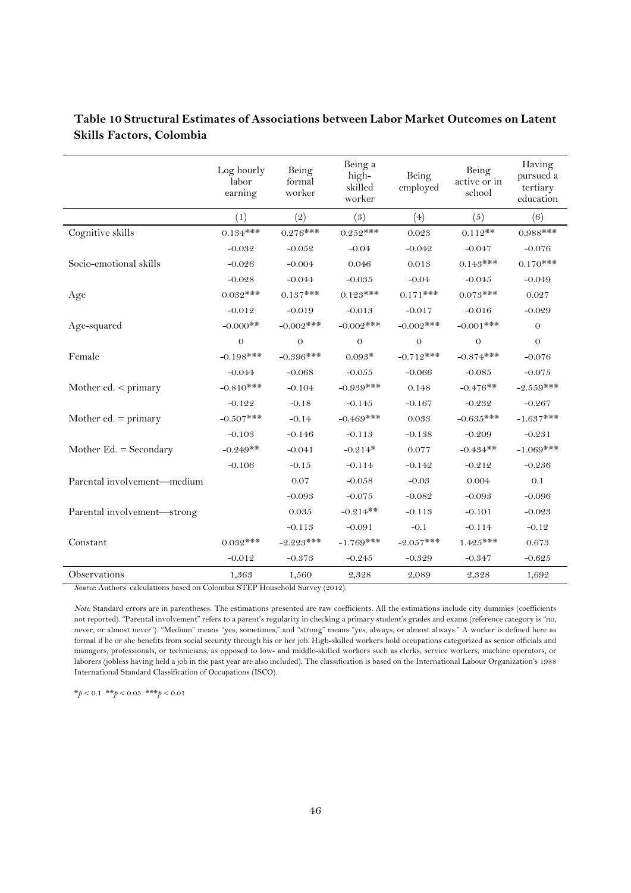**Table 10 Structural Estimates of Associations between Labor Market Outcomes on Latent Skills Factors, Colombia**

| | Log hourly labor earning | Being formal worker | Being a high-skilled worker | Being employed | Being active or in school | Having pursued a tertiary education |
|---|---|---|---|---|---|---|
| | (1) | (2) | (3) | (4) | (5) | (6) |
| Cognitive skills | 0.134*** | 0.276*** | 0.252*** | 0.023 | 0.112** | 0.988*** |
| | -0.032 | -0.052 | -0.04 | -0.042 | -0.047 | -0.076 |
| Socio-emotional skills | -0.026 | -0.004 | 0.046 | 0.013 | 0.143*** | 0.170*** |
| | -0.028 | -0.044 | -0.035 | -0.04 | -0.045 | -0.049 |
| Age | 0.032*** | 0.137*** | 0.123*** | 0.171*** | 0.073*** | 0.027 |
| | -0.012 | -0.019 | -0.013 | -0.017 | -0.016 | -0.029 |
| Age-squared | -0.000** | -0.002*** | -0.002*** | -0.002*** | -0.001*** | 0 |
| | 0 | 0 | 0 | 0 | 0 | 0 |
| Female | -0.198*** | -0.396*** | 0.093* | -0.712*** | -0.874*** | -0.076 |
| | -0.044 | -0.068 | -0.055 | -0.066 | -0.085 | -0.075 |
| Mother ed. < primary | -0.810*** | -0.104 | -0.939*** | 0.148 | -0.476** | -2.559*** |
| | -0.122 | -0.18 | -0.145 | -0.167 | -0.232 | -0.267 |
| Mother ed. = primary | -0.507*** | -0.14 | -0.469*** | 0.033 | -0.635*** | -1.637*** |
| | -0.103 | -0.146 | -0.113 | -0.138 | -0.209 | -0.231 |
| Mother Ed. = Secondary | -0.249** | -0.041 | -0.214* | 0.077 | -0.434** | -1.069*** |
| | -0.106 | -0.15 | -0.114 | -0.142 | -0.212 | -0.236 |
| Parental involvement—medium | | 0.07 | -0.058 | -0.03 | 0.004 | 0.1 |
| | | -0.093 | -0.075 | -0.082 | -0.093 | -0.096 |
| Parental involvement—strong | | 0.035 | -0.214** | -0.113 | -0.101 | -0.023 |
| | | -0.113 | -0.091 | -0.1 | -0.114 | -0.12 |
| Constant | 0.032*** | -2.223*** | -1.769*** | -2.057*** | 1.425*** | 0.673 |
| | -0.012 | -0.373 | -0.245 | -0.329 | -0.347 | -0.625 |
| Observations | 1,363 | 1,560 | 2,328 | 2,089 | 2,328 | 1,692 |

*Source*: Authors' calculations based on Colombia STEP Household Survey (2012).

*Note:* Standard errors are in parentheses. The estimations presented are raw coefficients. All the estimations include city dummies (coefficients not reported). "Parental involvement" refers to a parent's regularity in checking a primary student's grades and exams (reference category is "no, never, or almost never"). "Medium" means "yes, sometimes," and "strong" means "yes, always, or almost always." A worker is defined here as formal if he or she benefits from social security through his or her job. High-skilled workers hold occupations categorized as senior officials and managers, professionals, or technicians, as opposed to low- and middle-skilled workers such as clerks, service workers, machine operators, or laborers (jobless having held a job in the past year are also included). The classification is based on the International Labour Organization's 1988 International Standard Classification of Occupations (ISCO).

\*$p < 0.1$ \*\*$p < 0.05$ \*\*\*$p < 0.01$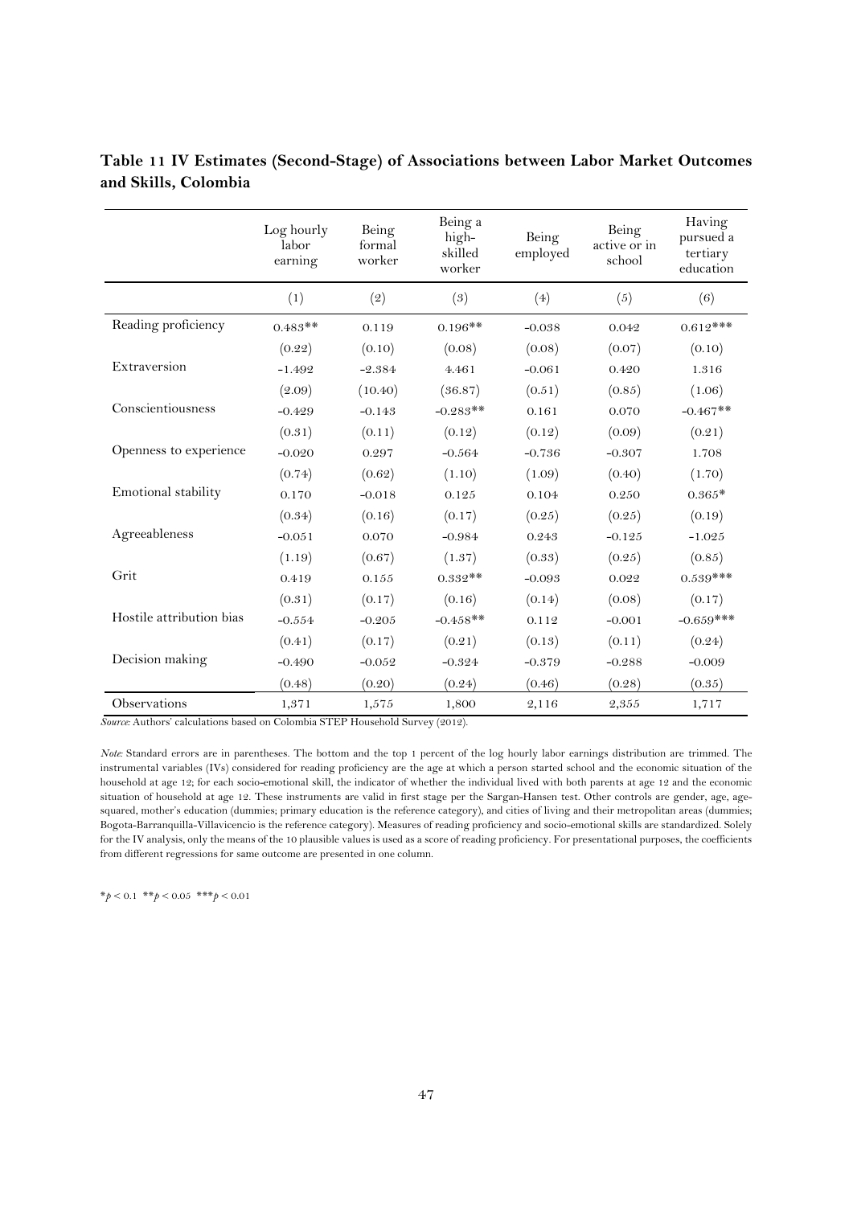**Table 11 IV Estimates (Second-Stage) of Associations between Labor Market Outcomes and Skills, Colombia**

| | Log hourly labor earning | Being formal worker | Being a high-skilled worker | Being employed | Being active or in school | Having pursued a tertiary education |
|---|---|---|---|---|---|---|
| | (1) | (2) | (3) | (4) | (5) | (6) |
| Reading proficiency | 0.483** | 0.119 | 0.196** | -0.038 | 0.042 | 0.612*** |
| | (0.22) | (0.10) | (0.08) | (0.08) | (0.07) | (0.10) |
| Extraversion | -1.492 | -2.384 | 4.461 | -0.061 | 0.420 | 1.316 |
| | (2.09) | (10.40) | (36.87) | (0.51) | (0.85) | (1.06) |
| Conscientiousness | -0.429 | -0.143 | -0.283** | 0.161 | 0.070 | -0.467** |
| | (0.31) | (0.11) | (0.12) | (0.12) | (0.09) | (0.21) |
| Openness to experience | -0.020 | 0.297 | -0.564 | -0.736 | -0.307 | 1.708 |
| | (0.74) | (0.62) | (1.10) | (1.09) | (0.40) | (1.70) |
| Emotional stability | 0.170 | -0.018 | 0.125 | 0.104 | 0.250 | 0.365* |
| | (0.34) | (0.16) | (0.17) | (0.25) | (0.25) | (0.19) |
| Agreeableness | -0.051 | 0.070 | -0.984 | 0.243 | -0.125 | -1.025 |
| | (1.19) | (0.67) | (1.37) | (0.33) | (0.25) | (0.85) |
| Grit | 0.419 | 0.155 | 0.332** | -0.093 | 0.022 | 0.539*** |
| | (0.31) | (0.17) | (0.16) | (0.14) | (0.08) | (0.17) |
| Hostile attribution bias | -0.554 | -0.205 | -0.458** | 0.112 | -0.001 | -0.659*** |
| | (0.41) | (0.17) | (0.21) | (0.13) | (0.11) | (0.24) |
| Decision making | -0.490 | -0.052 | -0.324 | -0.379 | -0.288 | -0.009 |
| | (0.48) | (0.20) | (0.24) | (0.46) | (0.28) | (0.35) |
| Observations | 1,371 | 1,575 | 1,800 | 2,116 | 2,355 | 1,717 |

*Source:* Authors' calculations based on Colombia STEP Household Survey (2012).

*Note:* Standard errors are in parentheses. The bottom and the top 1 percent of the log hourly labor earnings distribution are trimmed. The instrumental variables (IVs) considered for reading proficiency are the age at which a person started school and the economic situation of the household at age 12; for each socio-emotional skill, the indicator of whether the individual lived with both parents at age 12 and the economic situation of household at age 12. These instruments are valid in first stage per the Sargan-Hansen test. Other controls are gender, age, age-squared, mother's education (dummies; primary education is the reference category), and cities of living and their metropolitan areas (dummies; Bogota-Barranquilla-Villavicencio is the reference category). Measures of reading proficiency and socio-emotional skills are standardized. Solely for the IV analysis, only the means of the 10 plausible values is used as a score of reading proficiency. For presentational purposes, the coefficients from different regressions for same outcome are presented in one column.

*$p < 0.1$ **$p < 0.05$ ***$p < 0.01$